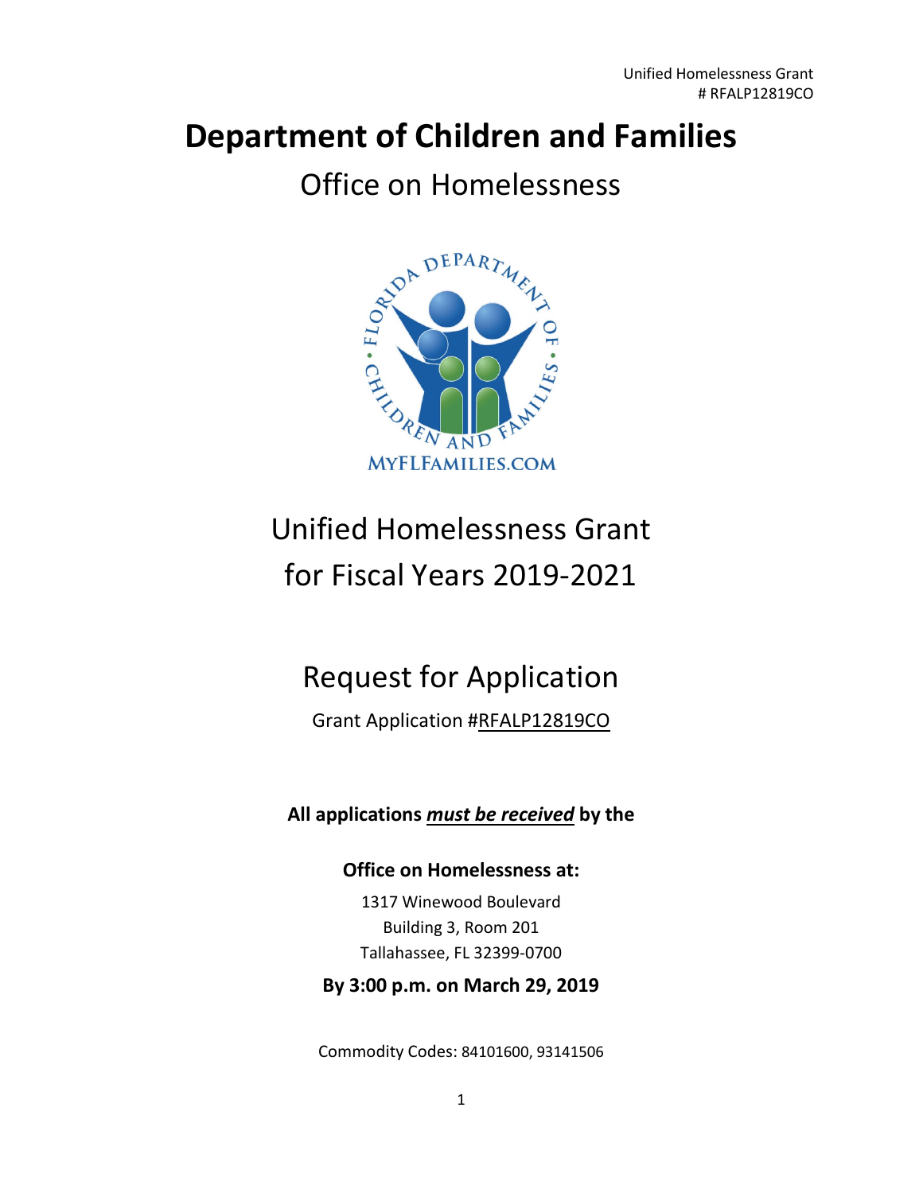# Department of Children and Families

## Office on Homelessness

MYFLFAMILIES.COM

## Unified Homelessness Grant for Fiscal Years 2019-2021

## Request for Application

Grant Application #RFALP12819CO

**All applications *must be received* by the**

**Office on Homelessness at:**

1317 Winewood Boulevard
Building 3, Room 201
Tallahassee, FL 32399-0700

**By 3:00 p.m. on March 29, 2019**

Commodity Codes: 84101600, 93141506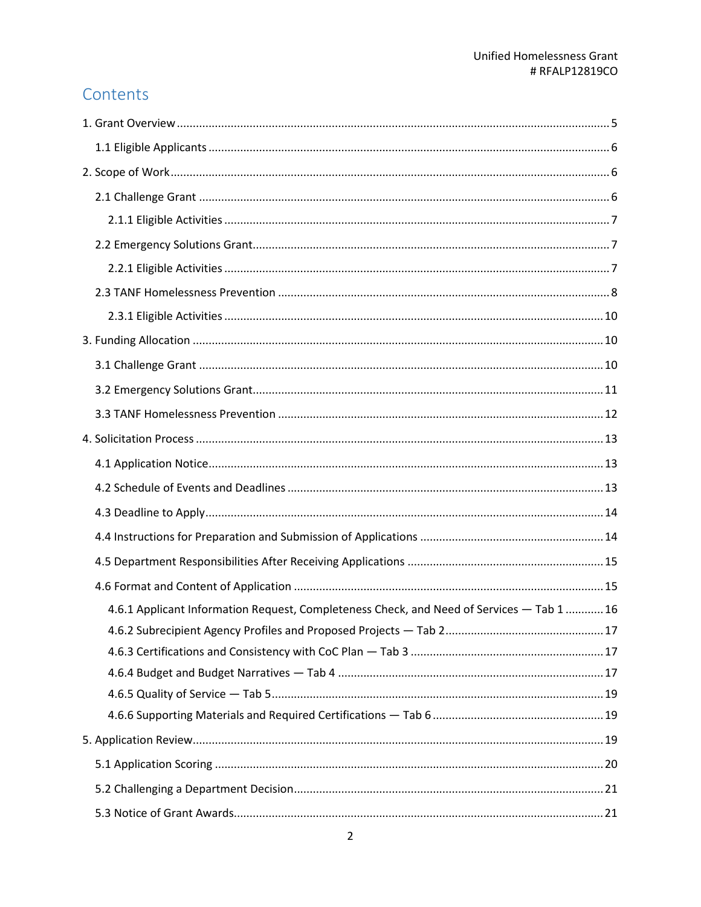# Contents

1. Grant Overview ........................................................ 5

   1.1 Eligible Applicants ........................................................ 6

2. Scope of Work ........................................................ 6

   2.1 Challenge Grant ........................................................ 6

      2.1.1 Eligible Activities ........................................................ 7

   2.2 Emergency Solutions Grant ........................................................ 7

      2.2.1 Eligible Activities ........................................................ 7

   2.3 TANF Homelessness Prevention ........................................................ 8

      2.3.1 Eligible Activities ........................................................ 10

3. Funding Allocation ........................................................ 10

   3.1 Challenge Grant ........................................................ 10

   3.2 Emergency Solutions Grant ........................................................ 11

   3.3 TANF Homelessness Prevention ........................................................ 12

4. Solicitation Process ........................................................ 13

   4.1 Application Notice ........................................................ 13

   4.2 Schedule of Events and Deadlines ........................................................ 13

   4.3 Deadline to Apply ........................................................ 14

   4.4 Instructions for Preparation and Submission of Applications ........................................................ 14

   4.5 Department Responsibilities After Receiving Applications ........................................................ 15

   4.6 Format and Content of Application ........................................................ 15

      4.6.1 Applicant Information Request, Completeness Check, and Need of Services — Tab 1 ........................................................ 16

      4.6.2 Subrecipient Agency Profiles and Proposed Projects — Tab 2 ........................................................ 17

      4.6.3 Certifications and Consistency with CoC Plan — Tab 3 ........................................................ 17

      4.6.4 Budget and Budget Narratives — Tab 4 ........................................................ 17

      4.6.5 Quality of Service — Tab 5 ........................................................ 19

      4.6.6 Supporting Materials and Required Certifications — Tab 6 ........................................................ 19

5. Application Review ........................................................ 19

   5.1 Application Scoring ........................................................ 20

   5.2 Challenging a Department Decision ........................................................ 21

   5.3 Notice of Grant Awards ........................................................ 21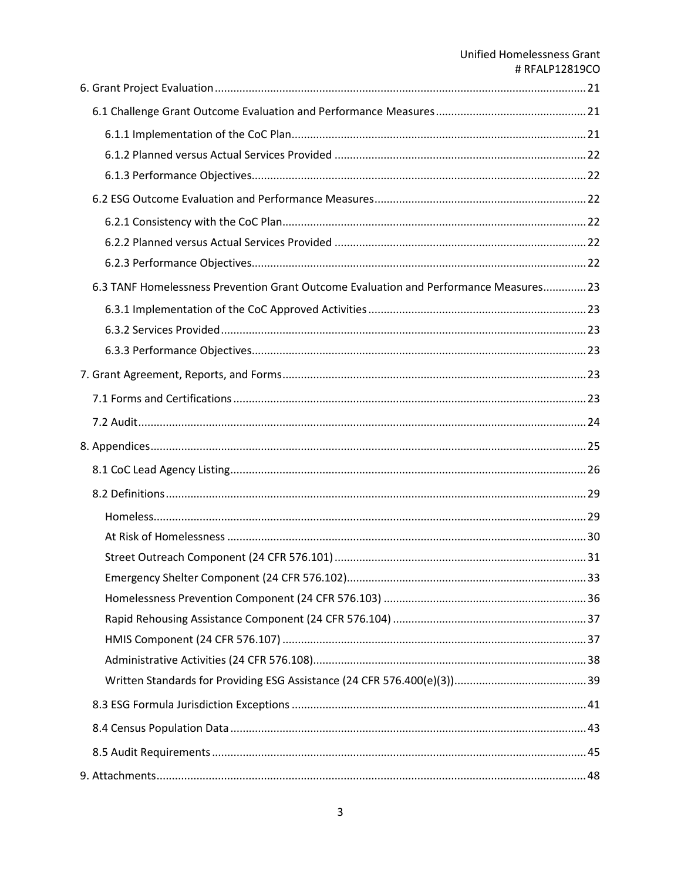6. Grant Project Evaluation ..... 21

- 6.1 Challenge Grant Outcome Evaluation and Performance Measures ..... 21
  - 6.1.1 Implementation of the CoC Plan ..... 21
  - 6.1.2 Planned versus Actual Services Provided ..... 22
  - 6.1.3 Performance Objectives ..... 22
- 6.2 ESG Outcome Evaluation and Performance Measures ..... 22
  - 6.2.1 Consistency with the CoC Plan ..... 22
  - 6.2.2 Planned versus Actual Services Provided ..... 22
  - 6.2.3 Performance Objectives ..... 22
- 6.3 TANF Homelessness Prevention Grant Outcome Evaluation and Performance Measures ..... 23
  - 6.3.1 Implementation of the CoC Approved Activities ..... 23
  - 6.3.2 Services Provided ..... 23
  - 6.3.3 Performance Objectives ..... 23

7. Grant Agreement, Reports, and Forms ..... 23

- 7.1 Forms and Certifications ..... 23
- 7.2 Audit ..... 24

8. Appendices ..... 25

- 8.1 CoC Lead Agency Listing ..... 26
- 8.2 Definitions ..... 29
  - Homeless ..... 29
  - At Risk of Homelessness ..... 30
  - Street Outreach Component (24 CFR 576.101) ..... 31
  - Emergency Shelter Component (24 CFR 576.102) ..... 33
  - Homelessness Prevention Component (24 CFR 576.103) ..... 36
  - Rapid Rehousing Assistance Component (24 CFR 576.104) ..... 37
  - HMIS Component (24 CFR 576.107) ..... 37
  - Administrative Activities (24 CFR 576.108) ..... 38
  - Written Standards for Providing ESG Assistance (24 CFR 576.400(e)(3)) ..... 39
- 8.3 ESG Formula Jurisdiction Exceptions ..... 41
- 8.4 Census Population Data ..... 43
- 8.5 Audit Requirements ..... 45

9. Attachments ..... 48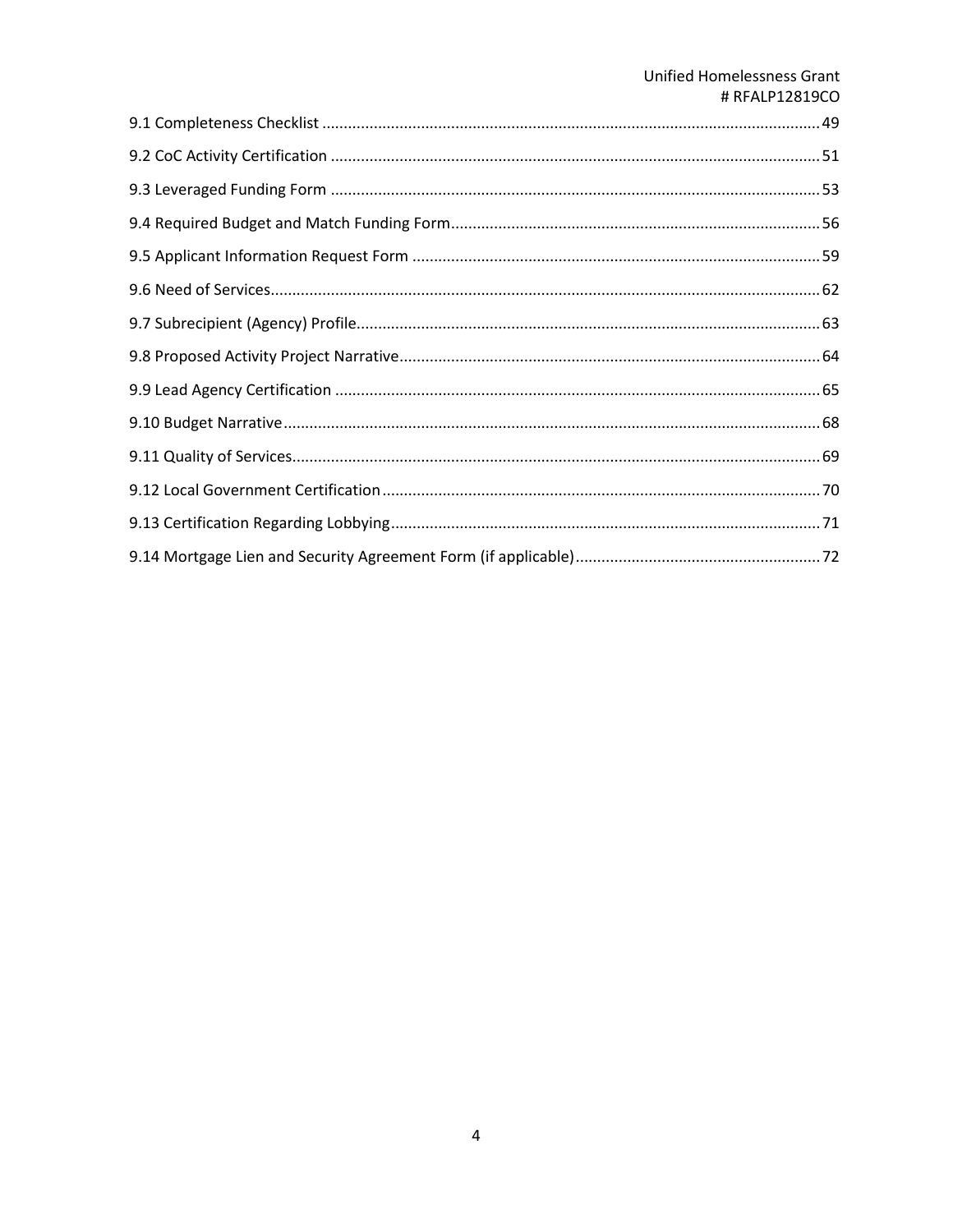9.1 Completeness Checklist ........................................................................................................................ 49

9.2 CoC Activity Certification ....................................................................................................................... 51

9.3 Leveraged Funding Form ........................................................................................................................ 53

9.4 Required Budget and Match Funding Form............................................................................................. 56

9.5 Applicant Information Request Form ...................................................................................................... 59

9.6 Need of Services...................................................................................................................................... 62

9.7 Subrecipient (Agency) Profile.................................................................................................................. 63

9.8 Proposed Activity Project Narrative......................................................................................................... 64

9.9 Lead Agency Certification ....................................................................................................................... 65

9.10 Budget Narrative.................................................................................................................................. 68

9.11 Quality of Services................................................................................................................................ 69

9.12 Local Government Certification............................................................................................................ 70

9.13 Certification Regarding Lobbying.......................................................................................................... 71

9.14 Mortgage Lien and Security Agreement Form (if applicable)................................................................ 72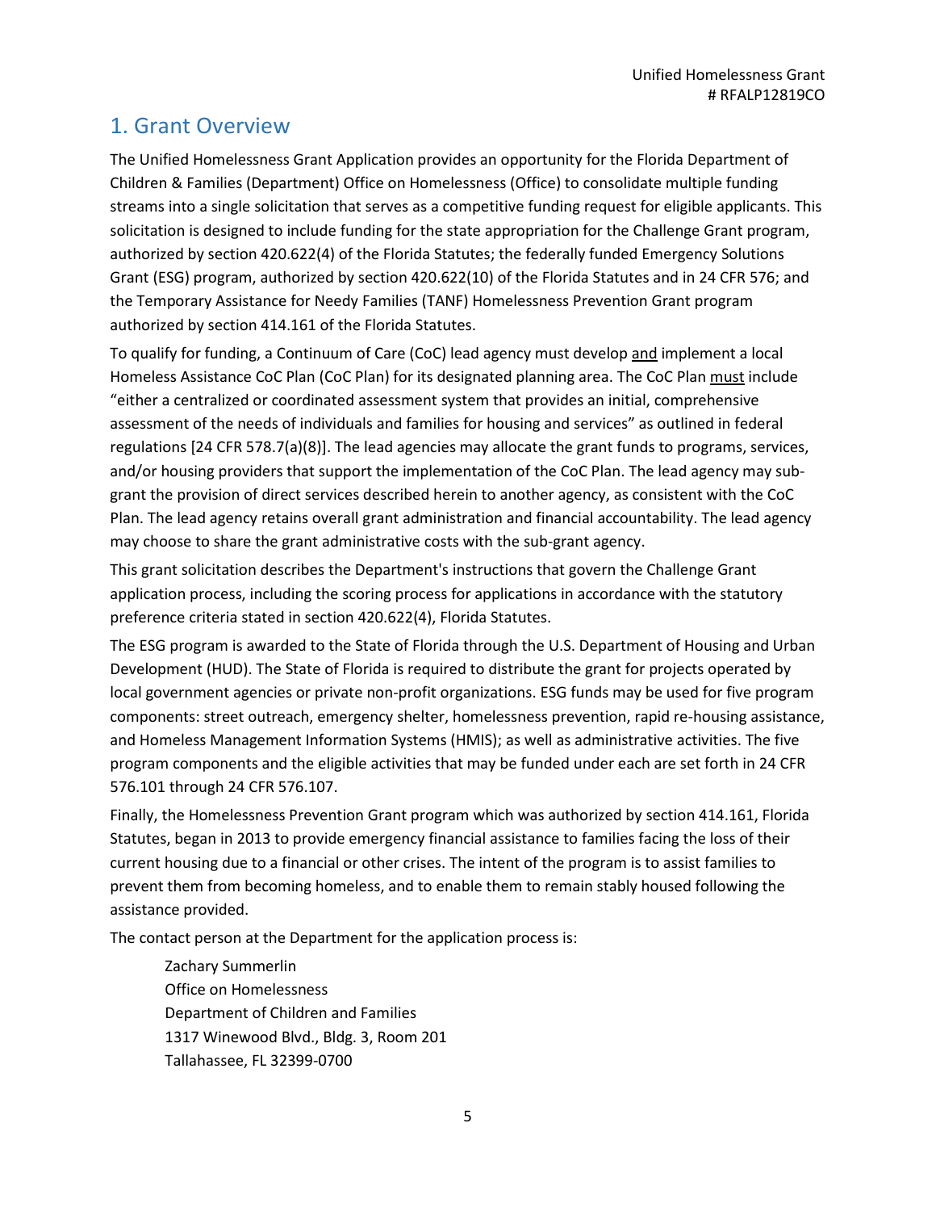## 1. Grant Overview

The Unified Homelessness Grant Application provides an opportunity for the Florida Department of Children & Families (Department) Office on Homelessness (Office) to consolidate multiple funding streams into a single solicitation that serves as a competitive funding request for eligible applicants. This solicitation is designed to include funding for the state appropriation for the Challenge Grant program, authorized by section 420.622(4) of the Florida Statutes; the federally funded Emergency Solutions Grant (ESG) program, authorized by section 420.622(10) of the Florida Statutes and in 24 CFR 576; and the Temporary Assistance for Needy Families (TANF) Homelessness Prevention Grant program authorized by section 414.161 of the Florida Statutes.

To qualify for funding, a Continuum of Care (CoC) lead agency must develop and implement a local Homeless Assistance CoC Plan (CoC Plan) for its designated planning area. The CoC Plan must include "either a centralized or coordinated assessment system that provides an initial, comprehensive assessment of the needs of individuals and families for housing and services" as outlined in federal regulations [24 CFR 578.7(a)(8)]. The lead agencies may allocate the grant funds to programs, services, and/or housing providers that support the implementation of the CoC Plan. The lead agency may sub-grant the provision of direct services described herein to another agency, as consistent with the CoC Plan. The lead agency retains overall grant administration and financial accountability. The lead agency may choose to share the grant administrative costs with the sub-grant agency.

This grant solicitation describes the Department's instructions that govern the Challenge Grant application process, including the scoring process for applications in accordance with the statutory preference criteria stated in section 420.622(4), Florida Statutes.

The ESG program is awarded to the State of Florida through the U.S. Department of Housing and Urban Development (HUD). The State of Florida is required to distribute the grant for projects operated by local government agencies or private non-profit organizations. ESG funds may be used for five program components: street outreach, emergency shelter, homelessness prevention, rapid re-housing assistance, and Homeless Management Information Systems (HMIS); as well as administrative activities. The five program components and the eligible activities that may be funded under each are set forth in 24 CFR 576.101 through 24 CFR 576.107.

Finally, the Homelessness Prevention Grant program which was authorized by section 414.161, Florida Statutes, began in 2013 to provide emergency financial assistance to families facing the loss of their current housing due to a financial or other crises. The intent of the program is to assist families to prevent them from becoming homeless, and to enable them to remain stably housed following the assistance provided.

The contact person at the Department for the application process is:

Zachary Summerlin  
Office on Homelessness  
Department of Children and Families  
1317 Winewood Blvd., Bldg. 3, Room 201  
Tallahassee, FL 32399-0700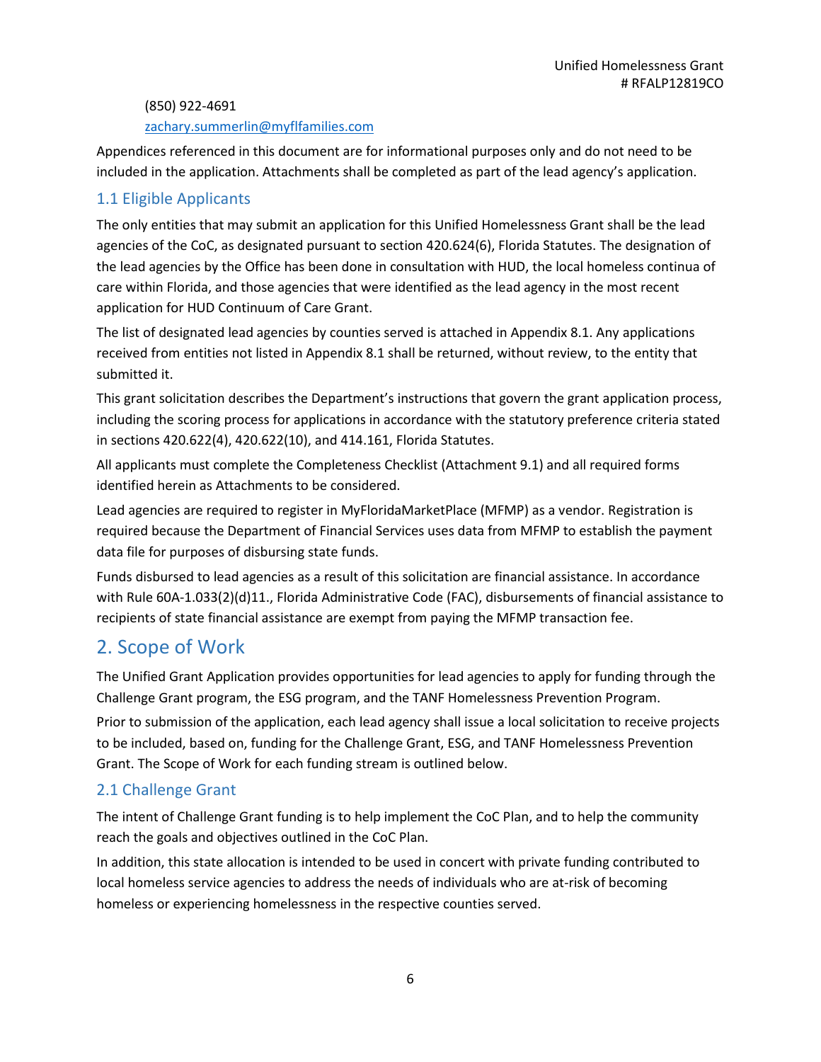(850) 922-4691
zachary.summerlin@myflfamilies.com

Appendices referenced in this document are for informational purposes only and do not need to be included in the application. Attachments shall be completed as part of the lead agency's application.

### 1.1 Eligible Applicants

The only entities that may submit an application for this Unified Homelessness Grant shall be the lead agencies of the CoC, as designated pursuant to section 420.624(6), Florida Statutes. The designation of the lead agencies by the Office has been done in consultation with HUD, the local homeless continua of care within Florida, and those agencies that were identified as the lead agency in the most recent application for HUD Continuum of Care Grant.

The list of designated lead agencies by counties served is attached in Appendix 8.1. Any applications received from entities not listed in Appendix 8.1 shall be returned, without review, to the entity that submitted it.

This grant solicitation describes the Department's instructions that govern the grant application process, including the scoring process for applications in accordance with the statutory preference criteria stated in sections 420.622(4), 420.622(10), and 414.161, Florida Statutes.

All applicants must complete the Completeness Checklist (Attachment 9.1) and all required forms identified herein as Attachments to be considered.

Lead agencies are required to register in MyFloridaMarketPlace (MFMP) as a vendor. Registration is required because the Department of Financial Services uses data from MFMP to establish the payment data file for purposes of disbursing state funds.

Funds disbursed to lead agencies as a result of this solicitation are financial assistance. In accordance with Rule 60A-1.033(2)(d)11., Florida Administrative Code (FAC), disbursements of financial assistance to recipients of state financial assistance are exempt from paying the MFMP transaction fee.

## 2. Scope of Work

The Unified Grant Application provides opportunities for lead agencies to apply for funding through the Challenge Grant program, the ESG program, and the TANF Homelessness Prevention Program.

Prior to submission of the application, each lead agency shall issue a local solicitation to receive projects to be included, based on, funding for the Challenge Grant, ESG, and TANF Homelessness Prevention Grant. The Scope of Work for each funding stream is outlined below.

### 2.1 Challenge Grant

The intent of Challenge Grant funding is to help implement the CoC Plan, and to help the community reach the goals and objectives outlined in the CoC Plan.

In addition, this state allocation is intended to be used in concert with private funding contributed to local homeless service agencies to address the needs of individuals who are at-risk of becoming homeless or experiencing homelessness in the respective counties served.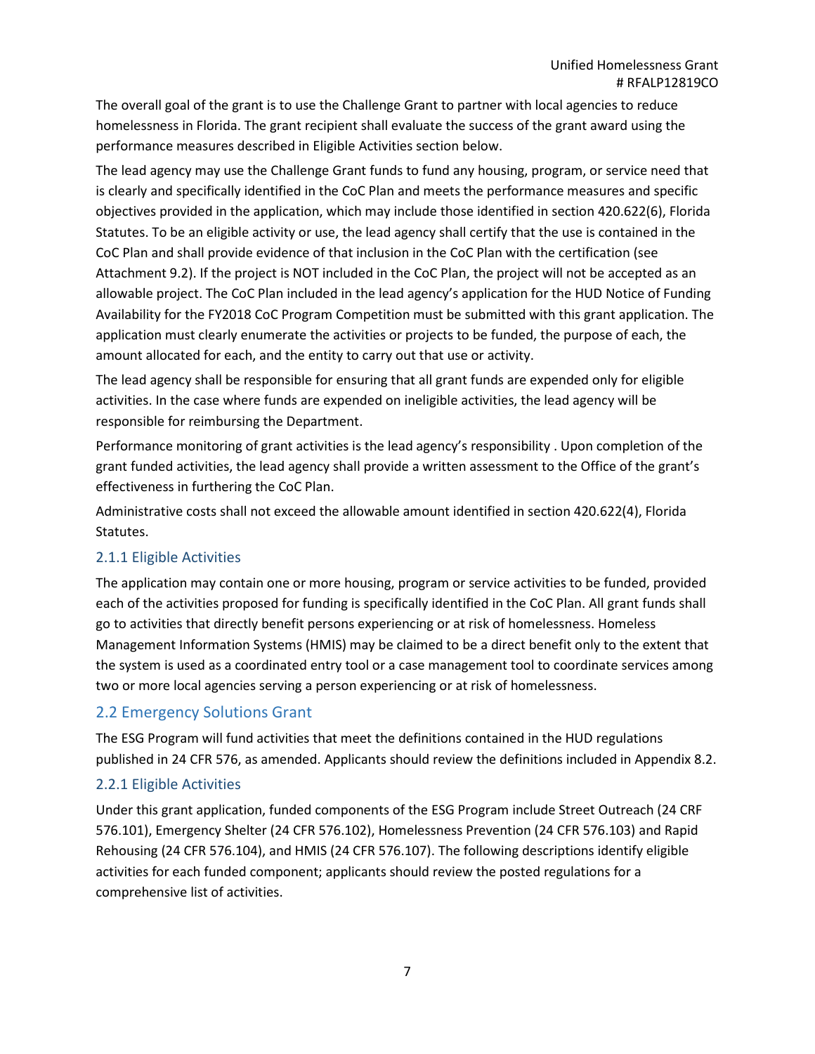The overall goal of the grant is to use the Challenge Grant to partner with local agencies to reduce homelessness in Florida. The grant recipient shall evaluate the success of the grant award using the performance measures described in Eligible Activities section below.

The lead agency may use the Challenge Grant funds to fund any housing, program, or service need that is clearly and specifically identified in the CoC Plan and meets the performance measures and specific objectives provided in the application, which may include those identified in section 420.622(6), Florida Statutes. To be an eligible activity or use, the lead agency shall certify that the use is contained in the CoC Plan and shall provide evidence of that inclusion in the CoC Plan with the certification (see Attachment 9.2). If the project is NOT included in the CoC Plan, the project will not be accepted as an allowable project. The CoC Plan included in the lead agency's application for the HUD Notice of Funding Availability for the FY2018 CoC Program Competition must be submitted with this grant application. The application must clearly enumerate the activities or projects to be funded, the purpose of each, the amount allocated for each, and the entity to carry out that use or activity.

The lead agency shall be responsible for ensuring that all grant funds are expended only for eligible activities. In the case where funds are expended on ineligible activities, the lead agency will be responsible for reimbursing the Department.

Performance monitoring of grant activities is the lead agency's responsibility . Upon completion of the grant funded activities, the lead agency shall provide a written assessment to the Office of the grant's effectiveness in furthering the CoC Plan.

Administrative costs shall not exceed the allowable amount identified in section 420.622(4), Florida Statutes.

### 2.1.1 Eligible Activities

The application may contain one or more housing, program or service activities to be funded, provided each of the activities proposed for funding is specifically identified in the CoC Plan. All grant funds shall go to activities that directly benefit persons experiencing or at risk of homelessness. Homeless Management Information Systems (HMIS) may be claimed to be a direct benefit only to the extent that the system is used as a coordinated entry tool or a case management tool to coordinate services among two or more local agencies serving a person experiencing or at risk of homelessness.

## 2.2 Emergency Solutions Grant

The ESG Program will fund activities that meet the definitions contained in the HUD regulations published in 24 CFR 576, as amended. Applicants should review the definitions included in Appendix 8.2.

### 2.2.1 Eligible Activities

Under this grant application, funded components of the ESG Program include Street Outreach (24 CRF 576.101), Emergency Shelter (24 CFR 576.102), Homelessness Prevention (24 CFR 576.103) and Rapid Rehousing (24 CFR 576.104), and HMIS (24 CFR 576.107). The following descriptions identify eligible activities for each funded component; applicants should review the posted regulations for a comprehensive list of activities.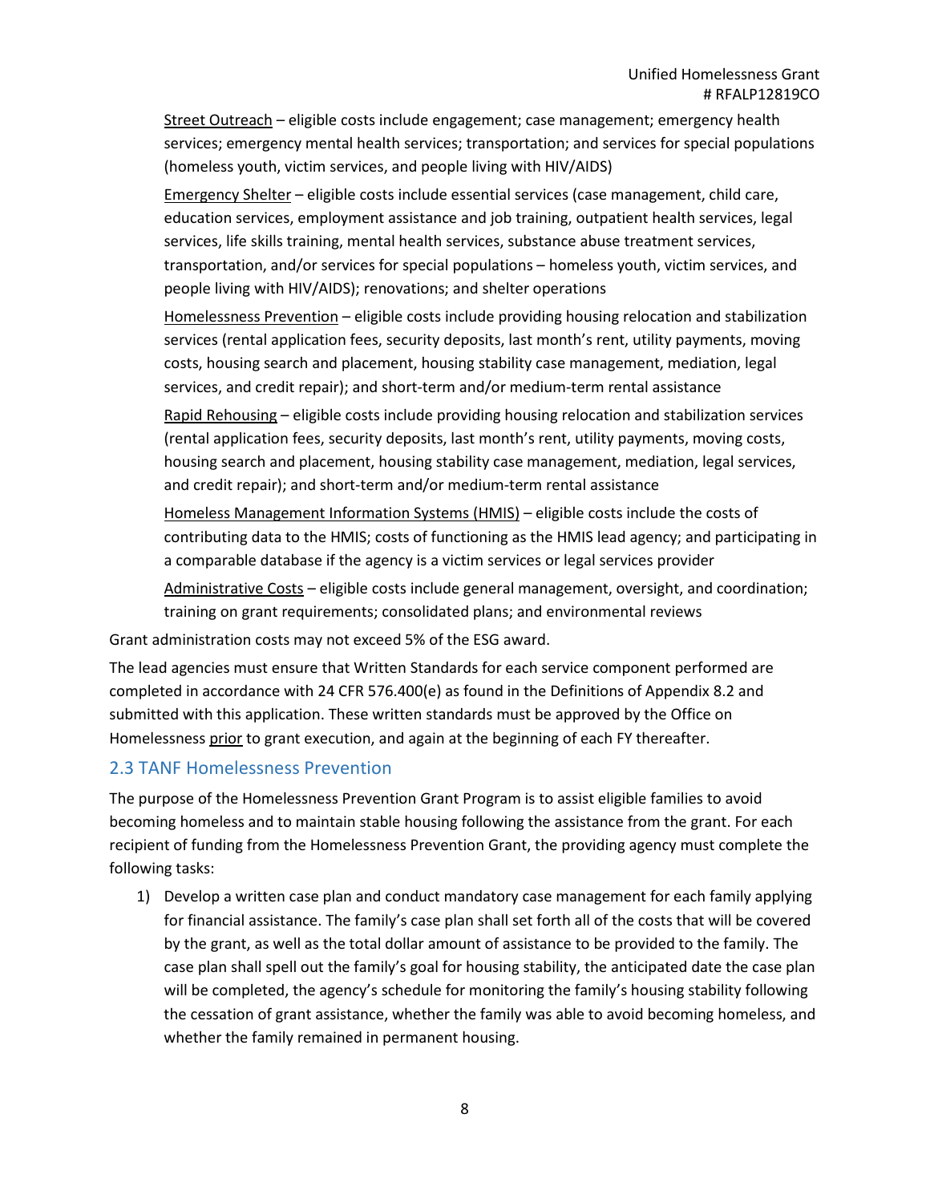<u>Street Outreach</u> – eligible costs include engagement; case management; emergency health services; emergency mental health services; transportation; and services for special populations (homeless youth, victim services, and people living with HIV/AIDS)

<u>Emergency Shelter</u> – eligible costs include essential services (case management, child care, education services, employment assistance and job training, outpatient health services, legal services, life skills training, mental health services, substance abuse treatment services, transportation, and/or services for special populations – homeless youth, victim services, and people living with HIV/AIDS); renovations; and shelter operations

<u>Homelessness Prevention</u> – eligible costs include providing housing relocation and stabilization services (rental application fees, security deposits, last month's rent, utility payments, moving costs, housing search and placement, housing stability case management, mediation, legal services, and credit repair); and short-term and/or medium-term rental assistance

<u>Rapid Rehousing</u> – eligible costs include providing housing relocation and stabilization services (rental application fees, security deposits, last month's rent, utility payments, moving costs, housing search and placement, housing stability case management, mediation, legal services, and credit repair); and short-term and/or medium-term rental assistance

<u>Homeless Management Information Systems (HMIS)</u> – eligible costs include the costs of contributing data to the HMIS; costs of functioning as the HMIS lead agency; and participating in a comparable database if the agency is a victim services or legal services provider

<u>Administrative Costs</u> – eligible costs include general management, oversight, and coordination; training on grant requirements; consolidated plans; and environmental reviews

Grant administration costs may not exceed 5% of the ESG award.

The lead agencies must ensure that Written Standards for each service component performed are completed in accordance with 24 CFR 576.400(e) as found in the Definitions of Appendix 8.2 and submitted with this application. These written standards must be approved by the Office on Homelessness <u>prior</u> to grant execution, and again at the beginning of each FY thereafter.

## 2.3 TANF Homelessness Prevention

The purpose of the Homelessness Prevention Grant Program is to assist eligible families to avoid becoming homeless and to maintain stable housing following the assistance from the grant. For each recipient of funding from the Homelessness Prevention Grant, the providing agency must complete the following tasks:

1) Develop a written case plan and conduct mandatory case management for each family applying for financial assistance. The family's case plan shall set forth all of the costs that will be covered by the grant, as well as the total dollar amount of assistance to be provided to the family. The case plan shall spell out the family's goal for housing stability, the anticipated date the case plan will be completed, the agency's schedule for monitoring the family's housing stability following the cessation of grant assistance, whether the family was able to avoid becoming homeless, and whether the family remained in permanent housing.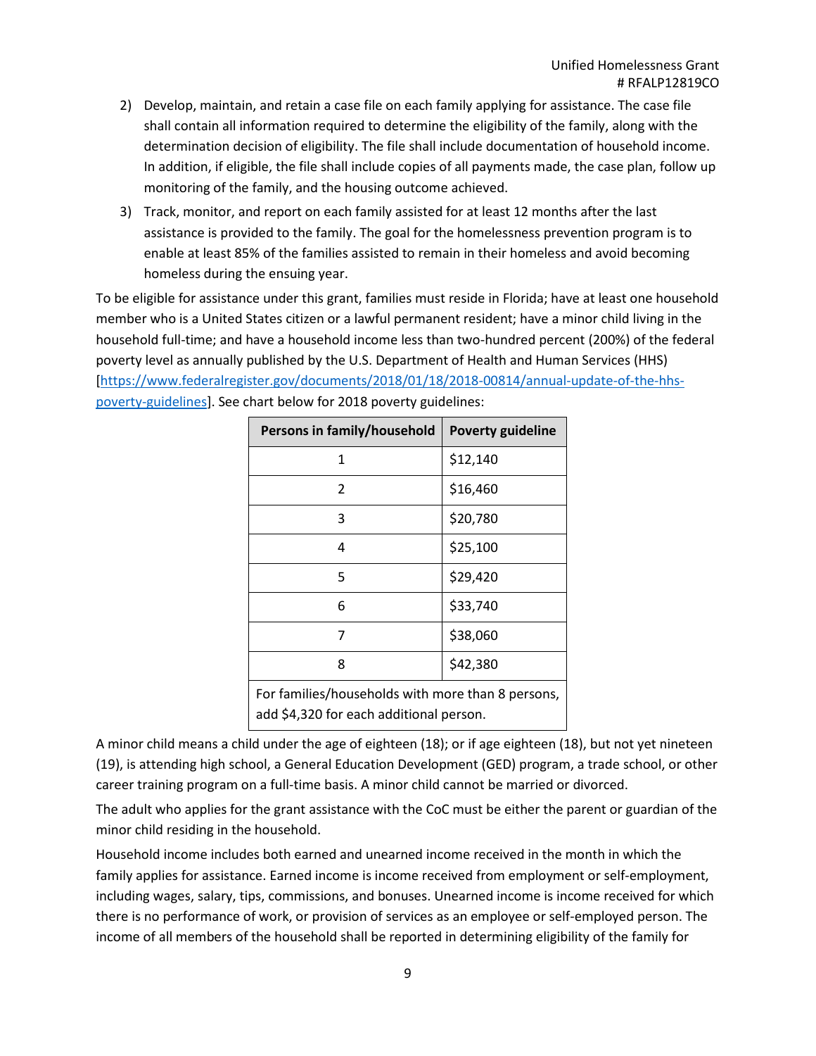2) Develop, maintain, and retain a case file on each family applying for assistance. The case file shall contain all information required to determine the eligibility of the family, along with the determination decision of eligibility. The file shall include documentation of household income. In addition, if eligible, the file shall include copies of all payments made, the case plan, follow up monitoring of the family, and the housing outcome achieved.
3) Track, monitor, and report on each family assisted for at least 12 months after the last assistance is provided to the family. The goal for the homelessness prevention program is to enable at least 85% of the families assisted to remain in their homeless and avoid becoming homeless during the ensuing year.

To be eligible for assistance under this grant, families must reside in Florida; have at least one household member who is a United States citizen or a lawful permanent resident; have a minor child living in the household full-time; and have a household income less than two-hundred percent (200%) of the federal poverty level as annually published by the U.S. Department of Health and Human Services (HHS) [https://www.federalregister.gov/documents/2018/01/18/2018-00814/annual-update-of-the-hhs-poverty-guidelines]. See chart below for 2018 poverty guidelines:

| Persons in family/household | Poverty guideline |
|---|---|
| 1 | $12,140 |
| 2 | $16,460 |
| 3 | $20,780 |
| 4 | $25,100 |
| 5 | $29,420 |
| 6 | $33,740 |
| 7 | $38,060 |
| 8 | $42,380 |
| For families/households with more than 8 persons, add $4,320 for each additional person. | |

A minor child means a child under the age of eighteen (18); or if age eighteen (18), but not yet nineteen (19), is attending high school, a General Education Development (GED) program, a trade school, or other career training program on a full-time basis. A minor child cannot be married or divorced.

The adult who applies for the grant assistance with the CoC must be either the parent or guardian of the minor child residing in the household.

Household income includes both earned and unearned income received in the month in which the family applies for assistance. Earned income is income received from employment or self-employment, including wages, salary, tips, commissions, and bonuses. Unearned income is income received for which there is no performance of work, or provision of services as an employee or self-employed person. The income of all members of the household shall be reported in determining eligibility of the family for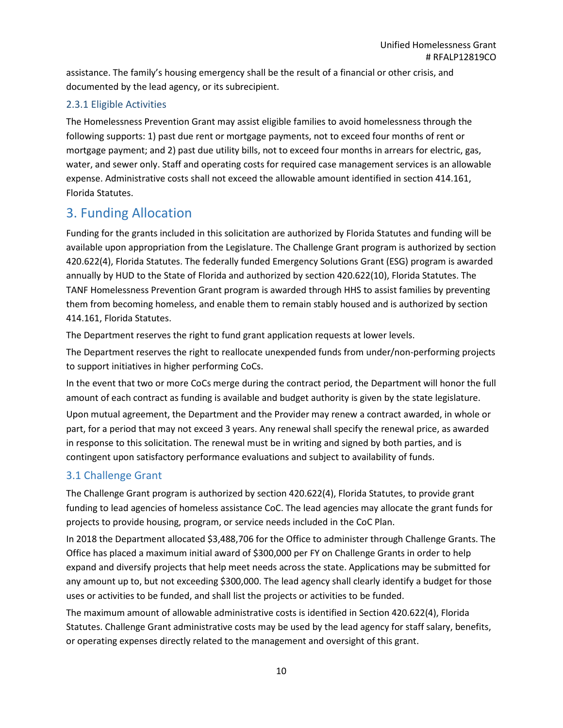assistance. The family's housing emergency shall be the result of a financial or other crisis, and documented by the lead agency, or its subrecipient.

### 2.3.1 Eligible Activities

The Homelessness Prevention Grant may assist eligible families to avoid homelessness through the following supports: 1) past due rent or mortgage payments, not to exceed four months of rent or mortgage payment; and 2) past due utility bills, not to exceed four months in arrears for electric, gas, water, and sewer only. Staff and operating costs for required case management services is an allowable expense. Administrative costs shall not exceed the allowable amount identified in section 414.161, Florida Statutes.

## 3. Funding Allocation

Funding for the grants included in this solicitation are authorized by Florida Statutes and funding will be available upon appropriation from the Legislature. The Challenge Grant program is authorized by section 420.622(4), Florida Statutes. The federally funded Emergency Solutions Grant (ESG) program is awarded annually by HUD to the State of Florida and authorized by section 420.622(10), Florida Statutes. The TANF Homelessness Prevention Grant program is awarded through HHS to assist families by preventing them from becoming homeless, and enable them to remain stably housed and is authorized by section 414.161, Florida Statutes.

The Department reserves the right to fund grant application requests at lower levels.

The Department reserves the right to reallocate unexpended funds from under/non-performing projects to support initiatives in higher performing CoCs.

In the event that two or more CoCs merge during the contract period, the Department will honor the full amount of each contract as funding is available and budget authority is given by the state legislature.

Upon mutual agreement, the Department and the Provider may renew a contract awarded, in whole or part, for a period that may not exceed 3 years. Any renewal shall specify the renewal price, as awarded in response to this solicitation. The renewal must be in writing and signed by both parties, and is contingent upon satisfactory performance evaluations and subject to availability of funds.

### 3.1 Challenge Grant

The Challenge Grant program is authorized by section 420.622(4), Florida Statutes, to provide grant funding to lead agencies of homeless assistance CoC. The lead agencies may allocate the grant funds for projects to provide housing, program, or service needs included in the CoC Plan.

In 2018 the Department allocated $3,488,706 for the Office to administer through Challenge Grants. The Office has placed a maximum initial award of $300,000 per FY on Challenge Grants in order to help expand and diversify projects that help meet needs across the state. Applications may be submitted for any amount up to, but not exceeding $300,000. The lead agency shall clearly identify a budget for those uses or activities to be funded, and shall list the projects or activities to be funded.

The maximum amount of allowable administrative costs is identified in Section 420.622(4), Florida Statutes. Challenge Grant administrative costs may be used by the lead agency for staff salary, benefits, or operating expenses directly related to the management and oversight of this grant.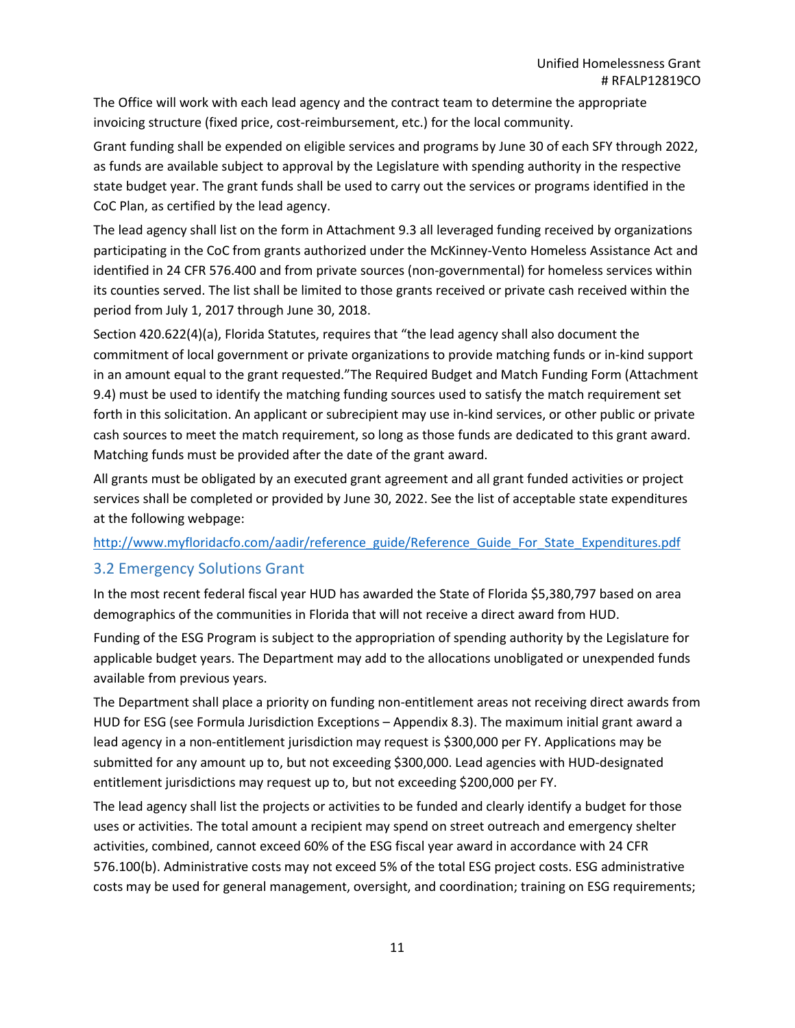The Office will work with each lead agency and the contract team to determine the appropriate invoicing structure (fixed price, cost-reimbursement, etc.) for the local community.

Grant funding shall be expended on eligible services and programs by June 30 of each SFY through 2022, as funds are available subject to approval by the Legislature with spending authority in the respective state budget year. The grant funds shall be used to carry out the services or programs identified in the CoC Plan, as certified by the lead agency.

The lead agency shall list on the form in Attachment 9.3 all leveraged funding received by organizations participating in the CoC from grants authorized under the McKinney-Vento Homeless Assistance Act and identified in 24 CFR 576.400 and from private sources (non-governmental) for homeless services within its counties served. The list shall be limited to those grants received or private cash received within the period from July 1, 2017 through June 30, 2018.

Section 420.622(4)(a), Florida Statutes, requires that "the lead agency shall also document the commitment of local government or private organizations to provide matching funds or in-kind support in an amount equal to the grant requested."The Required Budget and Match Funding Form (Attachment 9.4) must be used to identify the matching funding sources used to satisfy the match requirement set forth in this solicitation. An applicant or subrecipient may use in-kind services, or other public or private cash sources to meet the match requirement, so long as those funds are dedicated to this grant award. Matching funds must be provided after the date of the grant award.

All grants must be obligated by an executed grant agreement and all grant funded activities or project services shall be completed or provided by June 30, 2022. See the list of acceptable state expenditures at the following webpage:

http://www.myfloridacfo.com/aadir/reference_guide/Reference_Guide_For_State_Expenditures.pdf

## 3.2 Emergency Solutions Grant

In the most recent federal fiscal year HUD has awarded the State of Florida $5,380,797 based on area demographics of the communities in Florida that will not receive a direct award from HUD.

Funding of the ESG Program is subject to the appropriation of spending authority by the Legislature for applicable budget years. The Department may add to the allocations unobligated or unexpended funds available from previous years.

The Department shall place a priority on funding non-entitlement areas not receiving direct awards from HUD for ESG (see Formula Jurisdiction Exceptions – Appendix 8.3). The maximum initial grant award a lead agency in a non-entitlement jurisdiction may request is $300,000 per FY. Applications may be submitted for any amount up to, but not exceeding $300,000. Lead agencies with HUD-designated entitlement jurisdictions may request up to, but not exceeding $200,000 per FY.

The lead agency shall list the projects or activities to be funded and clearly identify a budget for those uses or activities. The total amount a recipient may spend on street outreach and emergency shelter activities, combined, cannot exceed 60% of the ESG fiscal year award in accordance with 24 CFR 576.100(b). Administrative costs may not exceed 5% of the total ESG project costs. ESG administrative costs may be used for general management, oversight, and coordination; training on ESG requirements;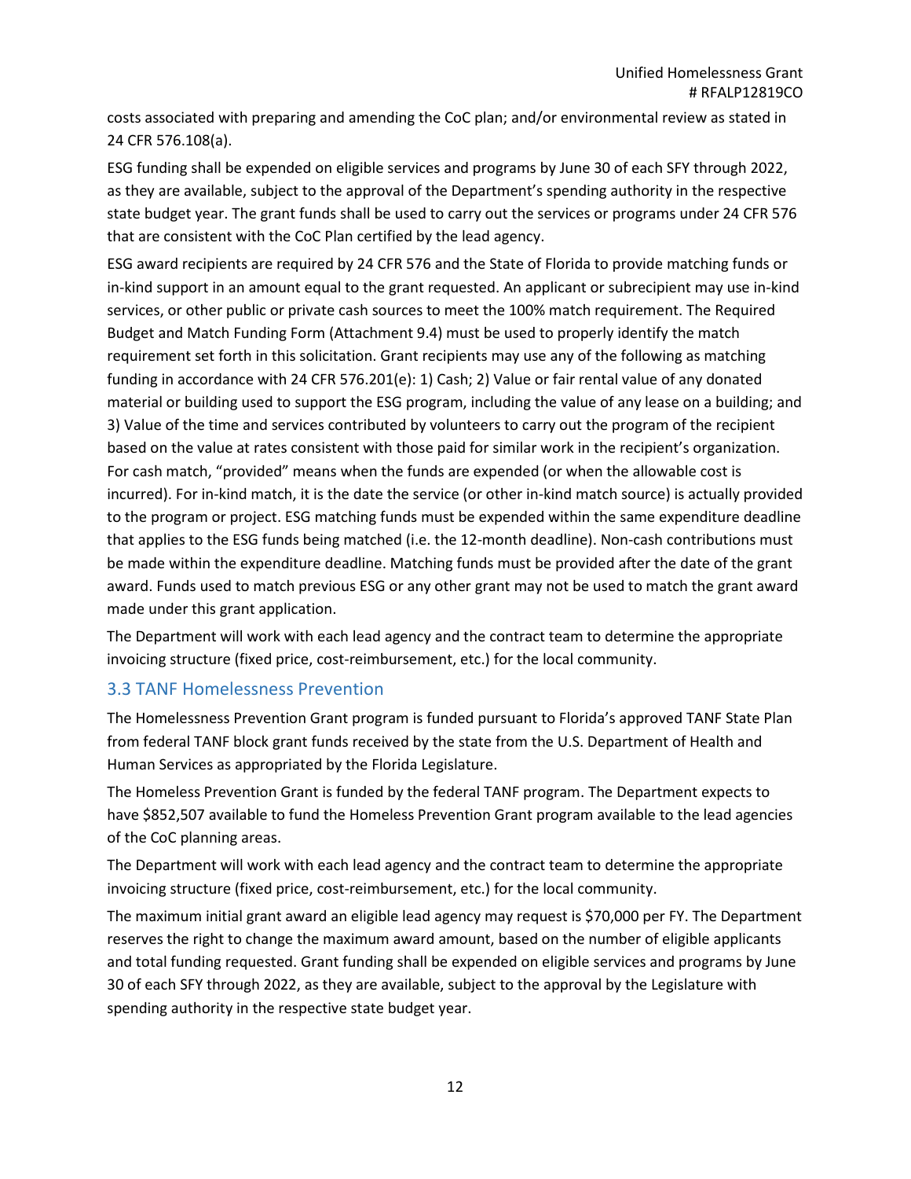costs associated with preparing and amending the CoC plan; and/or environmental review as stated in 24 CFR 576.108(a).

ESG funding shall be expended on eligible services and programs by June 30 of each SFY through 2022, as they are available, subject to the approval of the Department's spending authority in the respective state budget year. The grant funds shall be used to carry out the services or programs under 24 CFR 576 that are consistent with the CoC Plan certified by the lead agency.

ESG award recipients are required by 24 CFR 576 and the State of Florida to provide matching funds or in-kind support in an amount equal to the grant requested. An applicant or subrecipient may use in-kind services, or other public or private cash sources to meet the 100% match requirement. The Required Budget and Match Funding Form (Attachment 9.4) must be used to properly identify the match requirement set forth in this solicitation. Grant recipients may use any of the following as matching funding in accordance with 24 CFR 576.201(e): 1) Cash; 2) Value or fair rental value of any donated material or building used to support the ESG program, including the value of any lease on a building; and 3) Value of the time and services contributed by volunteers to carry out the program of the recipient based on the value at rates consistent with those paid for similar work in the recipient's organization. For cash match, "provided" means when the funds are expended (or when the allowable cost is incurred). For in-kind match, it is the date the service (or other in-kind match source) is actually provided to the program or project. ESG matching funds must be expended within the same expenditure deadline that applies to the ESG funds being matched (i.e. the 12-month deadline). Non-cash contributions must be made within the expenditure deadline. Matching funds must be provided after the date of the grant award. Funds used to match previous ESG or any other grant may not be used to match the grant award made under this grant application.

The Department will work with each lead agency and the contract team to determine the appropriate invoicing structure (fixed price, cost-reimbursement, etc.) for the local community.

## 3.3 TANF Homelessness Prevention

The Homelessness Prevention Grant program is funded pursuant to Florida's approved TANF State Plan from federal TANF block grant funds received by the state from the U.S. Department of Health and Human Services as appropriated by the Florida Legislature.

The Homeless Prevention Grant is funded by the federal TANF program. The Department expects to have $852,507 available to fund the Homeless Prevention Grant program available to the lead agencies of the CoC planning areas.

The Department will work with each lead agency and the contract team to determine the appropriate invoicing structure (fixed price, cost-reimbursement, etc.) for the local community.

The maximum initial grant award an eligible lead agency may request is $70,000 per FY. The Department reserves the right to change the maximum award amount, based on the number of eligible applicants and total funding requested. Grant funding shall be expended on eligible services and programs by June 30 of each SFY through 2022, as they are available, subject to the approval by the Legislature with spending authority in the respective state budget year.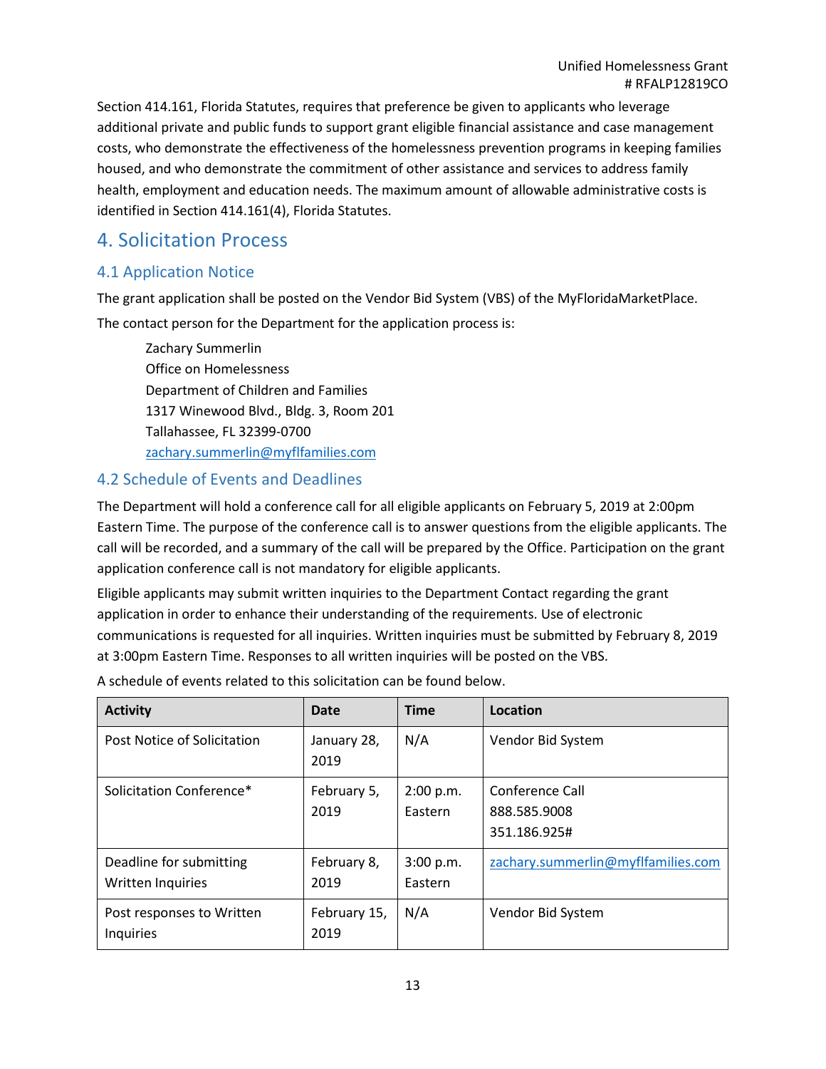Section 414.161, Florida Statutes, requires that preference be given to applicants who leverage additional private and public funds to support grant eligible financial assistance and case management costs, who demonstrate the effectiveness of the homelessness prevention programs in keeping families housed, and who demonstrate the commitment of other assistance and services to address family health, employment and education needs. The maximum amount of allowable administrative costs is identified in Section 414.161(4), Florida Statutes.

# 4. Solicitation Process

## 4.1 Application Notice

The grant application shall be posted on the Vendor Bid System (VBS) of the MyFloridaMarketPlace.

The contact person for the Department for the application process is:

Zachary Summerlin
Office on Homelessness
Department of Children and Families
1317 Winewood Blvd., Bldg. 3, Room 201
Tallahassee, FL 32399-0700
zachary.summerlin@myflfamilies.com

## 4.2 Schedule of Events and Deadlines

The Department will hold a conference call for all eligible applicants on February 5, 2019 at 2:00pm Eastern Time. The purpose of the conference call is to answer questions from the eligible applicants. The call will be recorded, and a summary of the call will be prepared by the Office. Participation on the grant application conference call is not mandatory for eligible applicants.

Eligible applicants may submit written inquiries to the Department Contact regarding the grant application in order to enhance their understanding of the requirements. Use of electronic communications is requested for all inquiries. Written inquiries must be submitted by February 8, 2019 at 3:00pm Eastern Time. Responses to all written inquiries will be posted on the VBS.

A schedule of events related to this solicitation can be found below.

| Activity | Date | Time | Location |
|---|---|---|---|
| Post Notice of Solicitation | January 28, 2019 | N/A | Vendor Bid System |
| Solicitation Conference* | February 5, 2019 | 2:00 p.m. Eastern | Conference Call 888.585.9008 351.186.925# |
| Deadline for submitting Written Inquiries | February 8, 2019 | 3:00 p.m. Eastern | zachary.summerlin@myflfamilies.com |
| Post responses to Written Inquiries | February 15, 2019 | N/A | Vendor Bid System |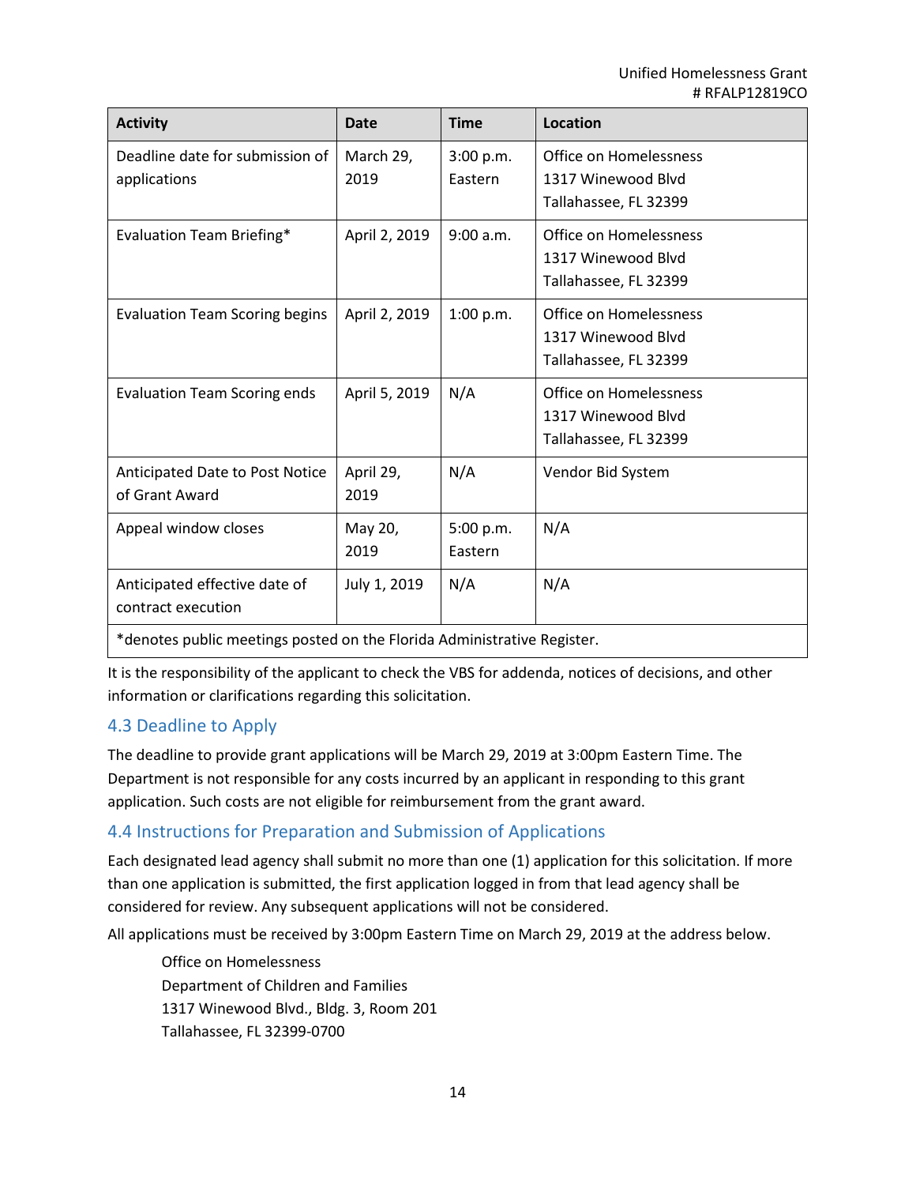| Activity | Date | Time | Location |
|---|---|---|---|
| Deadline date for submission of applications | March 29, 2019 | 3:00 p.m. Eastern | Office on Homelessness<br>1317 Winewood Blvd<br>Tallahassee, FL 32399 |
| Evaluation Team Briefing* | April 2, 2019 | 9:00 a.m. | Office on Homelessness<br>1317 Winewood Blvd<br>Tallahassee, FL 32399 |
| Evaluation Team Scoring begins | April 2, 2019 | 1:00 p.m. | Office on Homelessness<br>1317 Winewood Blvd<br>Tallahassee, FL 32399 |
| Evaluation Team Scoring ends | April 5, 2019 | N/A | Office on Homelessness<br>1317 Winewood Blvd<br>Tallahassee, FL 32399 |
| Anticipated Date to Post Notice of Grant Award | April 29, 2019 | N/A | Vendor Bid System |
| Appeal window closes | May 20, 2019 | 5:00 p.m. Eastern | N/A |
| Anticipated effective date of contract execution | July 1, 2019 | N/A | N/A |
| *denotes public meetings posted on the Florida Administrative Register. | | | |

It is the responsibility of the applicant to check the VBS for addenda, notices of decisions, and other information or clarifications regarding this solicitation.

## 4.3 Deadline to Apply

The deadline to provide grant applications will be March 29, 2019 at 3:00pm Eastern Time. The Department is not responsible for any costs incurred by an applicant in responding to this grant application. Such costs are not eligible for reimbursement from the grant award.

## 4.4 Instructions for Preparation and Submission of Applications

Each designated lead agency shall submit no more than one (1) application for this solicitation. If more than one application is submitted, the first application logged in from that lead agency shall be considered for review. Any subsequent applications will not be considered.

All applications must be received by 3:00pm Eastern Time on March 29, 2019 at the address below.

Office on Homelessness
Department of Children and Families
1317 Winewood Blvd., Bldg. 3, Room 201
Tallahassee, FL 32399-0700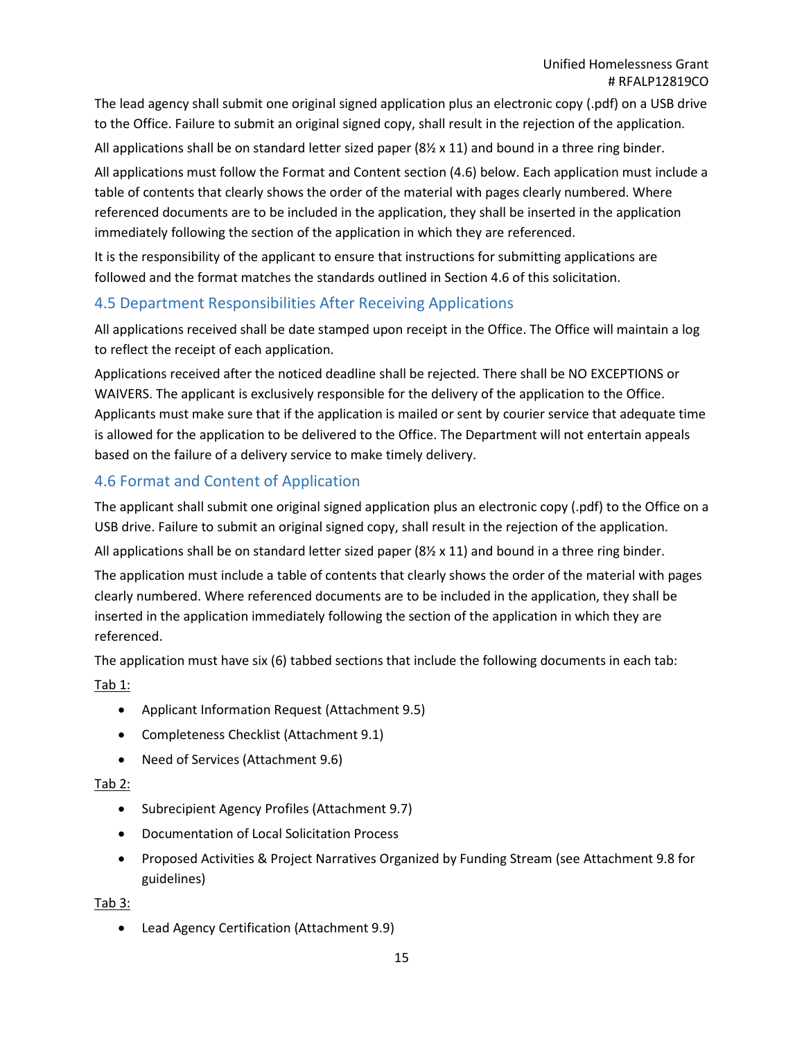The lead agency shall submit one original signed application plus an electronic copy (.pdf) on a USB drive to the Office. Failure to submit an original signed copy, shall result in the rejection of the application.

All applications shall be on standard letter sized paper (8½ x 11) and bound in a three ring binder.

All applications must follow the Format and Content section (4.6) below. Each application must include a table of contents that clearly shows the order of the material with pages clearly numbered. Where referenced documents are to be included in the application, they shall be inserted in the application immediately following the section of the application in which they are referenced.

It is the responsibility of the applicant to ensure that instructions for submitting applications are followed and the format matches the standards outlined in Section 4.6 of this solicitation.

## 4.5 Department Responsibilities After Receiving Applications

All applications received shall be date stamped upon receipt in the Office. The Office will maintain a log to reflect the receipt of each application.

Applications received after the noticed deadline shall be rejected. There shall be NO EXCEPTIONS or WAIVERS. The applicant is exclusively responsible for the delivery of the application to the Office. Applicants must make sure that if the application is mailed or sent by courier service that adequate time is allowed for the application to be delivered to the Office. The Department will not entertain appeals based on the failure of a delivery service to make timely delivery.

## 4.6 Format and Content of Application

The applicant shall submit one original signed application plus an electronic copy (.pdf) to the Office on a USB drive. Failure to submit an original signed copy, shall result in the rejection of the application.

All applications shall be on standard letter sized paper (8½ x 11) and bound in a three ring binder.

The application must include a table of contents that clearly shows the order of the material with pages clearly numbered. Where referenced documents are to be included in the application, they shall be inserted in the application immediately following the section of the application in which they are referenced.

The application must have six (6) tabbed sections that include the following documents in each tab:

Tab 1:

- Applicant Information Request (Attachment 9.5)
- Completeness Checklist (Attachment 9.1)
- Need of Services (Attachment 9.6)

Tab 2:

- Subrecipient Agency Profiles (Attachment 9.7)
- Documentation of Local Solicitation Process
- Proposed Activities & Project Narratives Organized by Funding Stream (see Attachment 9.8 for guidelines)

Tab 3:

- Lead Agency Certification (Attachment 9.9)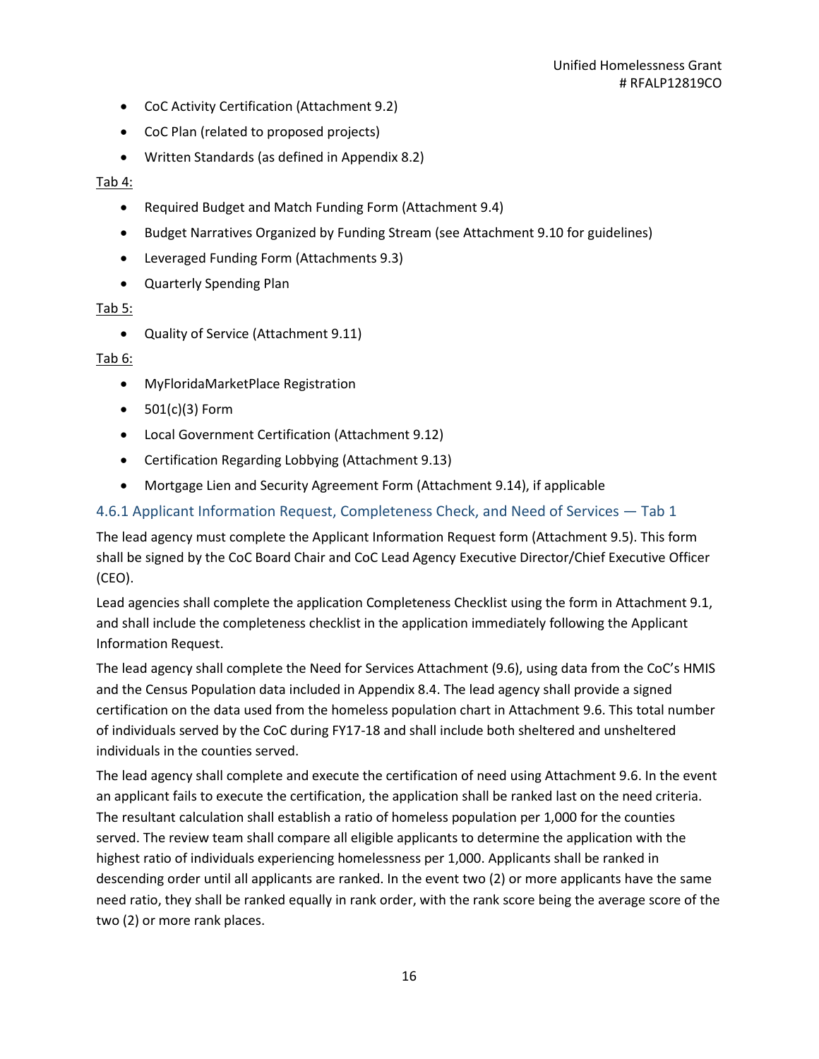- CoC Activity Certification (Attachment 9.2)
- CoC Plan (related to proposed projects)
- Written Standards (as defined in Appendix 8.2)

Tab 4:

- Required Budget and Match Funding Form (Attachment 9.4)
- Budget Narratives Organized by Funding Stream (see Attachment 9.10 for guidelines)
- Leveraged Funding Form (Attachments 9.3)
- Quarterly Spending Plan

Tab 5:

- Quality of Service (Attachment 9.11)

Tab 6:

- MyFloridaMarketPlace Registration
- 501(c)(3) Form
- Local Government Certification (Attachment 9.12)
- Certification Regarding Lobbying (Attachment 9.13)
- Mortgage Lien and Security Agreement Form (Attachment 9.14), if applicable

### 4.6.1 Applicant Information Request, Completeness Check, and Need of Services — Tab 1

The lead agency must complete the Applicant Information Request form (Attachment 9.5). This form shall be signed by the CoC Board Chair and CoC Lead Agency Executive Director/Chief Executive Officer (CEO).

Lead agencies shall complete the application Completeness Checklist using the form in Attachment 9.1, and shall include the completeness checklist in the application immediately following the Applicant Information Request.

The lead agency shall complete the Need for Services Attachment (9.6), using data from the CoC's HMIS and the Census Population data included in Appendix 8.4. The lead agency shall provide a signed certification on the data used from the homeless population chart in Attachment 9.6. This total number of individuals served by the CoC during FY17-18 and shall include both sheltered and unsheltered individuals in the counties served.

The lead agency shall complete and execute the certification of need using Attachment 9.6. In the event an applicant fails to execute the certification, the application shall be ranked last on the need criteria. The resultant calculation shall establish a ratio of homeless population per 1,000 for the counties served. The review team shall compare all eligible applicants to determine the application with the highest ratio of individuals experiencing homelessness per 1,000. Applicants shall be ranked in descending order until all applicants are ranked. In the event two (2) or more applicants have the same need ratio, they shall be ranked equally in rank order, with the rank score being the average score of the two (2) or more rank places.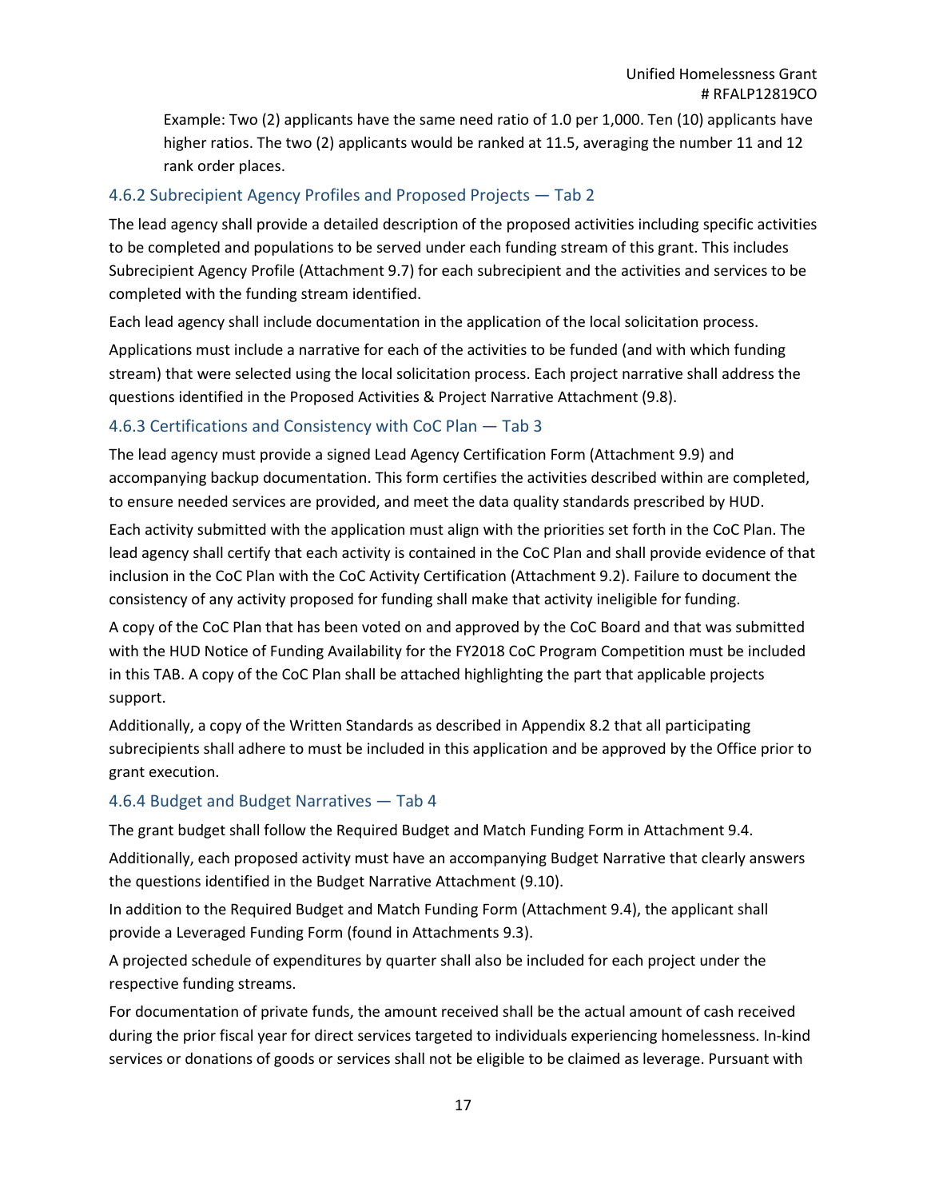Example: Two (2) applicants have the same need ratio of 1.0 per 1,000. Ten (10) applicants have higher ratios. The two (2) applicants would be ranked at 11.5, averaging the number 11 and 12 rank order places.

### 4.6.2 Subrecipient Agency Profiles and Proposed Projects — Tab 2

The lead agency shall provide a detailed description of the proposed activities including specific activities to be completed and populations to be served under each funding stream of this grant. This includes Subrecipient Agency Profile (Attachment 9.7) for each subrecipient and the activities and services to be completed with the funding stream identified.

Each lead agency shall include documentation in the application of the local solicitation process.

Applications must include a narrative for each of the activities to be funded (and with which funding stream) that were selected using the local solicitation process. Each project narrative shall address the questions identified in the Proposed Activities & Project Narrative Attachment (9.8).

### 4.6.3 Certifications and Consistency with CoC Plan — Tab 3

The lead agency must provide a signed Lead Agency Certification Form (Attachment 9.9) and accompanying backup documentation. This form certifies the activities described within are completed, to ensure needed services are provided, and meet the data quality standards prescribed by HUD.

Each activity submitted with the application must align with the priorities set forth in the CoC Plan. The lead agency shall certify that each activity is contained in the CoC Plan and shall provide evidence of that inclusion in the CoC Plan with the CoC Activity Certification (Attachment 9.2). Failure to document the consistency of any activity proposed for funding shall make that activity ineligible for funding.

A copy of the CoC Plan that has been voted on and approved by the CoC Board and that was submitted with the HUD Notice of Funding Availability for the FY2018 CoC Program Competition must be included in this TAB. A copy of the CoC Plan shall be attached highlighting the part that applicable projects support.

Additionally, a copy of the Written Standards as described in Appendix 8.2 that all participating subrecipients shall adhere to must be included in this application and be approved by the Office prior to grant execution.

### 4.6.4 Budget and Budget Narratives — Tab 4

The grant budget shall follow the Required Budget and Match Funding Form in Attachment 9.4.

Additionally, each proposed activity must have an accompanying Budget Narrative that clearly answers the questions identified in the Budget Narrative Attachment (9.10).

In addition to the Required Budget and Match Funding Form (Attachment 9.4), the applicant shall provide a Leveraged Funding Form (found in Attachments 9.3).

A projected schedule of expenditures by quarter shall also be included for each project under the respective funding streams.

For documentation of private funds, the amount received shall be the actual amount of cash received during the prior fiscal year for direct services targeted to individuals experiencing homelessness. In-kind services or donations of goods or services shall not be eligible to be claimed as leverage. Pursuant with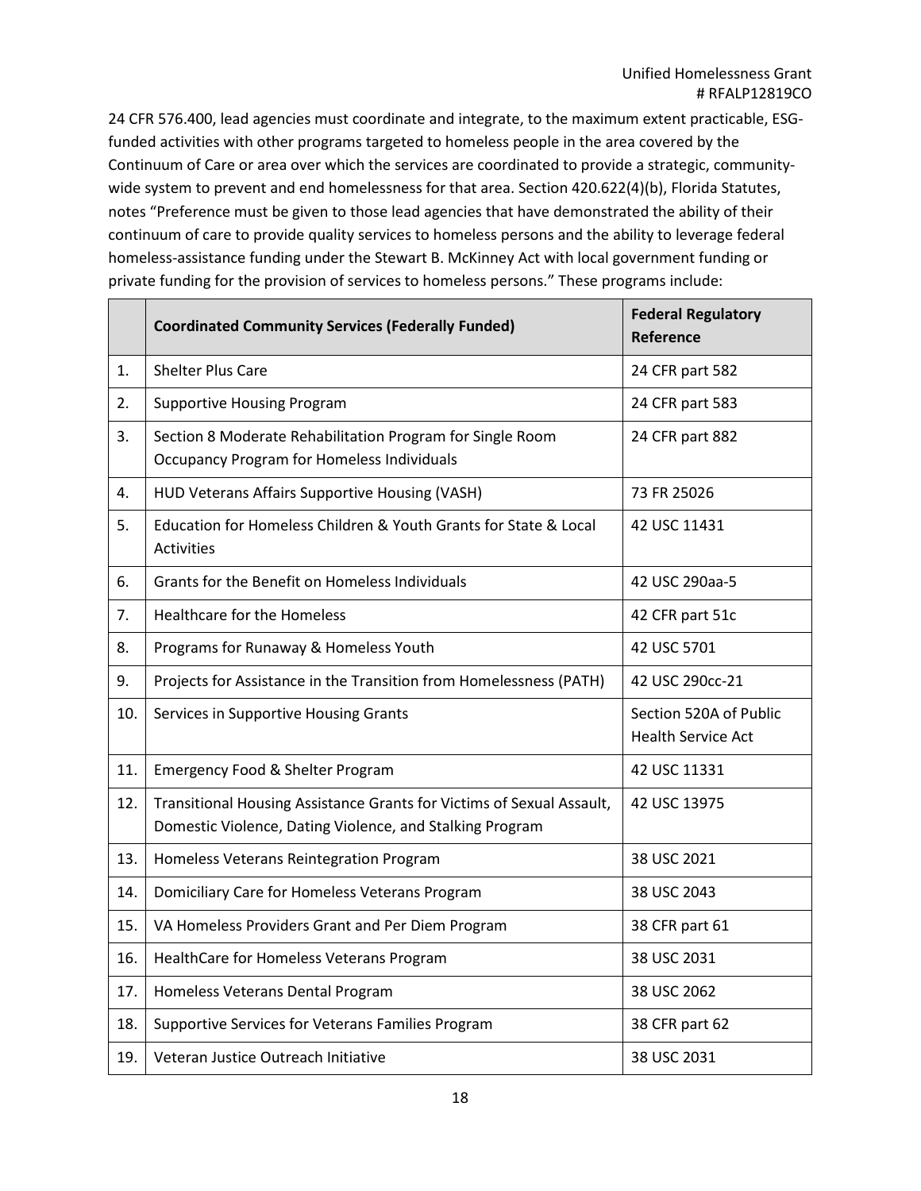24 CFR 576.400, lead agencies must coordinate and integrate, to the maximum extent practicable, ESG-funded activities with other programs targeted to homeless people in the area covered by the Continuum of Care or area over which the services are coordinated to provide a strategic, community-wide system to prevent and end homelessness for that area. Section 420.622(4)(b), Florida Statutes, notes "Preference must be given to those lead agencies that have demonstrated the ability of their continuum of care to provide quality services to homeless persons and the ability to leverage federal homeless-assistance funding under the Stewart B. McKinney Act with local government funding or private funding for the provision of services to homeless persons." These programs include:

| | **Coordinated Community Services (Federally Funded)** | **Federal Regulatory Reference** |
|---|---|---|
| 1. | Shelter Plus Care | 24 CFR part 582 |
| 2. | Supportive Housing Program | 24 CFR part 583 |
| 3. | Section 8 Moderate Rehabilitation Program for Single Room Occupancy Program for Homeless Individuals | 24 CFR part 882 |
| 4. | HUD Veterans Affairs Supportive Housing (VASH) | 73 FR 25026 |
| 5. | Education for Homeless Children & Youth Grants for State & Local Activities | 42 USC 11431 |
| 6. | Grants for the Benefit on Homeless Individuals | 42 USC 290aa-5 |
| 7. | Healthcare for the Homeless | 42 CFR part 51c |
| 8. | Programs for Runaway & Homeless Youth | 42 USC 5701 |
| 9. | Projects for Assistance in the Transition from Homelessness (PATH) | 42 USC 290cc-21 |
| 10. | Services in Supportive Housing Grants | Section 520A of Public Health Service Act |
| 11. | Emergency Food & Shelter Program | 42 USC 11331 |
| 12. | Transitional Housing Assistance Grants for Victims of Sexual Assault, Domestic Violence, Dating Violence, and Stalking Program | 42 USC 13975 |
| 13. | Homeless Veterans Reintegration Program | 38 USC 2021 |
| 14. | Domiciliary Care for Homeless Veterans Program | 38 USC 2043 |
| 15. | VA Homeless Providers Grant and Per Diem Program | 38 CFR part 61 |
| 16. | HealthCare for Homeless Veterans Program | 38 USC 2031 |
| 17. | Homeless Veterans Dental Program | 38 USC 2062 |
| 18. | Supportive Services for Veterans Families Program | 38 CFR part 62 |
| 19. | Veteran Justice Outreach Initiative | 38 USC 2031 |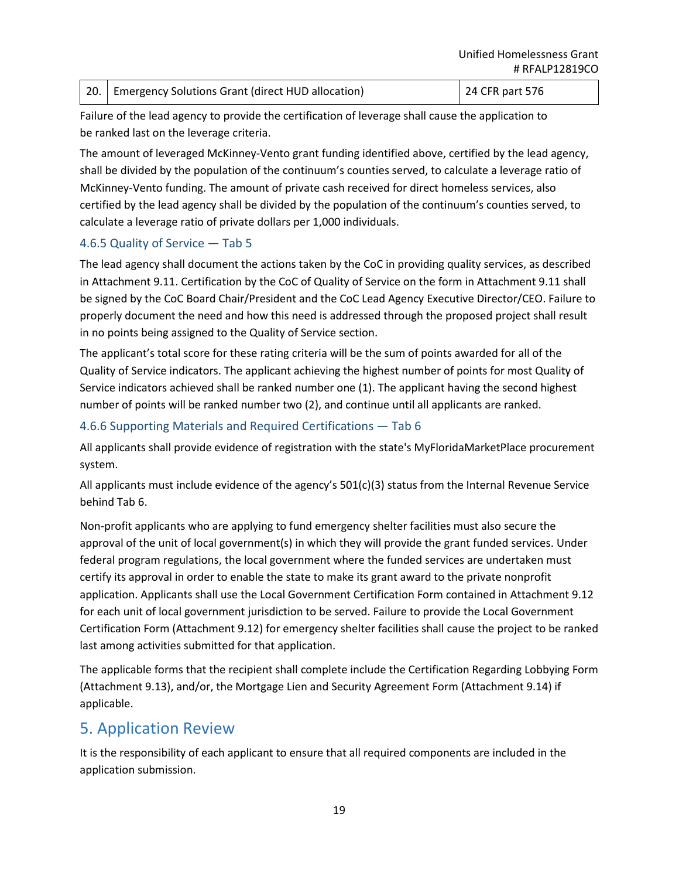| 20. | Emergency Solutions Grant (direct HUD allocation) | 24 CFR part 576 |
|---|---|---|

Failure of the lead agency to provide the certification of leverage shall cause the application to be ranked last on the leverage criteria.

The amount of leveraged McKinney-Vento grant funding identified above, certified by the lead agency, shall be divided by the population of the continuum's counties served, to calculate a leverage ratio of McKinney-Vento funding. The amount of private cash received for direct homeless services, also certified by the lead agency shall be divided by the population of the continuum's counties served, to calculate a leverage ratio of private dollars per 1,000 individuals.

### 4.6.5 Quality of Service — Tab 5

The lead agency shall document the actions taken by the CoC in providing quality services, as described in Attachment 9.11. Certification by the CoC of Quality of Service on the form in Attachment 9.11 shall be signed by the CoC Board Chair/President and the CoC Lead Agency Executive Director/CEO. Failure to properly document the need and how this need is addressed through the proposed project shall result in no points being assigned to the Quality of Service section.

The applicant's total score for these rating criteria will be the sum of points awarded for all of the Quality of Service indicators. The applicant achieving the highest number of points for most Quality of Service indicators achieved shall be ranked number one (1). The applicant having the second highest number of points will be ranked number two (2), and continue until all applicants are ranked.

### 4.6.6 Supporting Materials and Required Certifications — Tab 6

All applicants shall provide evidence of registration with the state's MyFloridaMarketPlace procurement system.

All applicants must include evidence of the agency's 501(c)(3) status from the Internal Revenue Service behind Tab 6.

Non-profit applicants who are applying to fund emergency shelter facilities must also secure the approval of the unit of local government(s) in which they will provide the grant funded services. Under federal program regulations, the local government where the funded services are undertaken must certify its approval in order to enable the state to make its grant award to the private nonprofit application. Applicants shall use the Local Government Certification Form contained in Attachment 9.12 for each unit of local government jurisdiction to be served. Failure to provide the Local Government Certification Form (Attachment 9.12) for emergency shelter facilities shall cause the project to be ranked last among activities submitted for that application.

The applicable forms that the recipient shall complete include the Certification Regarding Lobbying Form (Attachment 9.13), and/or, the Mortgage Lien and Security Agreement Form (Attachment 9.14) if applicable.

## 5. Application Review

It is the responsibility of each applicant to ensure that all required components are included in the application submission.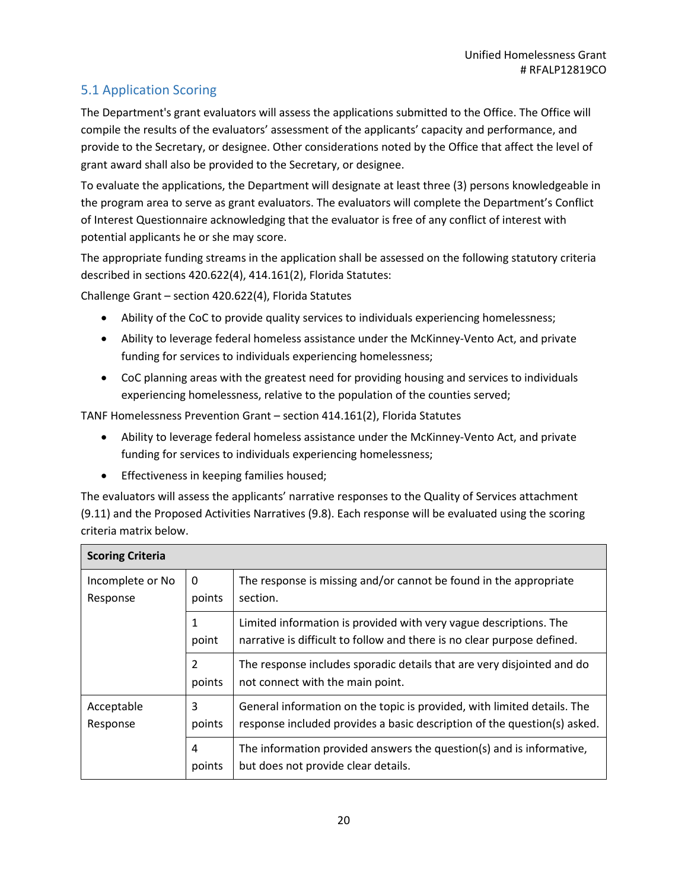## 5.1 Application Scoring

The Department's grant evaluators will assess the applications submitted to the Office. The Office will compile the results of the evaluators' assessment of the applicants' capacity and performance, and provide to the Secretary, or designee. Other considerations noted by the Office that affect the level of grant award shall also be provided to the Secretary, or designee.

To evaluate the applications, the Department will designate at least three (3) persons knowledgeable in the program area to serve as grant evaluators. The evaluators will complete the Department's Conflict of Interest Questionnaire acknowledging that the evaluator is free of any conflict of interest with potential applicants he or she may score.

The appropriate funding streams in the application shall be assessed on the following statutory criteria described in sections 420.622(4), 414.161(2), Florida Statutes:

Challenge Grant – section 420.622(4), Florida Statutes

- Ability of the CoC to provide quality services to individuals experiencing homelessness;
- Ability to leverage federal homeless assistance under the McKinney-Vento Act, and private funding for services to individuals experiencing homelessness;
- CoC planning areas with the greatest need for providing housing and services to individuals experiencing homelessness, relative to the population of the counties served;

TANF Homelessness Prevention Grant – section 414.161(2), Florida Statutes

- Ability to leverage federal homeless assistance under the McKinney-Vento Act, and private funding for services to individuals experiencing homelessness;
- Effectiveness in keeping families housed;

The evaluators will assess the applicants' narrative responses to the Quality of Services attachment (9.11) and the Proposed Activities Narratives (9.8). Each response will be evaluated using the scoring criteria matrix below.

| Scoring Criteria | | |
|---|---|---|
| Incomplete or No Response | 0 points | The response is missing and/or cannot be found in the appropriate section. |
| | 1 point | Limited information is provided with very vague descriptions. The narrative is difficult to follow and there is no clear purpose defined. |
| | 2 points | The response includes sporadic details that are very disjointed and do not connect with the main point. |
| Acceptable Response | 3 points | General information on the topic is provided, with limited details. The response included provides a basic description of the question(s) asked. |
| | 4 points | The information provided answers the question(s) and is informative, but does not provide clear details. |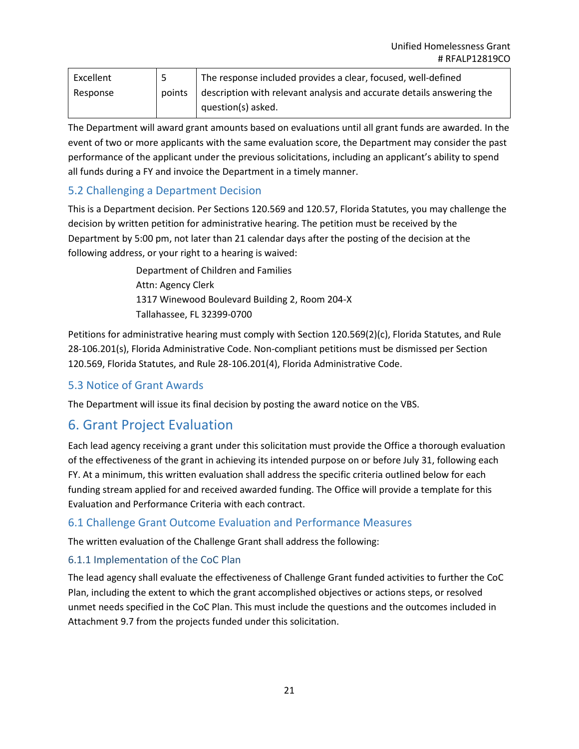| Excellent Response | 5 points | The response included provides a clear, focused, well-defined description with relevant analysis and accurate details answering the question(s) asked. |
|---|---|---|

The Department will award grant amounts based on evaluations until all grant funds are awarded. In the event of two or more applicants with the same evaluation score, the Department may consider the past performance of the applicant under the previous solicitations, including an applicant's ability to spend all funds during a FY and invoice the Department in a timely manner.

### 5.2 Challenging a Department Decision

This is a Department decision. Per Sections 120.569 and 120.57, Florida Statutes, you may challenge the decision by written petition for administrative hearing. The petition must be received by the Department by 5:00 pm, not later than 21 calendar days after the posting of the decision at the following address, or your right to a hearing is waived:

Department of Children and Families
Attn: Agency Clerk
1317 Winewood Boulevard Building 2, Room 204-X
Tallahassee, FL 32399-0700

Petitions for administrative hearing must comply with Section 120.569(2)(c), Florida Statutes, and Rule 28-106.201(s), Florida Administrative Code. Non-compliant petitions must be dismissed per Section 120.569, Florida Statutes, and Rule 28-106.201(4), Florida Administrative Code.

### 5.3 Notice of Grant Awards

The Department will issue its final decision by posting the award notice on the VBS.

## 6. Grant Project Evaluation

Each lead agency receiving a grant under this solicitation must provide the Office a thorough evaluation of the effectiveness of the grant in achieving its intended purpose on or before July 31, following each FY. At a minimum, this written evaluation shall address the specific criteria outlined below for each funding stream applied for and received awarded funding. The Office will provide a template for this Evaluation and Performance Criteria with each contract.

### 6.1 Challenge Grant Outcome Evaluation and Performance Measures

The written evaluation of the Challenge Grant shall address the following:

#### 6.1.1 Implementation of the CoC Plan

The lead agency shall evaluate the effectiveness of Challenge Grant funded activities to further the CoC Plan, including the extent to which the grant accomplished objectives or actions steps, or resolved unmet needs specified in the CoC Plan. This must include the questions and the outcomes included in Attachment 9.7 from the projects funded under this solicitation.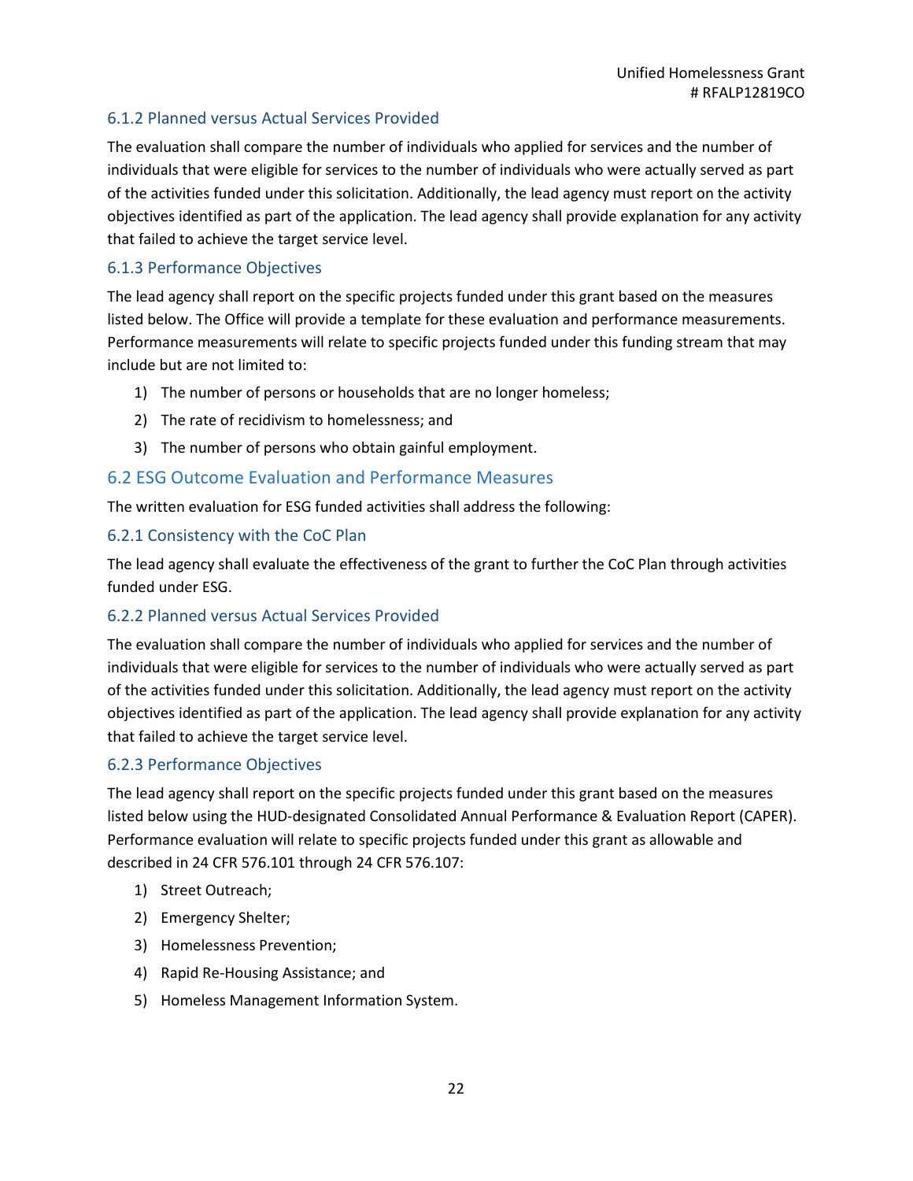### 6.1.2 Planned versus Actual Services Provided

The evaluation shall compare the number of individuals who applied for services and the number of individuals that were eligible for services to the number of individuals who were actually served as part of the activities funded under this solicitation. Additionally, the lead agency must report on the activity objectives identified as part of the application. The lead agency shall provide explanation for any activity that failed to achieve the target service level.

### 6.1.3 Performance Objectives

The lead agency shall report on the specific projects funded under this grant based on the measures listed below. The Office will provide a template for these evaluation and performance measurements. Performance measurements will relate to specific projects funded under this funding stream that may include but are not limited to:

1) The number of persons or households that are no longer homeless;
2) The rate of recidivism to homelessness; and
3) The number of persons who obtain gainful employment.

## 6.2 ESG Outcome Evaluation and Performance Measures

The written evaluation for ESG funded activities shall address the following:

### 6.2.1 Consistency with the CoC Plan

The lead agency shall evaluate the effectiveness of the grant to further the CoC Plan through activities funded under ESG.

### 6.2.2 Planned versus Actual Services Provided

The evaluation shall compare the number of individuals who applied for services and the number of individuals that were eligible for services to the number of individuals who were actually served as part of the activities funded under this solicitation. Additionally, the lead agency must report on the activity objectives identified as part of the application. The lead agency shall provide explanation for any activity that failed to achieve the target service level.

### 6.2.3 Performance Objectives

The lead agency shall report on the specific projects funded under this grant based on the measures listed below using the HUD-designated Consolidated Annual Performance & Evaluation Report (CAPER). Performance evaluation will relate to specific projects funded under this grant as allowable and described in 24 CFR 576.101 through 24 CFR 576.107:

1) Street Outreach;
2) Emergency Shelter;
3) Homelessness Prevention;
4) Rapid Re-Housing Assistance; and
5) Homeless Management Information System.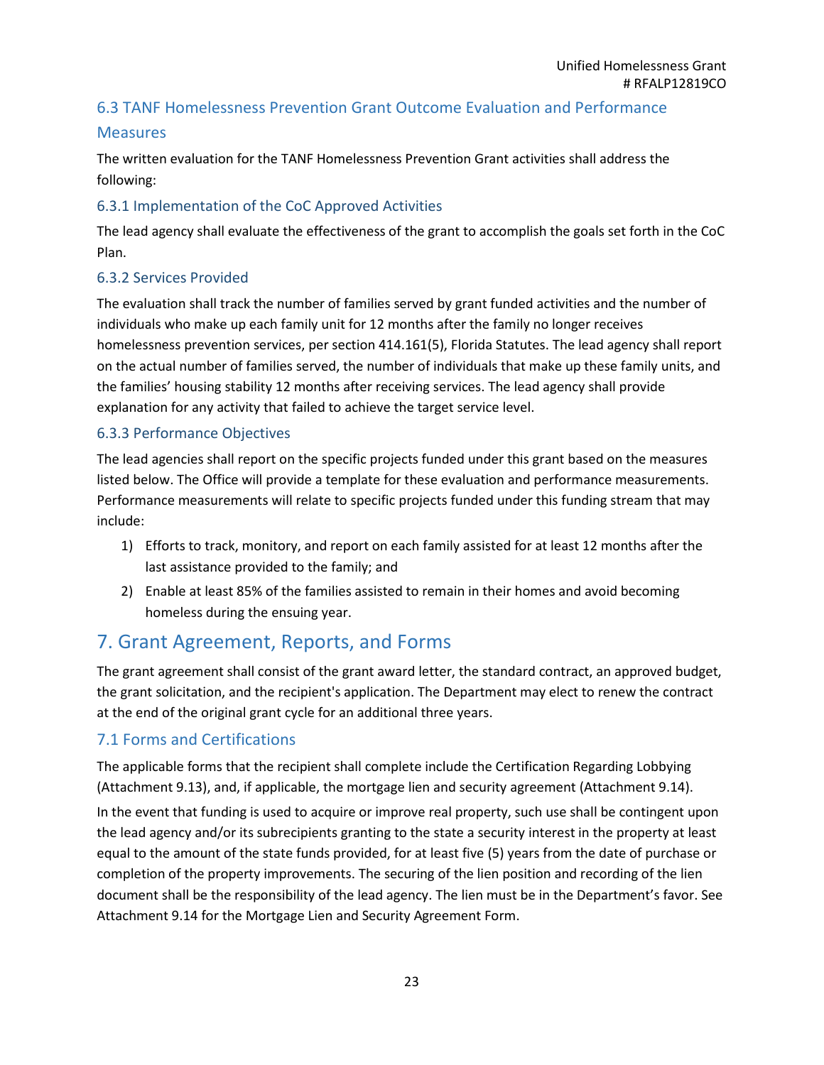### 6.3 TANF Homelessness Prevention Grant Outcome Evaluation and Performance Measures

The written evaluation for the TANF Homelessness Prevention Grant activities shall address the following:

#### 6.3.1 Implementation of the CoC Approved Activities

The lead agency shall evaluate the effectiveness of the grant to accomplish the goals set forth in the CoC Plan.

#### 6.3.2 Services Provided

The evaluation shall track the number of families served by grant funded activities and the number of individuals who make up each family unit for 12 months after the family no longer receives homelessness prevention services, per section 414.161(5), Florida Statutes. The lead agency shall report on the actual number of families served, the number of individuals that make up these family units, and the families' housing stability 12 months after receiving services. The lead agency shall provide explanation for any activity that failed to achieve the target service level.

#### 6.3.3 Performance Objectives

The lead agencies shall report on the specific projects funded under this grant based on the measures listed below. The Office will provide a template for these evaluation and performance measurements. Performance measurements will relate to specific projects funded under this funding stream that may include:

1) Efforts to track, monitory, and report on each family assisted for at least 12 months after the last assistance provided to the family; and
2) Enable at least 85% of the families assisted to remain in their homes and avoid becoming homeless during the ensuing year.

## 7. Grant Agreement, Reports, and Forms

The grant agreement shall consist of the grant award letter, the standard contract, an approved budget, the grant solicitation, and the recipient's application. The Department may elect to renew the contract at the end of the original grant cycle for an additional three years.

### 7.1 Forms and Certifications

The applicable forms that the recipient shall complete include the Certification Regarding Lobbying (Attachment 9.13), and, if applicable, the mortgage lien and security agreement (Attachment 9.14).

In the event that funding is used to acquire or improve real property, such use shall be contingent upon the lead agency and/or its subrecipients granting to the state a security interest in the property at least equal to the amount of the state funds provided, for at least five (5) years from the date of purchase or completion of the property improvements. The securing of the lien position and recording of the lien document shall be the responsibility of the lead agency. The lien must be in the Department's favor. See Attachment 9.14 for the Mortgage Lien and Security Agreement Form.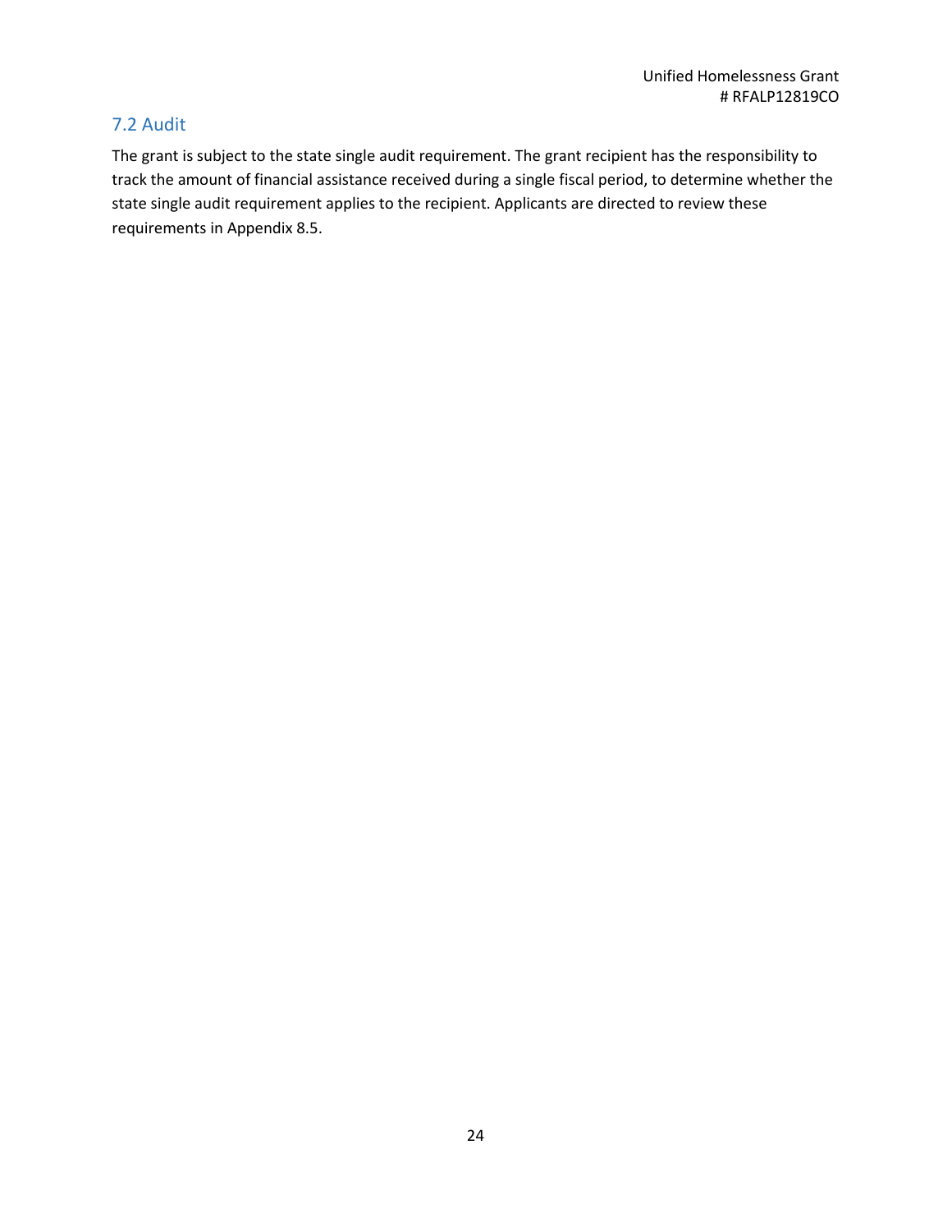## 7.2 Audit

The grant is subject to the state single audit requirement. The grant recipient has the responsibility to track the amount of financial assistance received during a single fiscal period, to determine whether the state single audit requirement applies to the recipient. Applicants are directed to review these requirements in Appendix 8.5.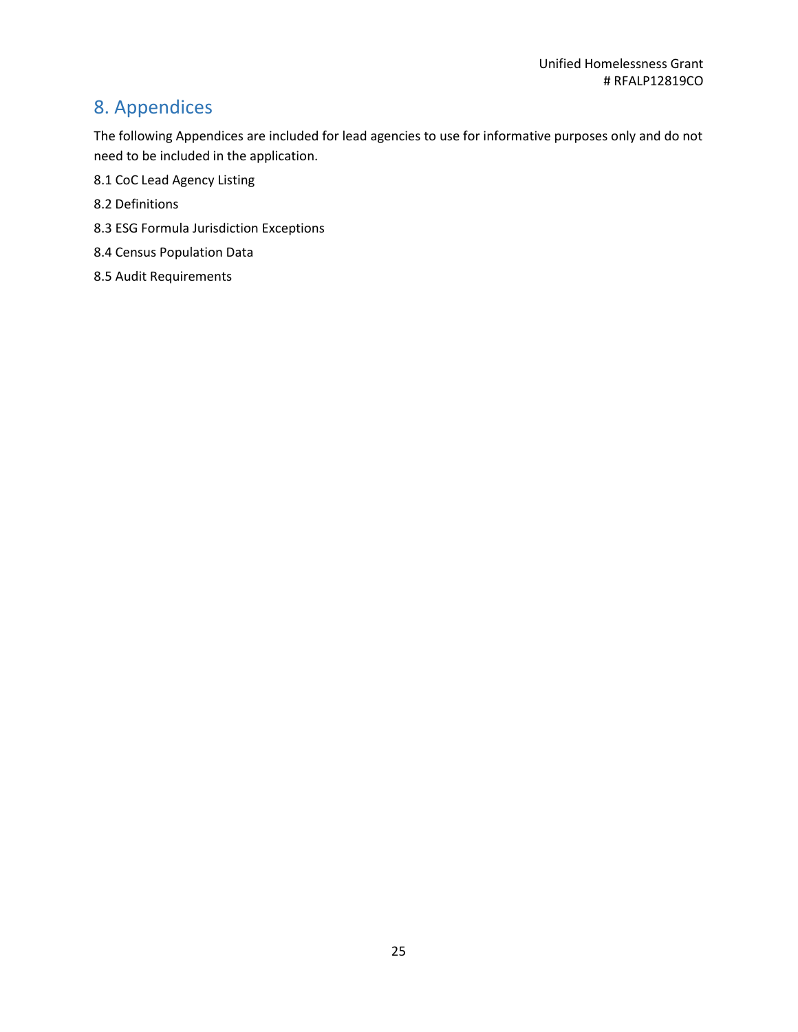# 8. Appendices

The following Appendices are included for lead agencies to use for informative purposes only and do not need to be included in the application.

8.1 CoC Lead Agency Listing

8.2 Definitions

8.3 ESG Formula Jurisdiction Exceptions

8.4 Census Population Data

8.5 Audit Requirements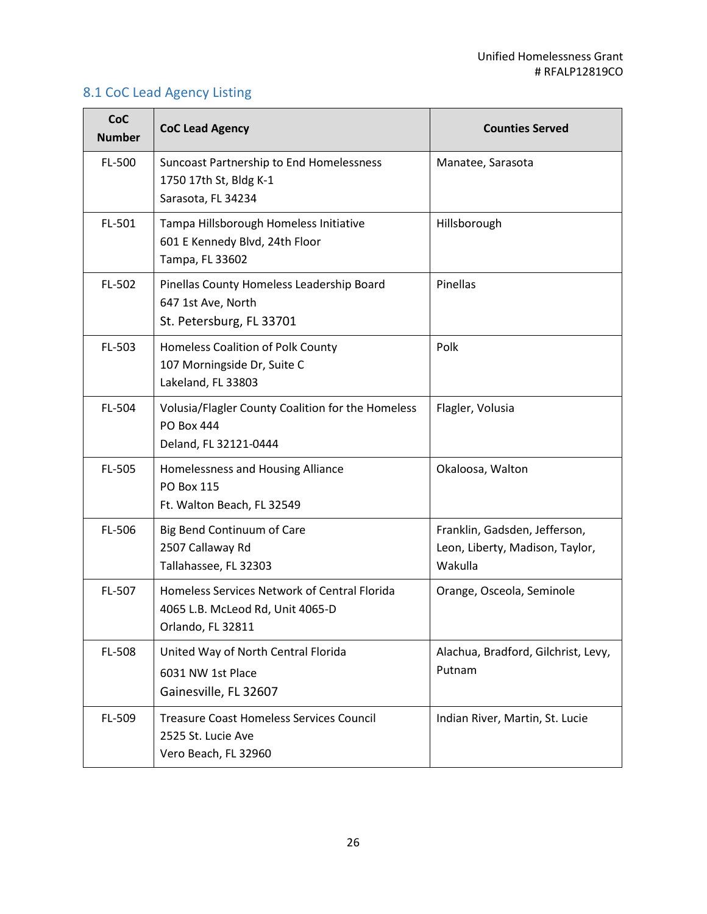## 8.1 CoC Lead Agency Listing

| CoC Number | CoC Lead Agency | Counties Served |
|---|---|---|
| FL-500 | Suncoast Partnership to End Homelessness<br>1750 17th St, Bldg K-1<br>Sarasota, FL 34234 | Manatee, Sarasota |
| FL-501 | Tampa Hillsborough Homeless Initiative<br>601 E Kennedy Blvd, 24th Floor<br>Tampa, FL 33602 | Hillsborough |
| FL-502 | Pinellas County Homeless Leadership Board<br>647 1st Ave, North<br>St. Petersburg, FL 33701 | Pinellas |
| FL-503 | Homeless Coalition of Polk County<br>107 Morningside Dr, Suite C<br>Lakeland, FL 33803 | Polk |
| FL-504 | Volusia/Flagler County Coalition for the Homeless<br>PO Box 444<br>Deland, FL 32121-0444 | Flagler, Volusia |
| FL-505 | Homelessness and Housing Alliance<br>PO Box 115<br>Ft. Walton Beach, FL 32549 | Okaloosa, Walton |
| FL-506 | Big Bend Continuum of Care<br>2507 Callaway Rd<br>Tallahassee, FL 32303 | Franklin, Gadsden, Jefferson, Leon, Liberty, Madison, Taylor, Wakulla |
| FL-507 | Homeless Services Network of Central Florida<br>4065 L.B. McLeod Rd, Unit 4065-D<br>Orlando, FL 32811 | Orange, Osceola, Seminole |
| FL-508 | United Way of North Central Florida<br>6031 NW 1st Place<br>Gainesville, FL 32607 | Alachua, Bradford, Gilchrist, Levy, Putnam |
| FL-509 | Treasure Coast Homeless Services Council<br>2525 St. Lucie Ave<br>Vero Beach, FL 32960 | Indian River, Martin, St. Lucie |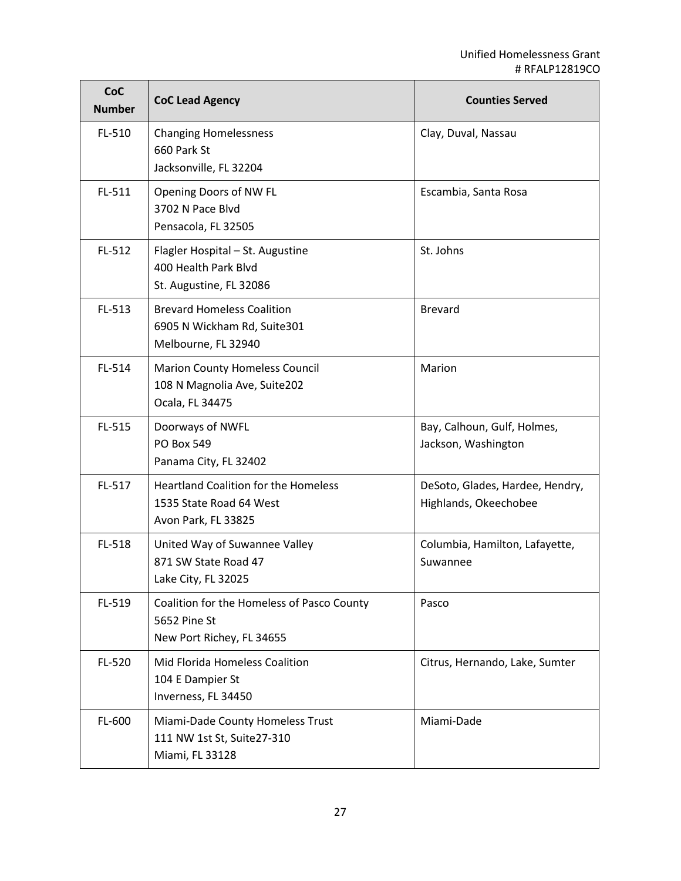| CoC Number | CoC Lead Agency | Counties Served |
|---|---|---|
| FL-510 | Changing Homelessness<br>660 Park St<br>Jacksonville, FL 32204 | Clay, Duval, Nassau |
| FL-511 | Opening Doors of NW FL<br>3702 N Pace Blvd<br>Pensacola, FL 32505 | Escambia, Santa Rosa |
| FL-512 | Flagler Hospital – St. Augustine<br>400 Health Park Blvd<br>St. Augustine, FL 32086 | St. Johns |
| FL-513 | Brevard Homeless Coalition<br>6905 N Wickham Rd, Suite301<br>Melbourne, FL 32940 | Brevard |
| FL-514 | Marion County Homeless Council<br>108 N Magnolia Ave, Suite202<br>Ocala, FL 34475 | Marion |
| FL-515 | Doorways of NWFL<br>PO Box 549<br>Panama City, FL 32402 | Bay, Calhoun, Gulf, Holmes, Jackson, Washington |
| FL-517 | Heartland Coalition for the Homeless<br>1535 State Road 64 West<br>Avon Park, FL 33825 | DeSoto, Glades, Hardee, Hendry, Highlands, Okeechobee |
| FL-518 | United Way of Suwannee Valley<br>871 SW State Road 47<br>Lake City, FL 32025 | Columbia, Hamilton, Lafayette, Suwannee |
| FL-519 | Coalition for the Homeless of Pasco County<br>5652 Pine St<br>New Port Richey, FL 34655 | Pasco |
| FL-520 | Mid Florida Homeless Coalition<br>104 E Dampier St<br>Inverness, FL 34450 | Citrus, Hernando, Lake, Sumter |
| FL-600 | Miami-Dade County Homeless Trust<br>111 NW 1st St, Suite27-310<br>Miami, FL 33128 | Miami-Dade |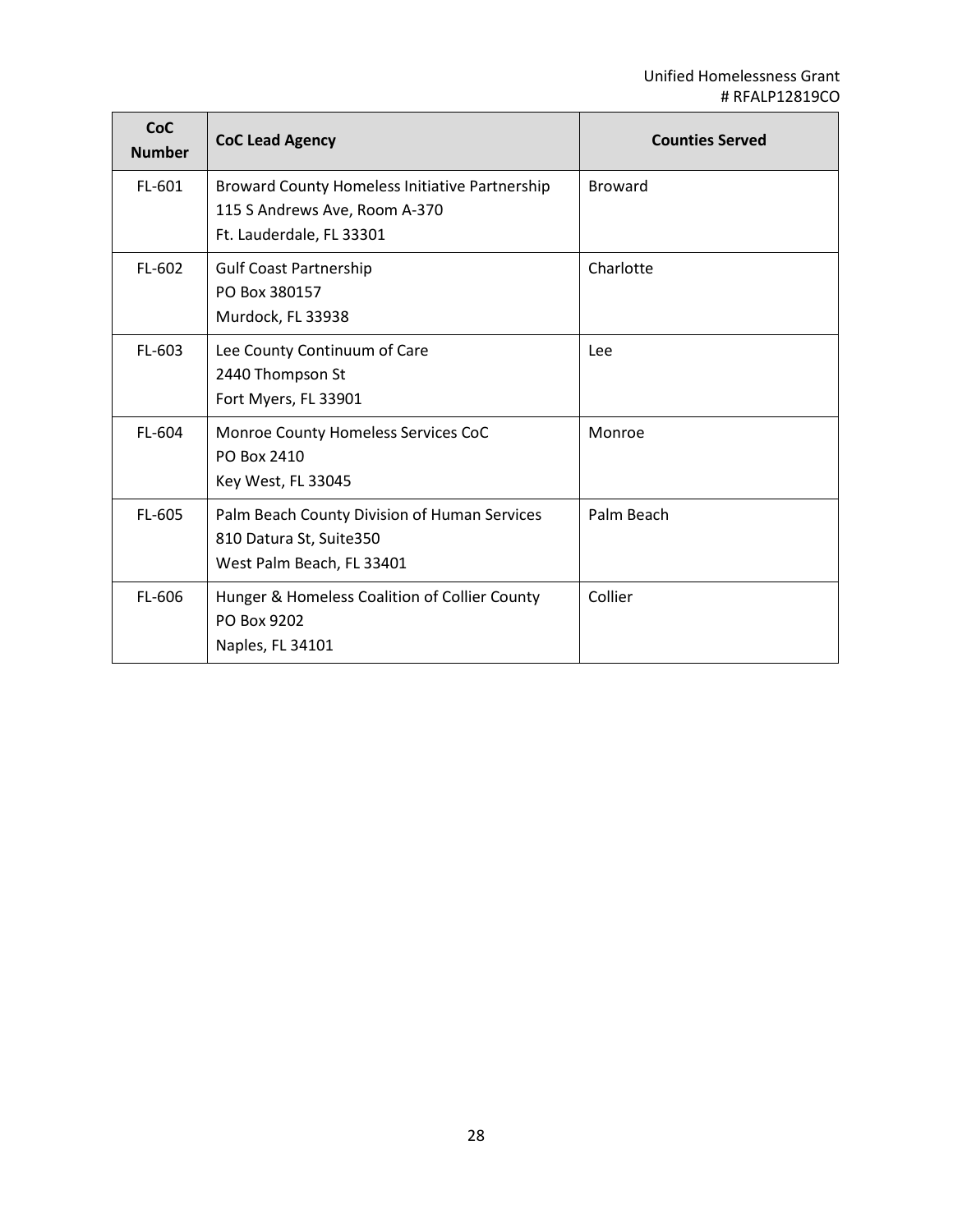| CoC Number | CoC Lead Agency | Counties Served |
|---|---|---|
| FL-601 | Broward County Homeless Initiative Partnership<br>115 S Andrews Ave, Room A-370<br>Ft. Lauderdale, FL 33301 | Broward |
| FL-602 | Gulf Coast Partnership<br>PO Box 380157<br>Murdock, FL 33938 | Charlotte |
| FL-603 | Lee County Continuum of Care<br>2440 Thompson St<br>Fort Myers, FL 33901 | Lee |
| FL-604 | Monroe County Homeless Services CoC<br>PO Box 2410<br>Key West, FL 33045 | Monroe |
| FL-605 | Palm Beach County Division of Human Services<br>810 Datura St, Suite350<br>West Palm Beach, FL 33401 | Palm Beach |
| FL-606 | Hunger & Homeless Coalition of Collier County<br>PO Box 9202<br>Naples, FL 34101 | Collier |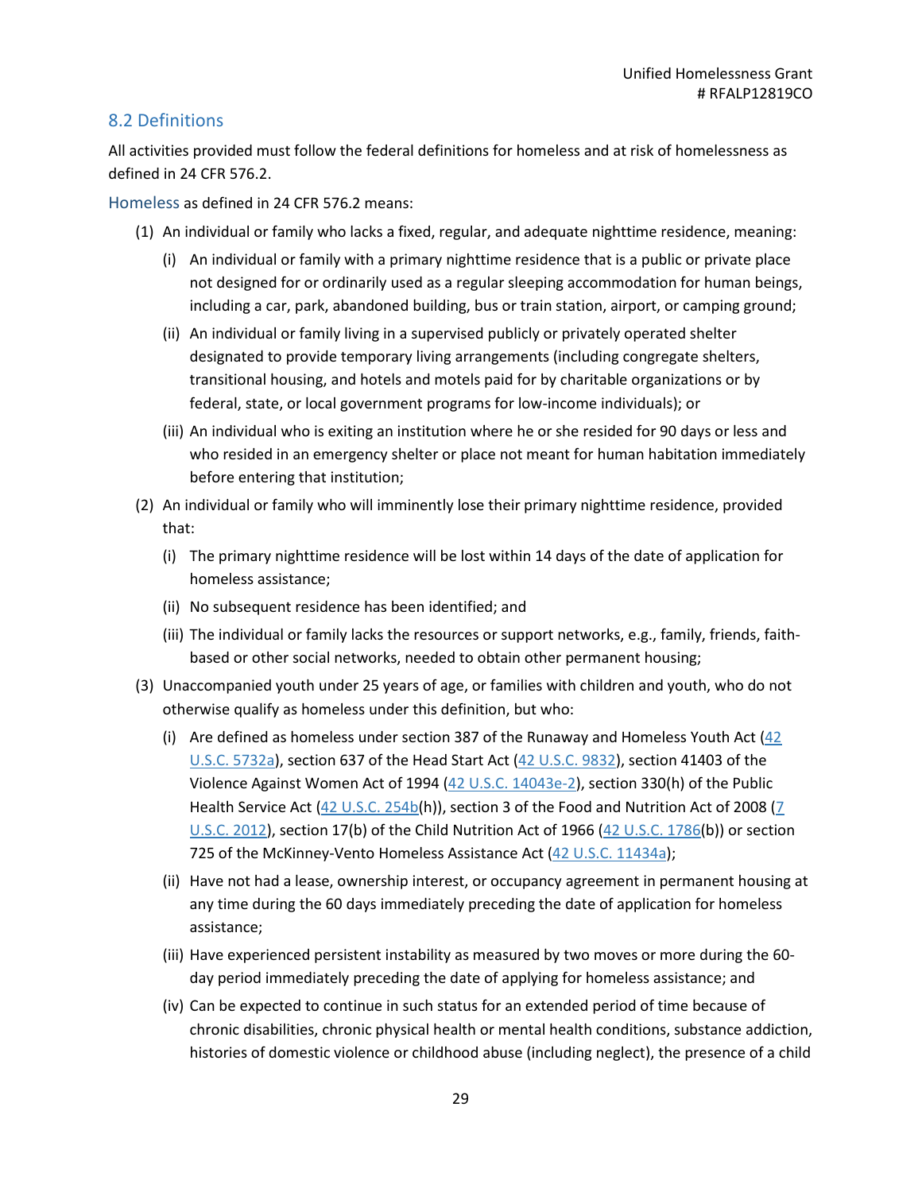## 8.2 Definitions

All activities provided must follow the federal definitions for homeless and at risk of homelessness as defined in 24 CFR 576.2.

Homeless as defined in 24 CFR 576.2 means:

(1) An individual or family who lacks a fixed, regular, and adequate nighttime residence, meaning:

   (i) An individual or family with a primary nighttime residence that is a public or private place not designed for or ordinarily used as a regular sleeping accommodation for human beings, including a car, park, abandoned building, bus or train station, airport, or camping ground;

   (ii) An individual or family living in a supervised publicly or privately operated shelter designated to provide temporary living arrangements (including congregate shelters, transitional housing, and hotels and motels paid for by charitable organizations or by federal, state, or local government programs for low-income individuals); or

   (iii) An individual who is exiting an institution where he or she resided for 90 days or less and who resided in an emergency shelter or place not meant for human habitation immediately before entering that institution;

(2) An individual or family who will imminently lose their primary nighttime residence, provided that:

   (i) The primary nighttime residence will be lost within 14 days of the date of application for homeless assistance;

   (ii) No subsequent residence has been identified; and

   (iii) The individual or family lacks the resources or support networks, e.g., family, friends, faith-based or other social networks, needed to obtain other permanent housing;

(3) Unaccompanied youth under 25 years of age, or families with children and youth, who do not otherwise qualify as homeless under this definition, but who:

   (i) Are defined as homeless under section 387 of the Runaway and Homeless Youth Act (42 U.S.C. 5732a), section 637 of the Head Start Act (42 U.S.C. 9832), section 41403 of the Violence Against Women Act of 1994 (42 U.S.C. 14043e-2), section 330(h) of the Public Health Service Act (42 U.S.C. 254b(h)), section 3 of the Food and Nutrition Act of 2008 (7 U.S.C. 2012), section 17(b) of the Child Nutrition Act of 1966 (42 U.S.C. 1786(b)) or section 725 of the McKinney-Vento Homeless Assistance Act (42 U.S.C. 11434a);

   (ii) Have not had a lease, ownership interest, or occupancy agreement in permanent housing at any time during the 60 days immediately preceding the date of application for homeless assistance;

   (iii) Have experienced persistent instability as measured by two moves or more during the 60-day period immediately preceding the date of applying for homeless assistance; and

   (iv) Can be expected to continue in such status for an extended period of time because of chronic disabilities, chronic physical health or mental health conditions, substance addiction, histories of domestic violence or childhood abuse (including neglect), the presence of a child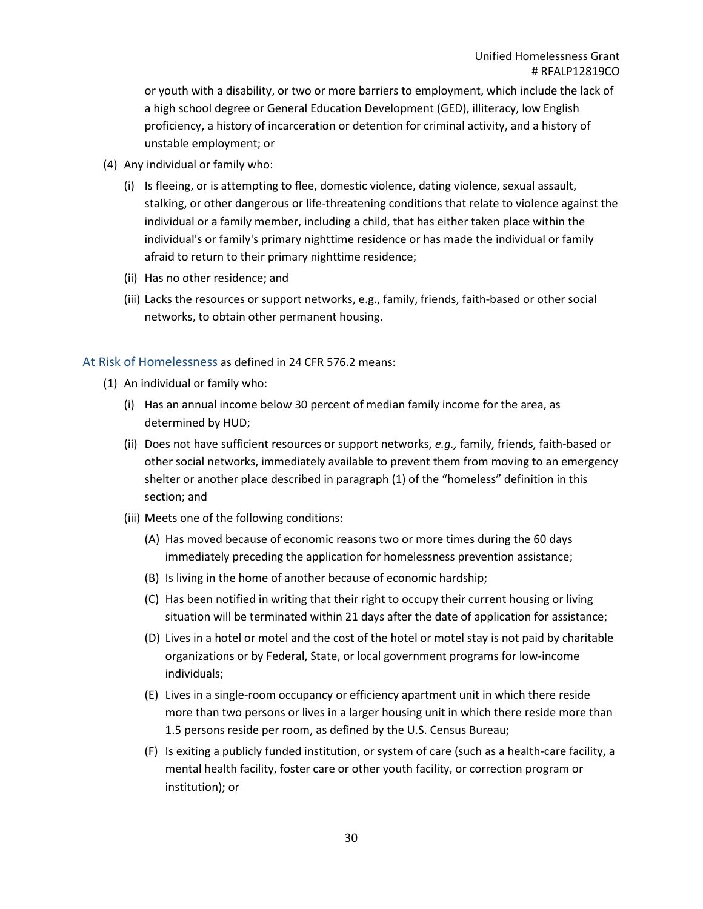or youth with a disability, or two or more barriers to employment, which include the lack of a high school degree or General Education Development (GED), illiteracy, low English proficiency, a history of incarceration or detention for criminal activity, and a history of unstable employment; or

(4) Any individual or family who:

(i) Is fleeing, or is attempting to flee, domestic violence, dating violence, sexual assault, stalking, or other dangerous or life-threatening conditions that relate to violence against the individual or a family member, including a child, that has either taken place within the individual's or family's primary nighttime residence or has made the individual or family afraid to return to their primary nighttime residence;

(ii) Has no other residence; and

(iii) Lacks the resources or support networks, e.g., family, friends, faith-based or other social networks, to obtain other permanent housing.

### At Risk of Homelessness

At Risk of Homelessness as defined in 24 CFR 576.2 means:

(1) An individual or family who:

(i) Has an annual income below 30 percent of median family income for the area, as determined by HUD;

(ii) Does not have sufficient resources or support networks, *e.g.,* family, friends, faith-based or other social networks, immediately available to prevent them from moving to an emergency shelter or another place described in paragraph (1) of the "homeless" definition in this section; and

(iii) Meets one of the following conditions:

(A) Has moved because of economic reasons two or more times during the 60 days immediately preceding the application for homelessness prevention assistance;

(B) Is living in the home of another because of economic hardship;

(C) Has been notified in writing that their right to occupy their current housing or living situation will be terminated within 21 days after the date of application for assistance;

(D) Lives in a hotel or motel and the cost of the hotel or motel stay is not paid by charitable organizations or by Federal, State, or local government programs for low-income individuals;

(E) Lives in a single-room occupancy or efficiency apartment unit in which there reside more than two persons or lives in a larger housing unit in which there reside more than 1.5 persons reside per room, as defined by the U.S. Census Bureau;

(F) Is exiting a publicly funded institution, or system of care (such as a health-care facility, a mental health facility, foster care or other youth facility, or correction program or institution); or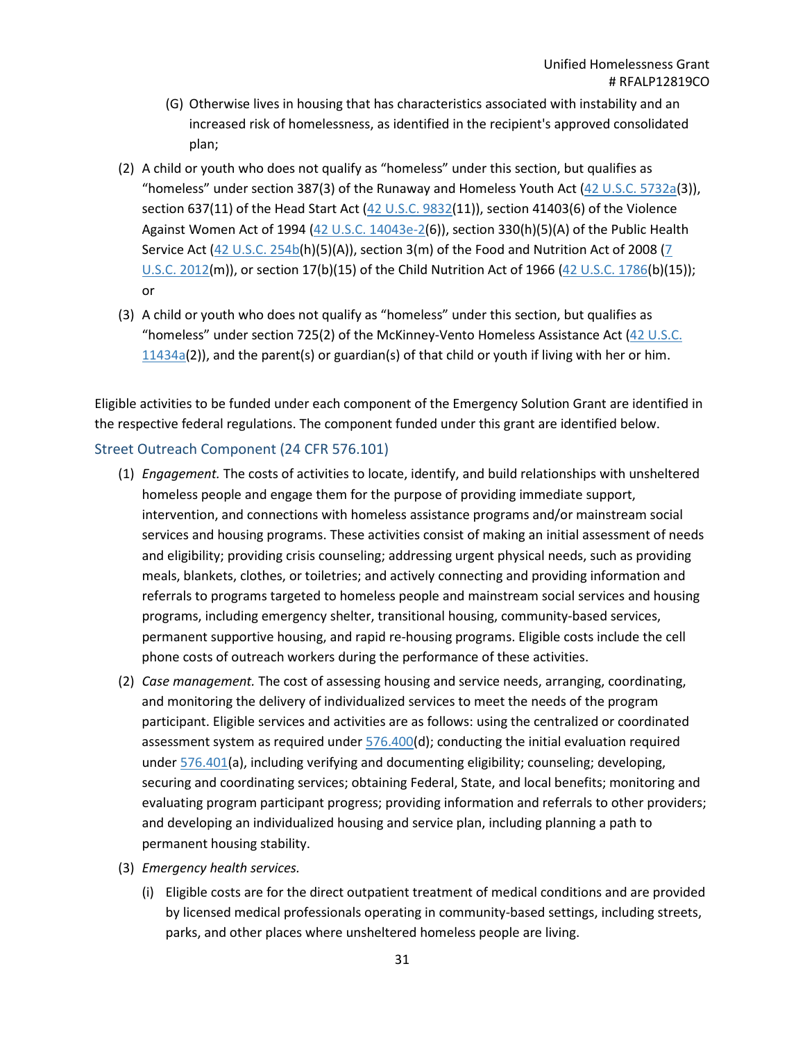(G) Otherwise lives in housing that has characteristics associated with instability and an increased risk of homelessness, as identified in the recipient's approved consolidated plan;

(2) A child or youth who does not qualify as "homeless" under this section, but qualifies as "homeless" under section 387(3) of the Runaway and Homeless Youth Act (42 U.S.C. 5732a(3)), section 637(11) of the Head Start Act (42 U.S.C. 9832(11)), section 41403(6) of the Violence Against Women Act of 1994 (42 U.S.C. 14043e-2(6)), section 330(h)(5)(A) of the Public Health Service Act (42 U.S.C. 254b(h)(5)(A)), section 3(m) of the Food and Nutrition Act of 2008 (7 U.S.C. 2012(m)), or section 17(b)(15) of the Child Nutrition Act of 1966 (42 U.S.C. 1786(b)(15)); or

(3) A child or youth who does not qualify as "homeless" under this section, but qualifies as "homeless" under section 725(2) of the McKinney-Vento Homeless Assistance Act (42 U.S.C. 11434a(2)), and the parent(s) or guardian(s) of that child or youth if living with her or him.

Eligible activities to be funded under each component of the Emergency Solution Grant are identified in the respective federal regulations. The component funded under this grant are identified below.

### Street Outreach Component (24 CFR 576.101)

(1) *Engagement.* The costs of activities to locate, identify, and build relationships with unsheltered homeless people and engage them for the purpose of providing immediate support, intervention, and connections with homeless assistance programs and/or mainstream social services and housing programs. These activities consist of making an initial assessment of needs and eligibility; providing crisis counseling; addressing urgent physical needs, such as providing meals, blankets, clothes, or toiletries; and actively connecting and providing information and referrals to programs targeted to homeless people and mainstream social services and housing programs, including emergency shelter, transitional housing, community-based services, permanent supportive housing, and rapid re-housing programs. Eligible costs include the cell phone costs of outreach workers during the performance of these activities.

(2) *Case management.* The cost of assessing housing and service needs, arranging, coordinating, and monitoring the delivery of individualized services to meet the needs of the program participant. Eligible services and activities are as follows: using the centralized or coordinated assessment system as required under 576.400(d); conducting the initial evaluation required under 576.401(a), including verifying and documenting eligibility; counseling; developing, securing and coordinating services; obtaining Federal, State, and local benefits; monitoring and evaluating program participant progress; providing information and referrals to other providers; and developing an individualized housing and service plan, including planning a path to permanent housing stability.

(3) *Emergency health services.*

(i) Eligible costs are for the direct outpatient treatment of medical conditions and are provided by licensed medical professionals operating in community-based settings, including streets, parks, and other places where unsheltered homeless people are living.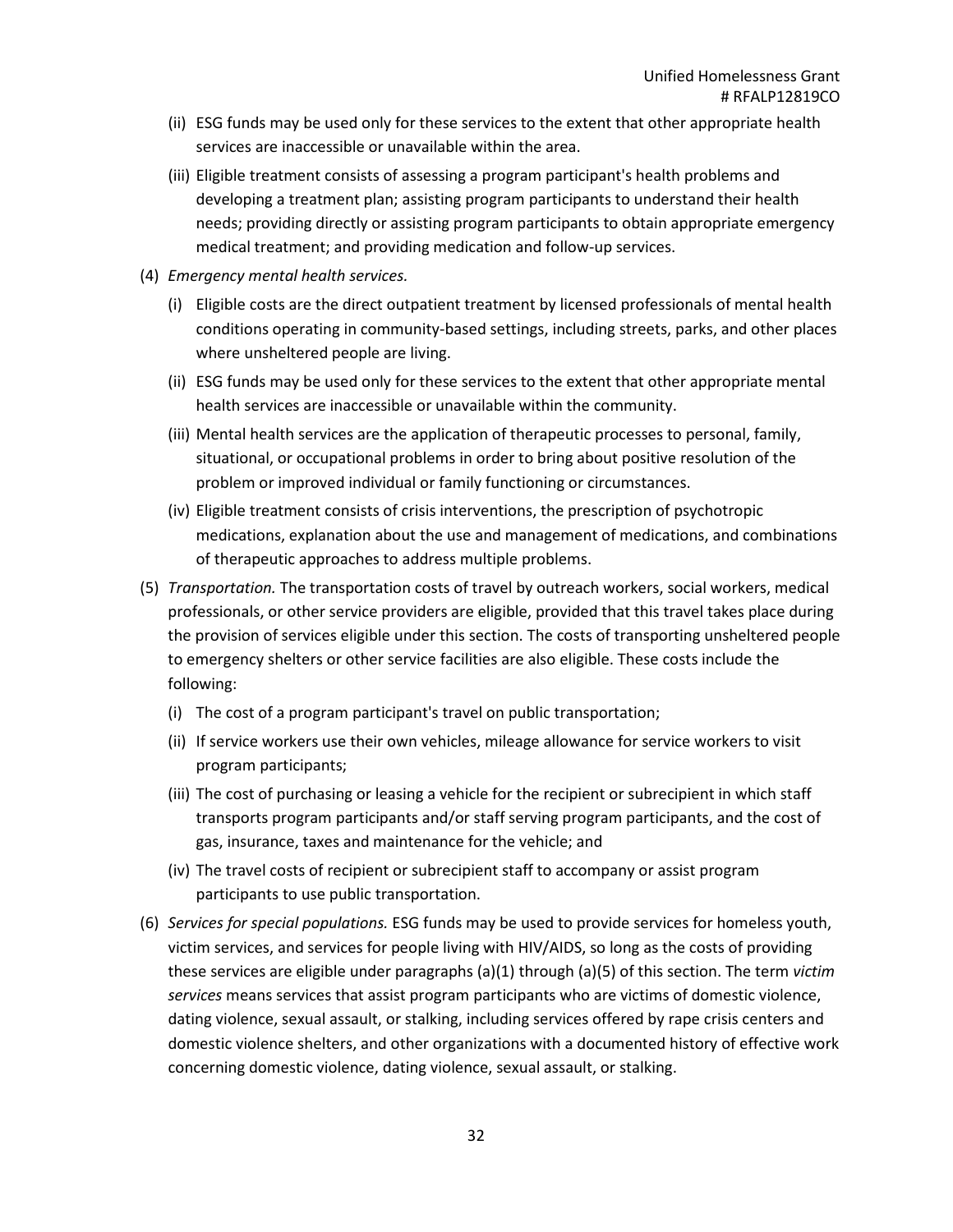(ii) ESG funds may be used only for these services to the extent that other appropriate health services are inaccessible or unavailable within the area.

(iii) Eligible treatment consists of assessing a program participant's health problems and developing a treatment plan; assisting program participants to understand their health needs; providing directly or assisting program participants to obtain appropriate emergency medical treatment; and providing medication and follow-up services.

(4) *Emergency mental health services.*

(i) Eligible costs are the direct outpatient treatment by licensed professionals of mental health conditions operating in community-based settings, including streets, parks, and other places where unsheltered people are living.

(ii) ESG funds may be used only for these services to the extent that other appropriate mental health services are inaccessible or unavailable within the community.

(iii) Mental health services are the application of therapeutic processes to personal, family, situational, or occupational problems in order to bring about positive resolution of the problem or improved individual or family functioning or circumstances.

(iv) Eligible treatment consists of crisis interventions, the prescription of psychotropic medications, explanation about the use and management of medications, and combinations of therapeutic approaches to address multiple problems.

(5) *Transportation.* The transportation costs of travel by outreach workers, social workers, medical professionals, or other service providers are eligible, provided that this travel takes place during the provision of services eligible under this section. The costs of transporting unsheltered people to emergency shelters or other service facilities are also eligible. These costs include the following:

(i) The cost of a program participant's travel on public transportation;

(ii) If service workers use their own vehicles, mileage allowance for service workers to visit program participants;

(iii) The cost of purchasing or leasing a vehicle for the recipient or subrecipient in which staff transports program participants and/or staff serving program participants, and the cost of gas, insurance, taxes and maintenance for the vehicle; and

(iv) The travel costs of recipient or subrecipient staff to accompany or assist program participants to use public transportation.

(6) *Services for special populations.* ESG funds may be used to provide services for homeless youth, victim services, and services for people living with HIV/AIDS, so long as the costs of providing these services are eligible under paragraphs (a)(1) through (a)(5) of this section. The term *victim services* means services that assist program participants who are victims of domestic violence, dating violence, sexual assault, or stalking, including services offered by rape crisis centers and domestic violence shelters, and other organizations with a documented history of effective work concerning domestic violence, dating violence, sexual assault, or stalking.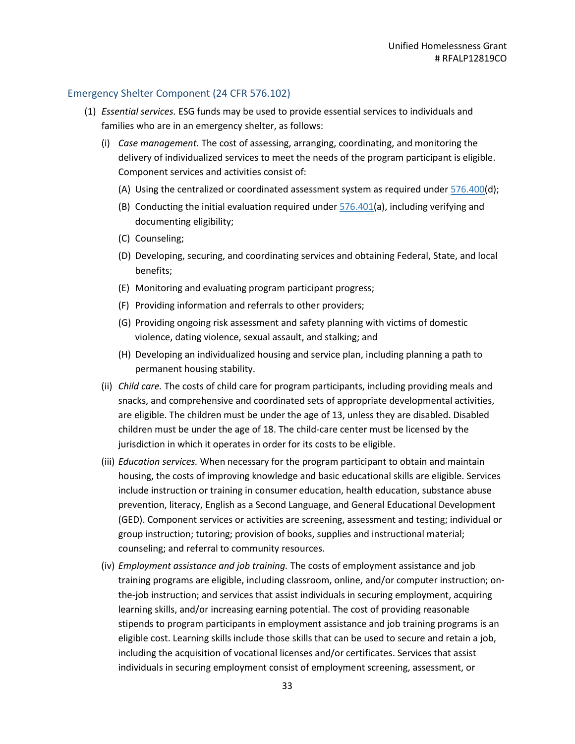## Emergency Shelter Component (24 CFR 576.102)

(1) *Essential services.* ESG funds may be used to provide essential services to individuals and families who are in an emergency shelter, as follows:

  (i) *Case management.* The cost of assessing, arranging, coordinating, and monitoring the delivery of individualized services to meet the needs of the program participant is eligible. Component services and activities consist of:

    (A) Using the centralized or coordinated assessment system as required under 576.400(d);

    (B) Conducting the initial evaluation required under 576.401(a), including verifying and documenting eligibility;

    (C) Counseling;

    (D) Developing, securing, and coordinating services and obtaining Federal, State, and local benefits;

    (E) Monitoring and evaluating program participant progress;

    (F) Providing information and referrals to other providers;

    (G) Providing ongoing risk assessment and safety planning with victims of domestic violence, dating violence, sexual assault, and stalking; and

    (H) Developing an individualized housing and service plan, including planning a path to permanent housing stability.

  (ii) *Child care.* The costs of child care for program participants, including providing meals and snacks, and comprehensive and coordinated sets of appropriate developmental activities, are eligible. The children must be under the age of 13, unless they are disabled. Disabled children must be under the age of 18. The child-care center must be licensed by the jurisdiction in which it operates in order for its costs to be eligible.

  (iii) *Education services.* When necessary for the program participant to obtain and maintain housing, the costs of improving knowledge and basic educational skills are eligible. Services include instruction or training in consumer education, health education, substance abuse prevention, literacy, English as a Second Language, and General Educational Development (GED). Component services or activities are screening, assessment and testing; individual or group instruction; tutoring; provision of books, supplies and instructional material; counseling; and referral to community resources.

  (iv) *Employment assistance and job training.* The costs of employment assistance and job training programs are eligible, including classroom, online, and/or computer instruction; on-the-job instruction; and services that assist individuals in securing employment, acquiring learning skills, and/or increasing earning potential. The cost of providing reasonable stipends to program participants in employment assistance and job training programs is an eligible cost. Learning skills include those skills that can be used to secure and retain a job, including the acquisition of vocational licenses and/or certificates. Services that assist individuals in securing employment consist of employment screening, assessment, or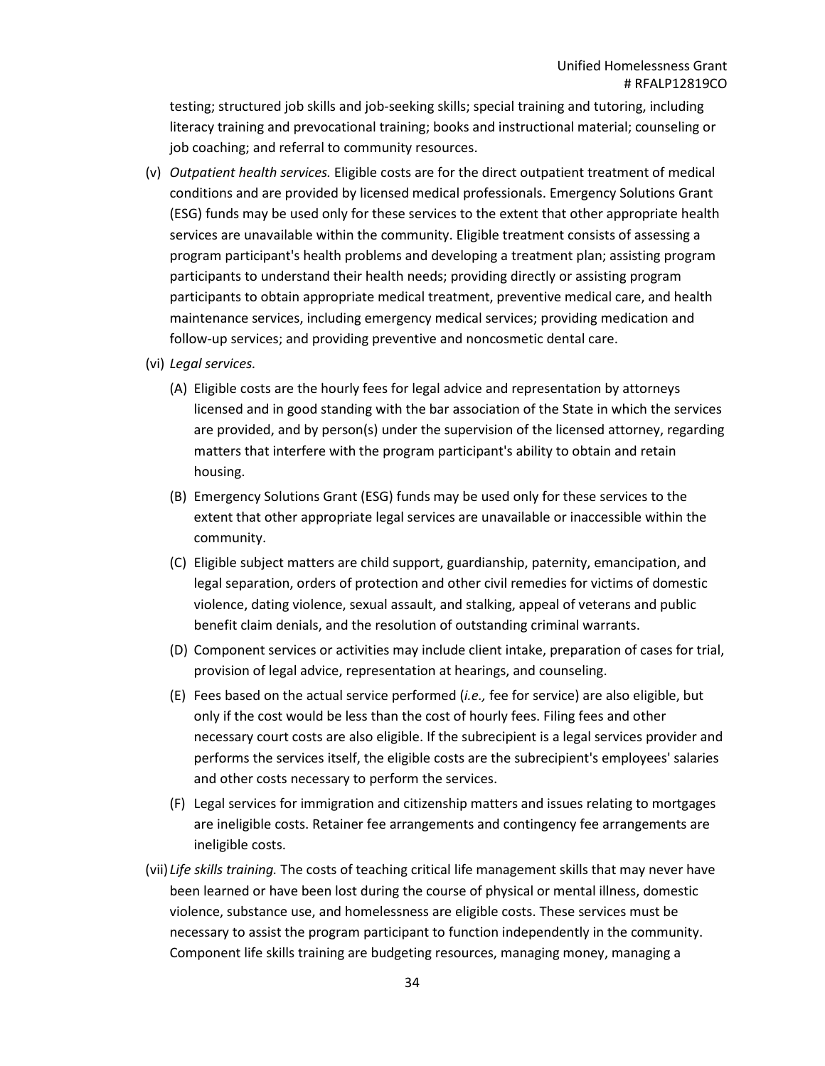testing; structured job skills and job-seeking skills; special training and tutoring, including literacy training and prevocational training; books and instructional material; counseling or job coaching; and referral to community resources.

(v) *Outpatient health services.* Eligible costs are for the direct outpatient treatment of medical conditions and are provided by licensed medical professionals. Emergency Solutions Grant (ESG) funds may be used only for these services to the extent that other appropriate health services are unavailable within the community. Eligible treatment consists of assessing a program participant's health problems and developing a treatment plan; assisting program participants to understand their health needs; providing directly or assisting program participants to obtain appropriate medical treatment, preventive medical care, and health maintenance services, including emergency medical services; providing medication and follow-up services; and providing preventive and noncosmetic dental care.

(vi) *Legal services.*

(A) Eligible costs are the hourly fees for legal advice and representation by attorneys licensed and in good standing with the bar association of the State in which the services are provided, and by person(s) under the supervision of the licensed attorney, regarding matters that interfere with the program participant's ability to obtain and retain housing.

(B) Emergency Solutions Grant (ESG) funds may be used only for these services to the extent that other appropriate legal services are unavailable or inaccessible within the community.

(C) Eligible subject matters are child support, guardianship, paternity, emancipation, and legal separation, orders of protection and other civil remedies for victims of domestic violence, dating violence, sexual assault, and stalking, appeal of veterans and public benefit claim denials, and the resolution of outstanding criminal warrants.

(D) Component services or activities may include client intake, preparation of cases for trial, provision of legal advice, representation at hearings, and counseling.

(E) Fees based on the actual service performed (*i.e.,* fee for service) are also eligible, but only if the cost would be less than the cost of hourly fees. Filing fees and other necessary court costs are also eligible. If the subrecipient is a legal services provider and performs the services itself, the eligible costs are the subrecipient's employees' salaries and other costs necessary to perform the services.

(F) Legal services for immigration and citizenship matters and issues relating to mortgages are ineligible costs. Retainer fee arrangements and contingency fee arrangements are ineligible costs.

(vii) *Life skills training.* The costs of teaching critical life management skills that may never have been learned or have been lost during the course of physical or mental illness, domestic violence, substance use, and homelessness are eligible costs. These services must be necessary to assist the program participant to function independently in the community. Component life skills training are budgeting resources, managing money, managing a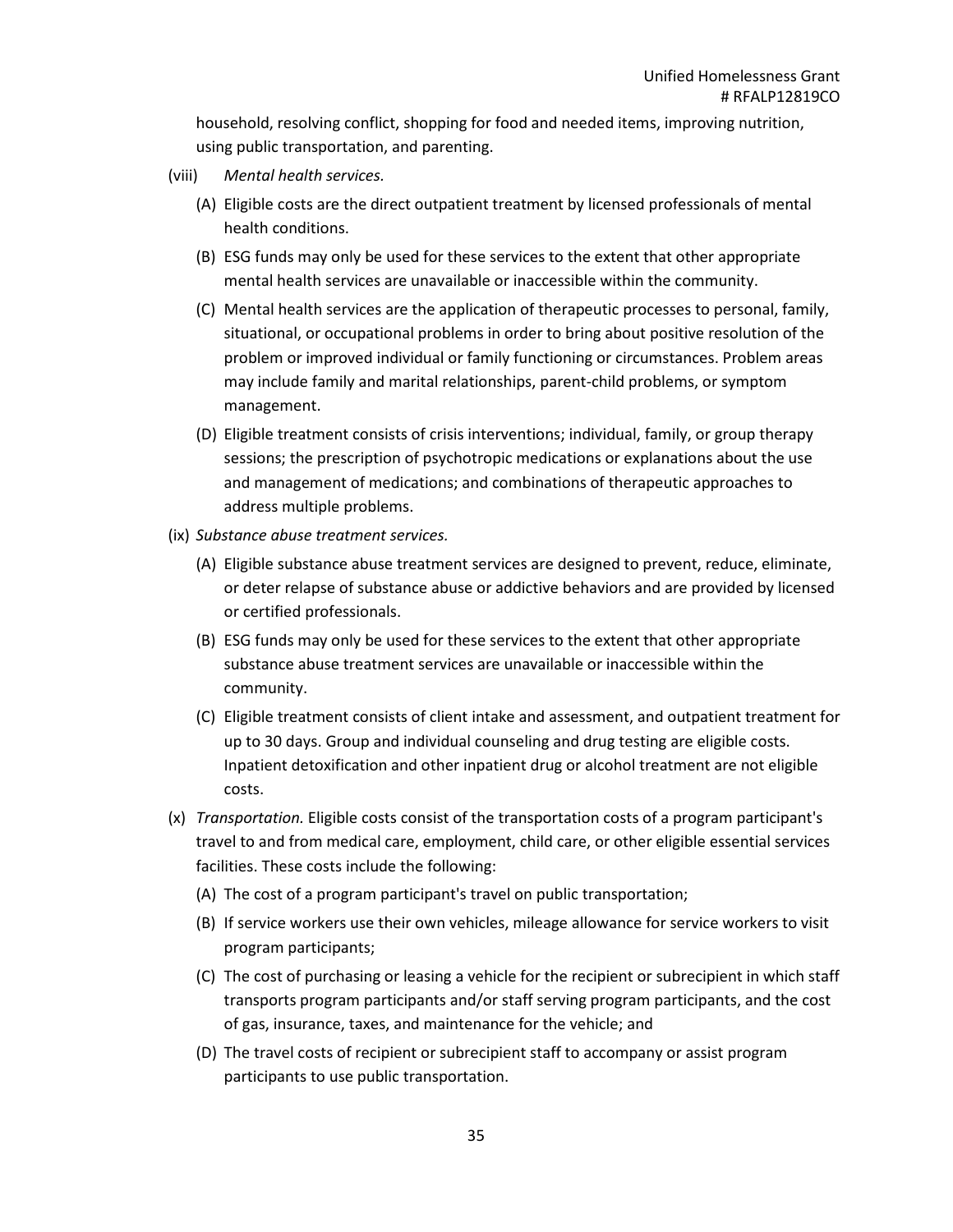household, resolving conflict, shopping for food and needed items, improving nutrition, using public transportation, and parenting.

(viii) *Mental health services.*

(A) Eligible costs are the direct outpatient treatment by licensed professionals of mental health conditions.

(B) ESG funds may only be used for these services to the extent that other appropriate mental health services are unavailable or inaccessible within the community.

(C) Mental health services are the application of therapeutic processes to personal, family, situational, or occupational problems in order to bring about positive resolution of the problem or improved individual or family functioning or circumstances. Problem areas may include family and marital relationships, parent-child problems, or symptom management.

(D) Eligible treatment consists of crisis interventions; individual, family, or group therapy sessions; the prescription of psychotropic medications or explanations about the use and management of medications; and combinations of therapeutic approaches to address multiple problems.

(ix) *Substance abuse treatment services.*

(A) Eligible substance abuse treatment services are designed to prevent, reduce, eliminate, or deter relapse of substance abuse or addictive behaviors and are provided by licensed or certified professionals.

(B) ESG funds may only be used for these services to the extent that other appropriate substance abuse treatment services are unavailable or inaccessible within the community.

(C) Eligible treatment consists of client intake and assessment, and outpatient treatment for up to 30 days. Group and individual counseling and drug testing are eligible costs. Inpatient detoxification and other inpatient drug or alcohol treatment are not eligible costs.

(x) *Transportation.* Eligible costs consist of the transportation costs of a program participant's travel to and from medical care, employment, child care, or other eligible essential services facilities. These costs include the following:

(A) The cost of a program participant's travel on public transportation;

(B) If service workers use their own vehicles, mileage allowance for service workers to visit program participants;

(C) The cost of purchasing or leasing a vehicle for the recipient or subrecipient in which staff transports program participants and/or staff serving program participants, and the cost of gas, insurance, taxes, and maintenance for the vehicle; and

(D) The travel costs of recipient or subrecipient staff to accompany or assist program participants to use public transportation.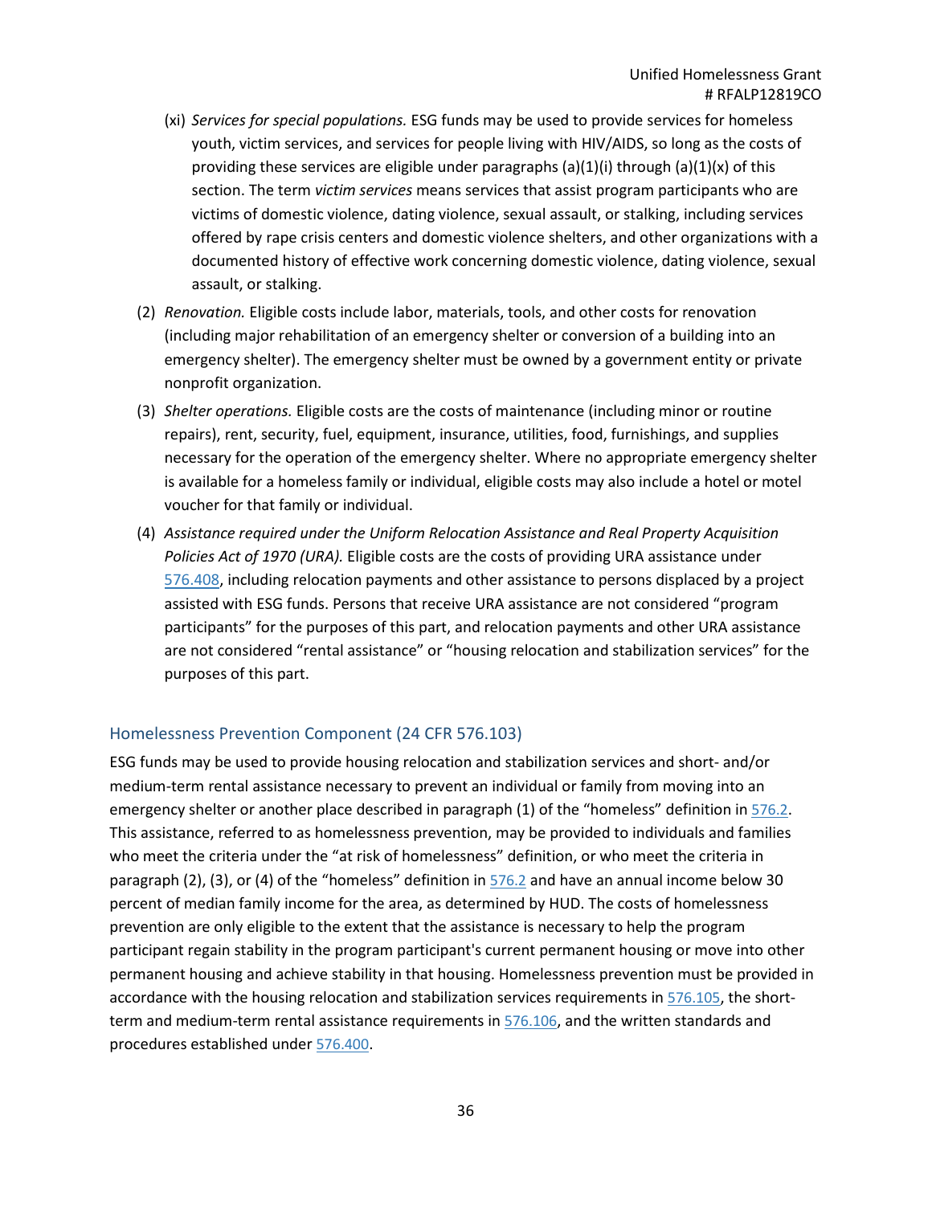(xi) *Services for special populations.* ESG funds may be used to provide services for homeless youth, victim services, and services for people living with HIV/AIDS, so long as the costs of providing these services are eligible under paragraphs (a)(1)(i) through (a)(1)(x) of this section. The term *victim services* means services that assist program participants who are victims of domestic violence, dating violence, sexual assault, or stalking, including services offered by rape crisis centers and domestic violence shelters, and other organizations with a documented history of effective work concerning domestic violence, dating violence, sexual assault, or stalking.

(2) *Renovation.* Eligible costs include labor, materials, tools, and other costs for renovation (including major rehabilitation of an emergency shelter or conversion of a building into an emergency shelter). The emergency shelter must be owned by a government entity or private nonprofit organization.

(3) *Shelter operations.* Eligible costs are the costs of maintenance (including minor or routine repairs), rent, security, fuel, equipment, insurance, utilities, food, furnishings, and supplies necessary for the operation of the emergency shelter. Where no appropriate emergency shelter is available for a homeless family or individual, eligible costs may also include a hotel or motel voucher for that family or individual.

(4) *Assistance required under the Uniform Relocation Assistance and Real Property Acquisition Policies Act of 1970 (URA).* Eligible costs are the costs of providing URA assistance under 576.408, including relocation payments and other assistance to persons displaced by a project assisted with ESG funds. Persons that receive URA assistance are not considered "program participants" for the purposes of this part, and relocation payments and other URA assistance are not considered "rental assistance" or "housing relocation and stabilization services" for the purposes of this part.

### Homelessness Prevention Component (24 CFR 576.103)

ESG funds may be used to provide housing relocation and stabilization services and short- and/or medium-term rental assistance necessary to prevent an individual or family from moving into an emergency shelter or another place described in paragraph (1) of the "homeless" definition in 576.2. This assistance, referred to as homelessness prevention, may be provided to individuals and families who meet the criteria under the "at risk of homelessness" definition, or who meet the criteria in paragraph (2), (3), or (4) of the "homeless" definition in 576.2 and have an annual income below 30 percent of median family income for the area, as determined by HUD. The costs of homelessness prevention are only eligible to the extent that the assistance is necessary to help the program participant regain stability in the program participant's current permanent housing or move into other permanent housing and achieve stability in that housing. Homelessness prevention must be provided in accordance with the housing relocation and stabilization services requirements in 576.105, the short-term and medium-term rental assistance requirements in 576.106, and the written standards and procedures established under 576.400.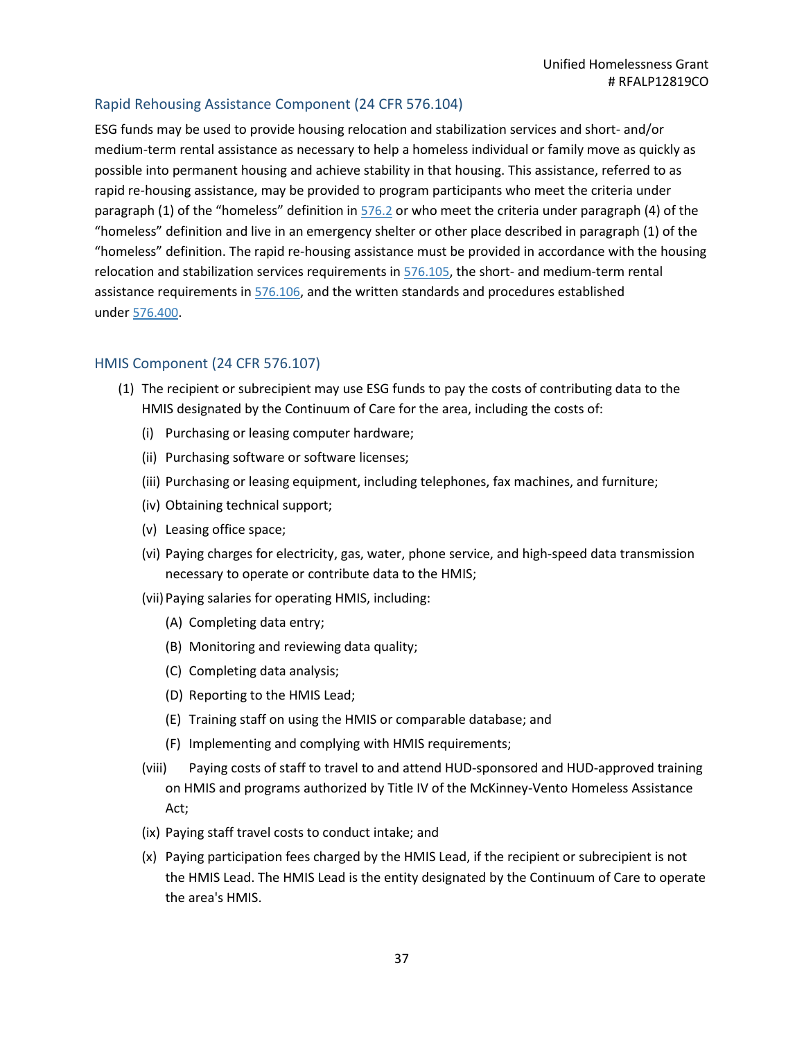## Rapid Rehousing Assistance Component (24 CFR 576.104)

ESG funds may be used to provide housing relocation and stabilization services and short- and/or medium-term rental assistance as necessary to help a homeless individual or family move as quickly as possible into permanent housing and achieve stability in that housing. This assistance, referred to as rapid re-housing assistance, may be provided to program participants who meet the criteria under paragraph (1) of the "homeless" definition in 576.2 or who meet the criteria under paragraph (4) of the "homeless" definition and live in an emergency shelter or other place described in paragraph (1) of the "homeless" definition. The rapid re-housing assistance must be provided in accordance with the housing relocation and stabilization services requirements in 576.105, the short- and medium-term rental assistance requirements in 576.106, and the written standards and procedures established under 576.400.

## HMIS Component (24 CFR 576.107)

(1) The recipient or subrecipient may use ESG funds to pay the costs of contributing data to the HMIS designated by the Continuum of Care for the area, including the costs of:

- (i) Purchasing or leasing computer hardware;
- (ii) Purchasing software or software licenses;
- (iii) Purchasing or leasing equipment, including telephones, fax machines, and furniture;
- (iv) Obtaining technical support;
- (v) Leasing office space;
- (vi) Paying charges for electricity, gas, water, phone service, and high-speed data transmission necessary to operate or contribute data to the HMIS;
- (vii) Paying salaries for operating HMIS, including:
  - (A) Completing data entry;
  - (B) Monitoring and reviewing data quality;
  - (C) Completing data analysis;
  - (D) Reporting to the HMIS Lead;
  - (E) Training staff on using the HMIS or comparable database; and
  - (F) Implementing and complying with HMIS requirements;
- (viii) Paying costs of staff to travel to and attend HUD-sponsored and HUD-approved training on HMIS and programs authorized by Title IV of the McKinney-Vento Homeless Assistance Act;
- (ix) Paying staff travel costs to conduct intake; and
- (x) Paying participation fees charged by the HMIS Lead, if the recipient or subrecipient is not the HMIS Lead. The HMIS Lead is the entity designated by the Continuum of Care to operate the area's HMIS.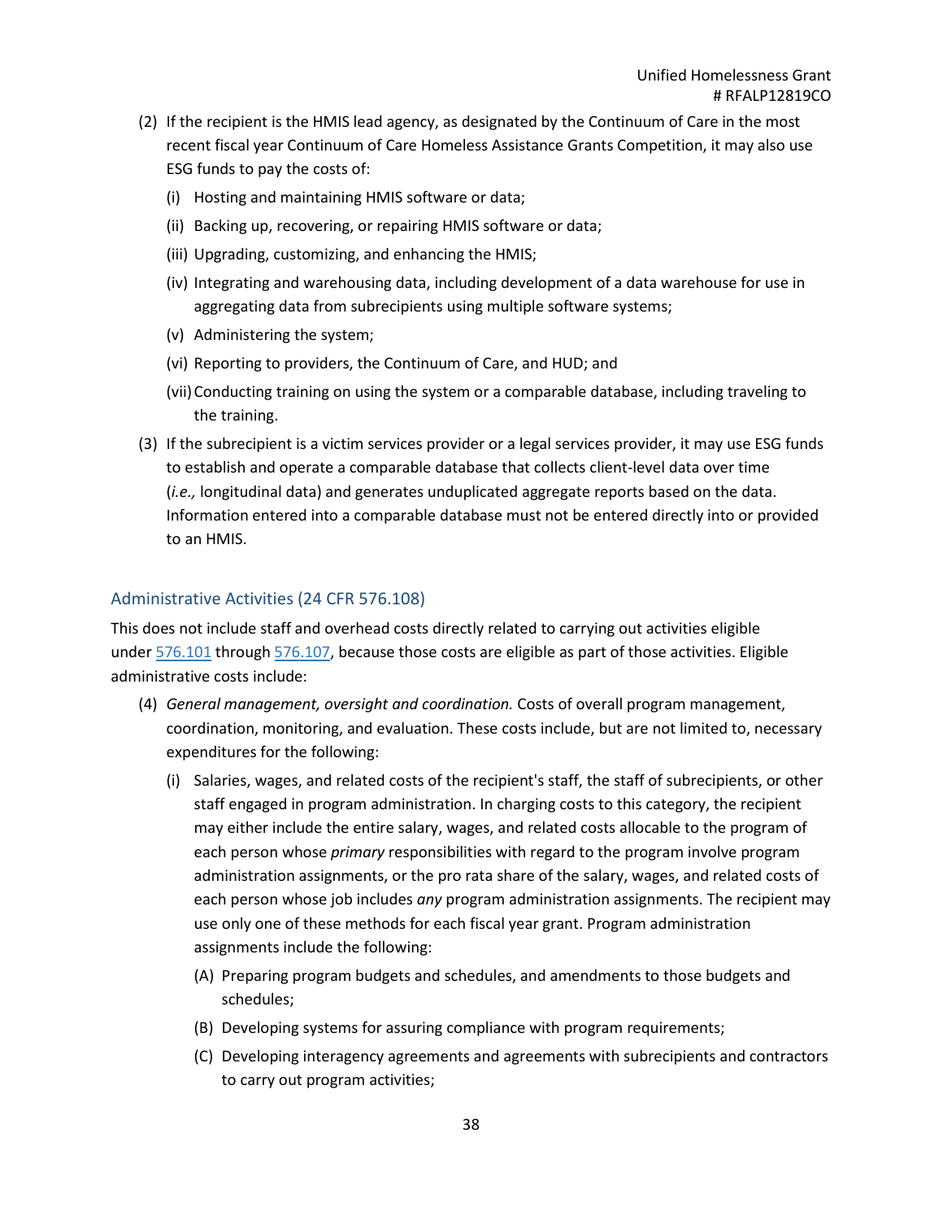(2) If the recipient is the HMIS lead agency, as designated by the Continuum of Care in the most recent fiscal year Continuum of Care Homeless Assistance Grants Competition, it may also use ESG funds to pay the costs of:

   (i) Hosting and maintaining HMIS software or data;

   (ii) Backing up, recovering, or repairing HMIS software or data;

   (iii) Upgrading, customizing, and enhancing the HMIS;

   (iv) Integrating and warehousing data, including development of a data warehouse for use in aggregating data from subrecipients using multiple software systems;

   (v) Administering the system;

   (vi) Reporting to providers, the Continuum of Care, and HUD; and

   (vii) Conducting training on using the system or a comparable database, including traveling to the training.

(3) If the subrecipient is a victim services provider or a legal services provider, it may use ESG funds to establish and operate a comparable database that collects client-level data over time (*i.e.,* longitudinal data) and generates unduplicated aggregate reports based on the data. Information entered into a comparable database must not be entered directly into or provided to an HMIS.

## Administrative Activities (24 CFR 576.108)

This does not include staff and overhead costs directly related to carrying out activities eligible under 576.101 through 576.107, because those costs are eligible as part of those activities. Eligible administrative costs include:

(4) *General management, oversight and coordination.* Costs of overall program management, coordination, monitoring, and evaluation. These costs include, but are not limited to, necessary expenditures for the following:

   (i) Salaries, wages, and related costs of the recipient's staff, the staff of subrecipients, or other staff engaged in program administration. In charging costs to this category, the recipient may either include the entire salary, wages, and related costs allocable to the program of each person whose *primary* responsibilities with regard to the program involve program administration assignments, or the pro rata share of the salary, wages, and related costs of each person whose job includes *any* program administration assignments. The recipient may use only one of these methods for each fiscal year grant. Program administration assignments include the following:

      (A) Preparing program budgets and schedules, and amendments to those budgets and schedules;

      (B) Developing systems for assuring compliance with program requirements;

      (C) Developing interagency agreements and agreements with subrecipients and contractors to carry out program activities;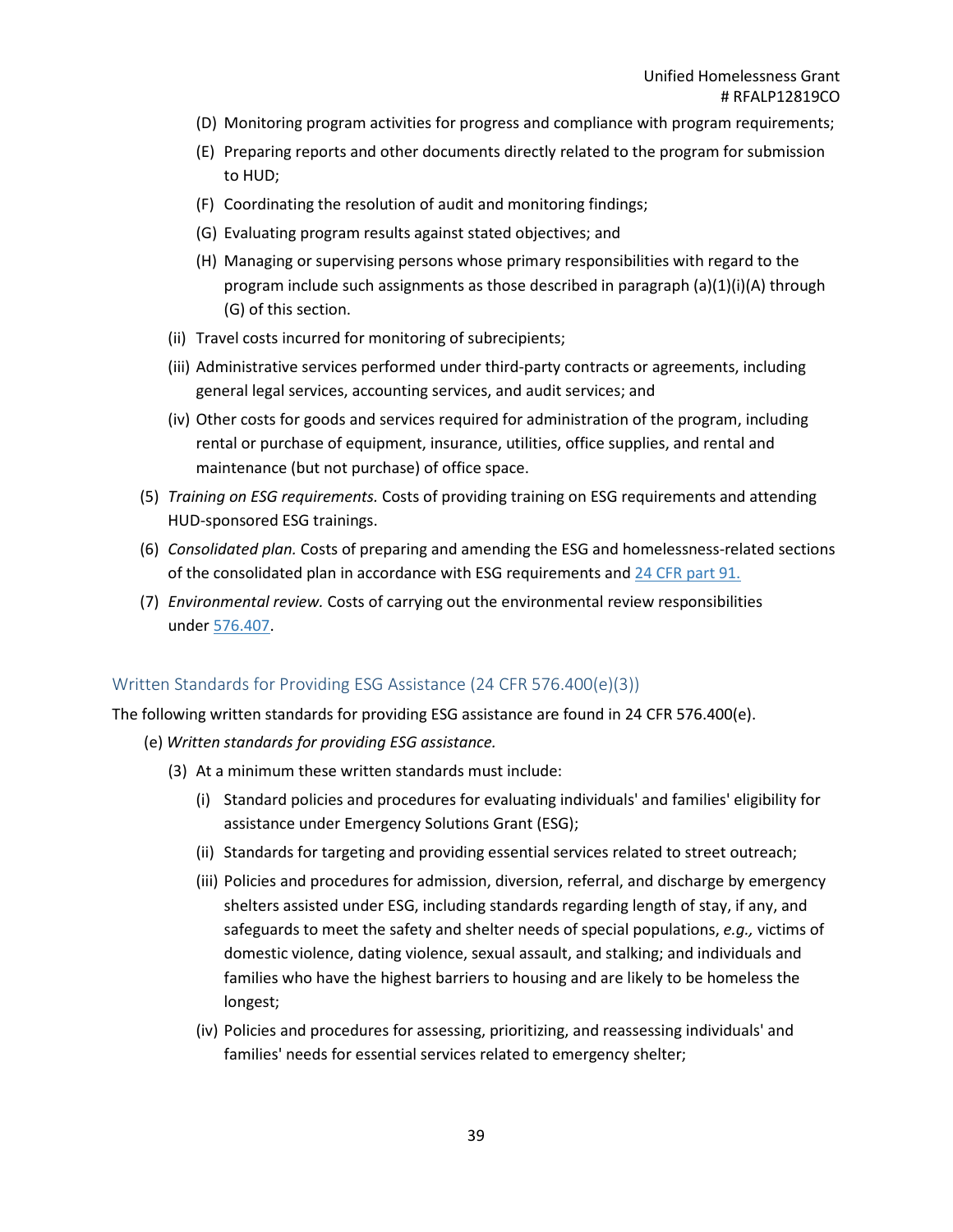(D) Monitoring program activities for progress and compliance with program requirements;

(E) Preparing reports and other documents directly related to the program for submission to HUD;

(F) Coordinating the resolution of audit and monitoring findings;

(G) Evaluating program results against stated objectives; and

(H) Managing or supervising persons whose primary responsibilities with regard to the program include such assignments as those described in paragraph (a)(1)(i)(A) through (G) of this section.

(ii) Travel costs incurred for monitoring of subrecipients;

(iii) Administrative services performed under third-party contracts or agreements, including general legal services, accounting services, and audit services; and

(iv) Other costs for goods and services required for administration of the program, including rental or purchase of equipment, insurance, utilities, office supplies, and rental and maintenance (but not purchase) of office space.

(5) *Training on ESG requirements.* Costs of providing training on ESG requirements and attending HUD-sponsored ESG trainings.

(6) *Consolidated plan.* Costs of preparing and amending the ESG and homelessness-related sections of the consolidated plan in accordance with ESG requirements and 24 CFR part 91.

(7) *Environmental review.* Costs of carrying out the environmental review responsibilities under 576.407.

## Written Standards for Providing ESG Assistance (24 CFR 576.400(e)(3))

The following written standards for providing ESG assistance are found in 24 CFR 576.400(e).

(e) *Written standards for providing ESG assistance.*

(3) At a minimum these written standards must include:

(i) Standard policies and procedures for evaluating individuals' and families' eligibility for assistance under Emergency Solutions Grant (ESG);

(ii) Standards for targeting and providing essential services related to street outreach;

(iii) Policies and procedures for admission, diversion, referral, and discharge by emergency shelters assisted under ESG, including standards regarding length of stay, if any, and safeguards to meet the safety and shelter needs of special populations, *e.g.,* victims of domestic violence, dating violence, sexual assault, and stalking; and individuals and families who have the highest barriers to housing and are likely to be homeless the longest;

(iv) Policies and procedures for assessing, prioritizing, and reassessing individuals' and families' needs for essential services related to emergency shelter;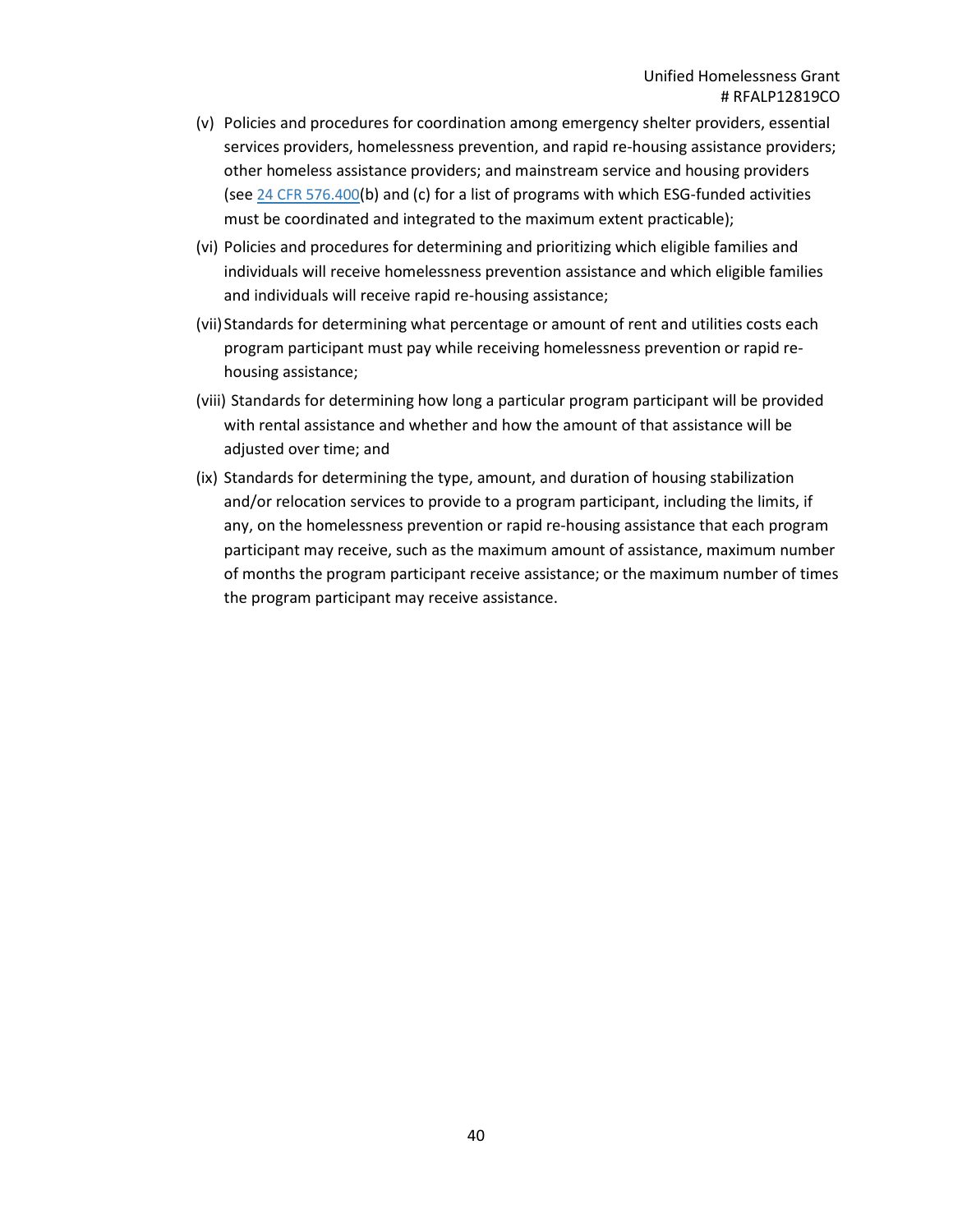(v) Policies and procedures for coordination among emergency shelter providers, essential services providers, homelessness prevention, and rapid re-housing assistance providers; other homeless assistance providers; and mainstream service and housing providers (see [24 CFR 576.400](b) and (c) for a list of programs with which ESG-funded activities must be coordinated and integrated to the maximum extent practicable);

(vi) Policies and procedures for determining and prioritizing which eligible families and individuals will receive homelessness prevention assistance and which eligible families and individuals will receive rapid re-housing assistance;

(vii) Standards for determining what percentage or amount of rent and utilities costs each program participant must pay while receiving homelessness prevention or rapid re-housing assistance;

(viii) Standards for determining how long a particular program participant will be provided with rental assistance and whether and how the amount of that assistance will be adjusted over time; and

(ix) Standards for determining the type, amount, and duration of housing stabilization and/or relocation services to provide to a program participant, including the limits, if any, on the homelessness prevention or rapid re-housing assistance that each program participant may receive, such as the maximum amount of assistance, maximum number of months the program participant receive assistance; or the maximum number of times the program participant may receive assistance.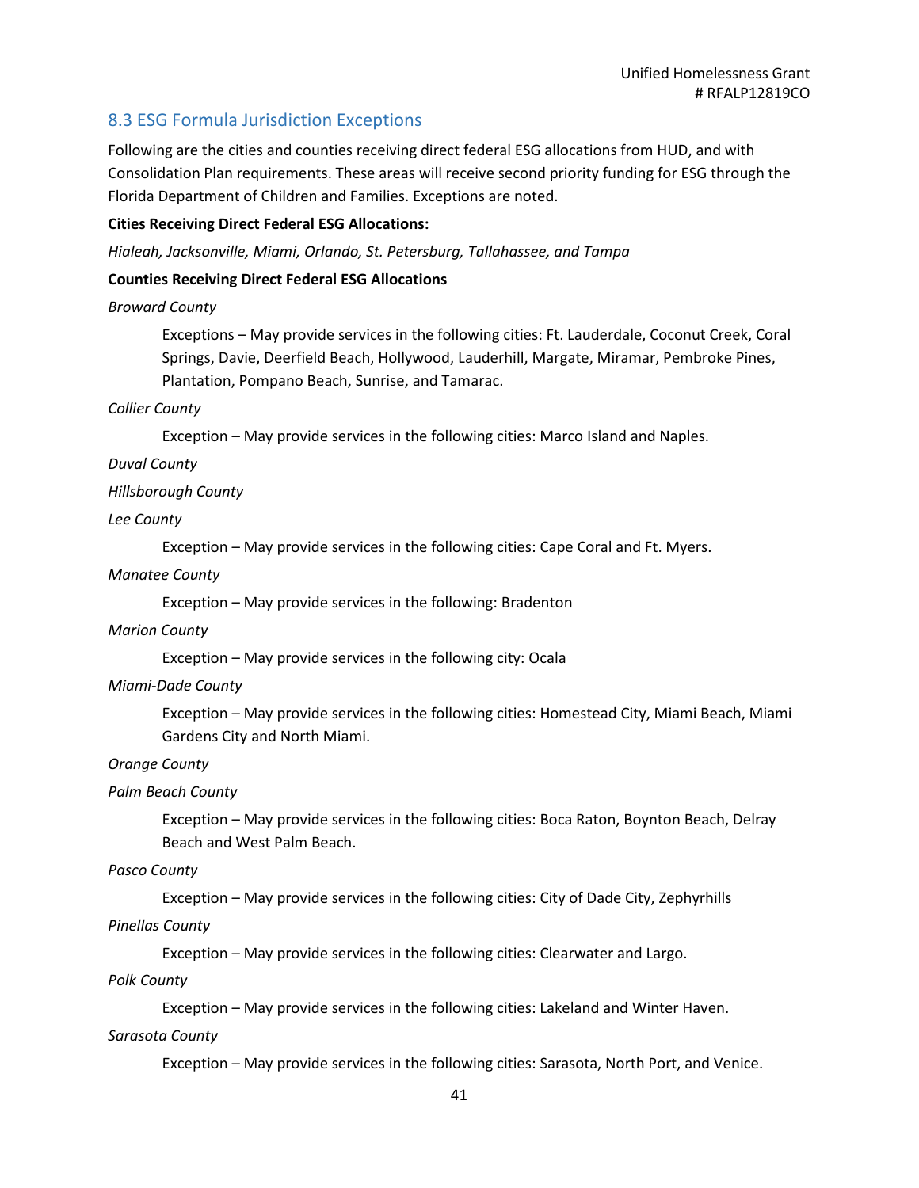## 8.3 ESG Formula Jurisdiction Exceptions

Following are the cities and counties receiving direct federal ESG allocations from HUD, and with Consolidation Plan requirements. These areas will receive second priority funding for ESG through the Florida Department of Children and Families. Exceptions are noted.

**Cities Receiving Direct Federal ESG Allocations:**

*Hialeah, Jacksonville, Miami, Orlando, St. Petersburg, Tallahassee, and Tampa*

**Counties Receiving Direct Federal ESG Allocations**

*Broward County*

> Exceptions – May provide services in the following cities: Ft. Lauderdale, Coconut Creek, Coral Springs, Davie, Deerfield Beach, Hollywood, Lauderhill, Margate, Miramar, Pembroke Pines, Plantation, Pompano Beach, Sunrise, and Tamarac.

*Collier County*

> Exception – May provide services in the following cities: Marco Island and Naples.

*Duval County*

*Hillsborough County*

*Lee County*

> Exception – May provide services in the following cities: Cape Coral and Ft. Myers.

*Manatee County*

> Exception – May provide services in the following: Bradenton

*Marion County*

> Exception – May provide services in the following city: Ocala

*Miami-Dade County*

> Exception – May provide services in the following cities: Homestead City, Miami Beach, Miami Gardens City and North Miami.

*Orange County*

*Palm Beach County*

> Exception – May provide services in the following cities: Boca Raton, Boynton Beach, Delray Beach and West Palm Beach.

*Pasco County*

> Exception – May provide services in the following cities: City of Dade City, Zephyrhills

*Pinellas County*

> Exception – May provide services in the following cities: Clearwater and Largo.

*Polk County*

> Exception – May provide services in the following cities: Lakeland and Winter Haven.

*Sarasota County*

> Exception – May provide services in the following cities: Sarasota, North Port, and Venice.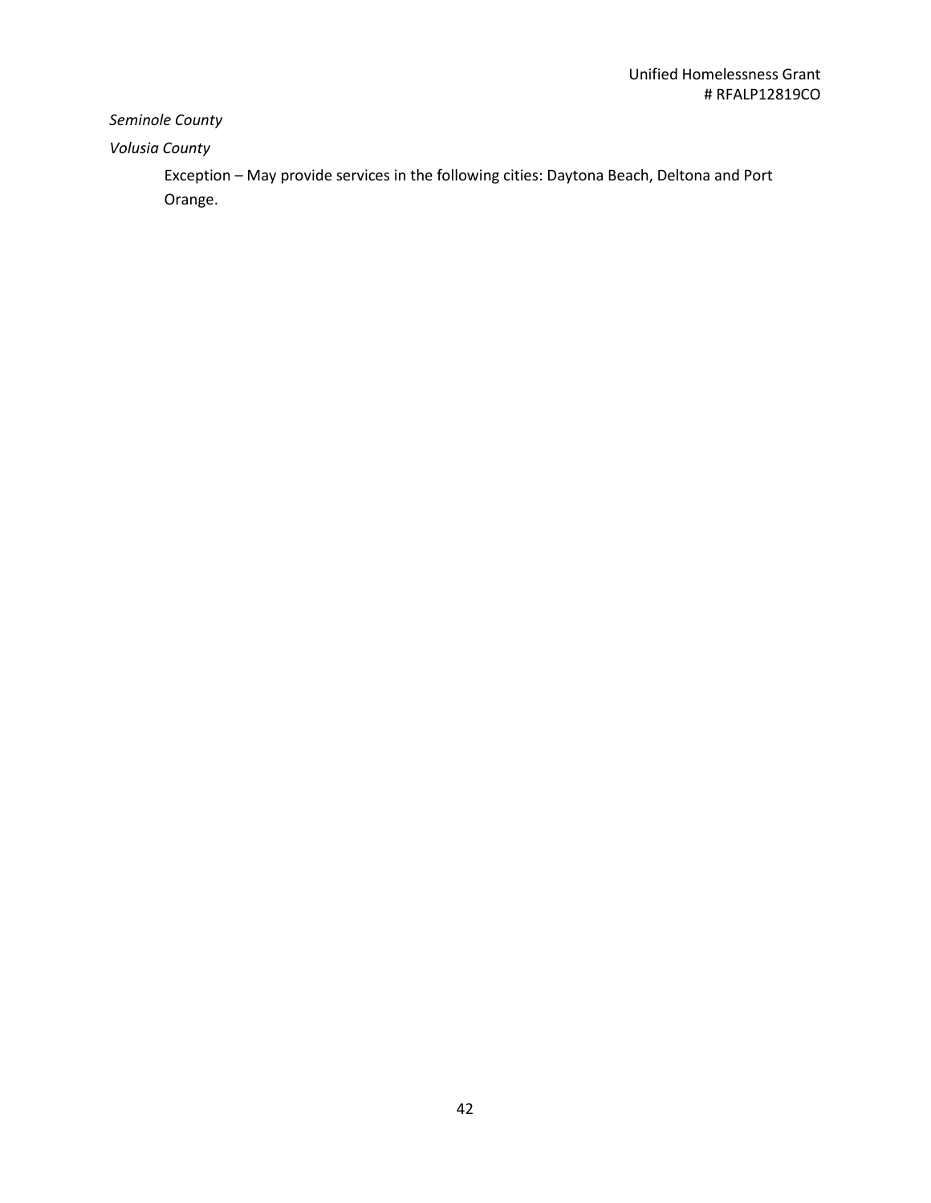*Seminole County*

*Volusia County*

Exception – May provide services in the following cities: Daytona Beach, Deltona and Port Orange.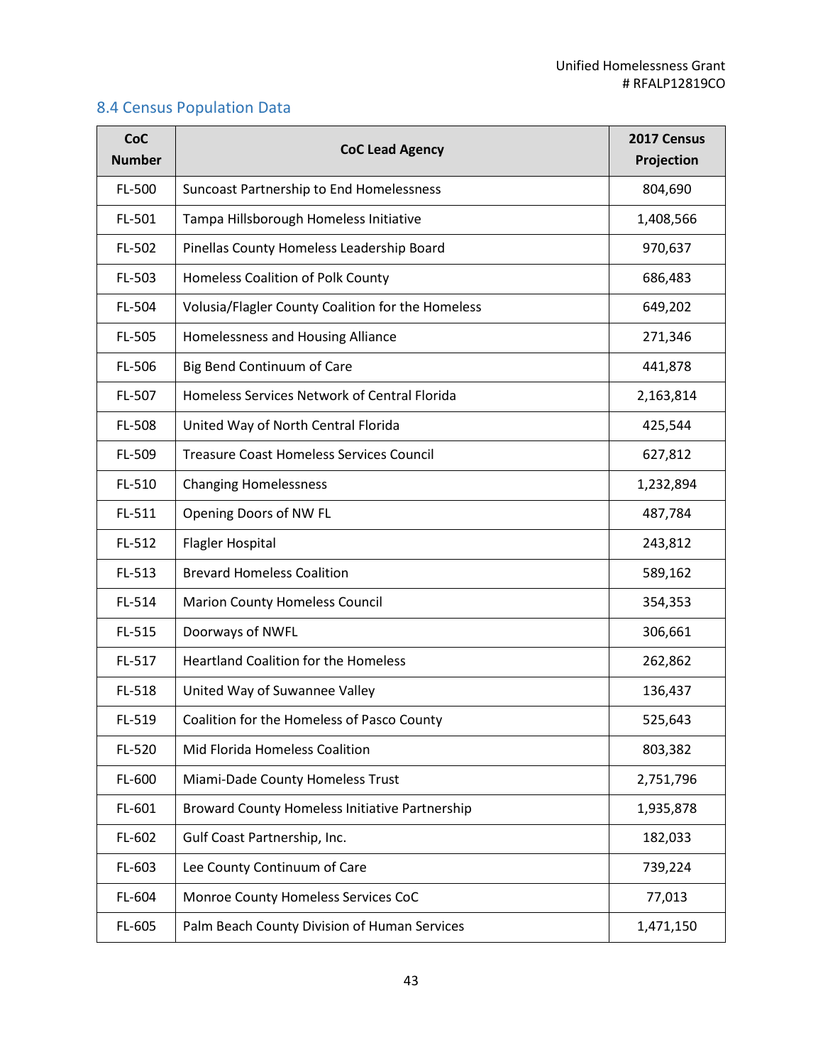## 8.4 Census Population Data

| CoC Number | CoC Lead Agency | 2017 Census Projection |
|---|---|---|
| FL-500 | Suncoast Partnership to End Homelessness | 804,690 |
| FL-501 | Tampa Hillsborough Homeless Initiative | 1,408,566 |
| FL-502 | Pinellas County Homeless Leadership Board | 970,637 |
| FL-503 | Homeless Coalition of Polk County | 686,483 |
| FL-504 | Volusia/Flagler County Coalition for the Homeless | 649,202 |
| FL-505 | Homelessness and Housing Alliance | 271,346 |
| FL-506 | Big Bend Continuum of Care | 441,878 |
| FL-507 | Homeless Services Network of Central Florida | 2,163,814 |
| FL-508 | United Way of North Central Florida | 425,544 |
| FL-509 | Treasure Coast Homeless Services Council | 627,812 |
| FL-510 | Changing Homelessness | 1,232,894 |
| FL-511 | Opening Doors of NW FL | 487,784 |
| FL-512 | Flagler Hospital | 243,812 |
| FL-513 | Brevard Homeless Coalition | 589,162 |
| FL-514 | Marion County Homeless Council | 354,353 |
| FL-515 | Doorways of NWFL | 306,661 |
| FL-517 | Heartland Coalition for the Homeless | 262,862 |
| FL-518 | United Way of Suwannee Valley | 136,437 |
| FL-519 | Coalition for the Homeless of Pasco County | 525,643 |
| FL-520 | Mid Florida Homeless Coalition | 803,382 |
| FL-600 | Miami-Dade County Homeless Trust | 2,751,796 |
| FL-601 | Broward County Homeless Initiative Partnership | 1,935,878 |
| FL-602 | Gulf Coast Partnership, Inc. | 182,033 |
| FL-603 | Lee County Continuum of Care | 739,224 |
| FL-604 | Monroe County Homeless Services CoC | 77,013 |
| FL-605 | Palm Beach County Division of Human Services | 1,471,150 |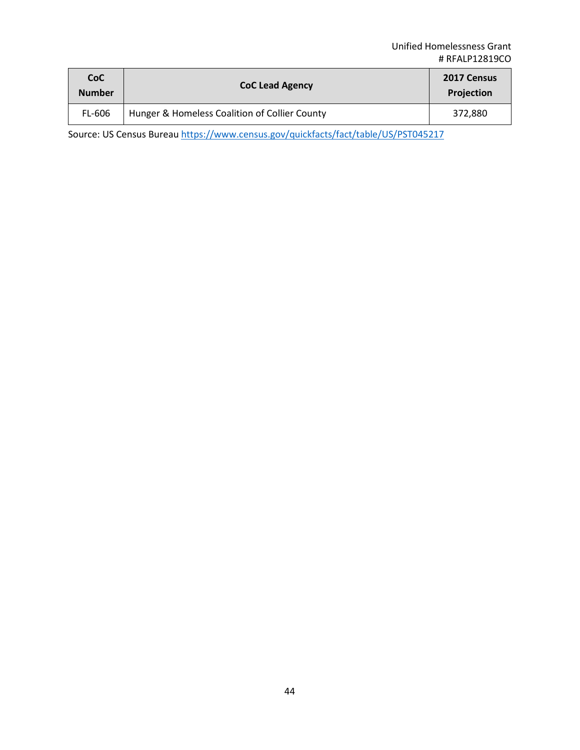| CoC Number | CoC Lead Agency | 2017 Census Projection |
| --- | --- | --- |
| FL-606 | Hunger & Homeless Coalition of Collier County | 372,880 |

Source: US Census Bureau https://www.census.gov/quickfacts/fact/table/US/PST045217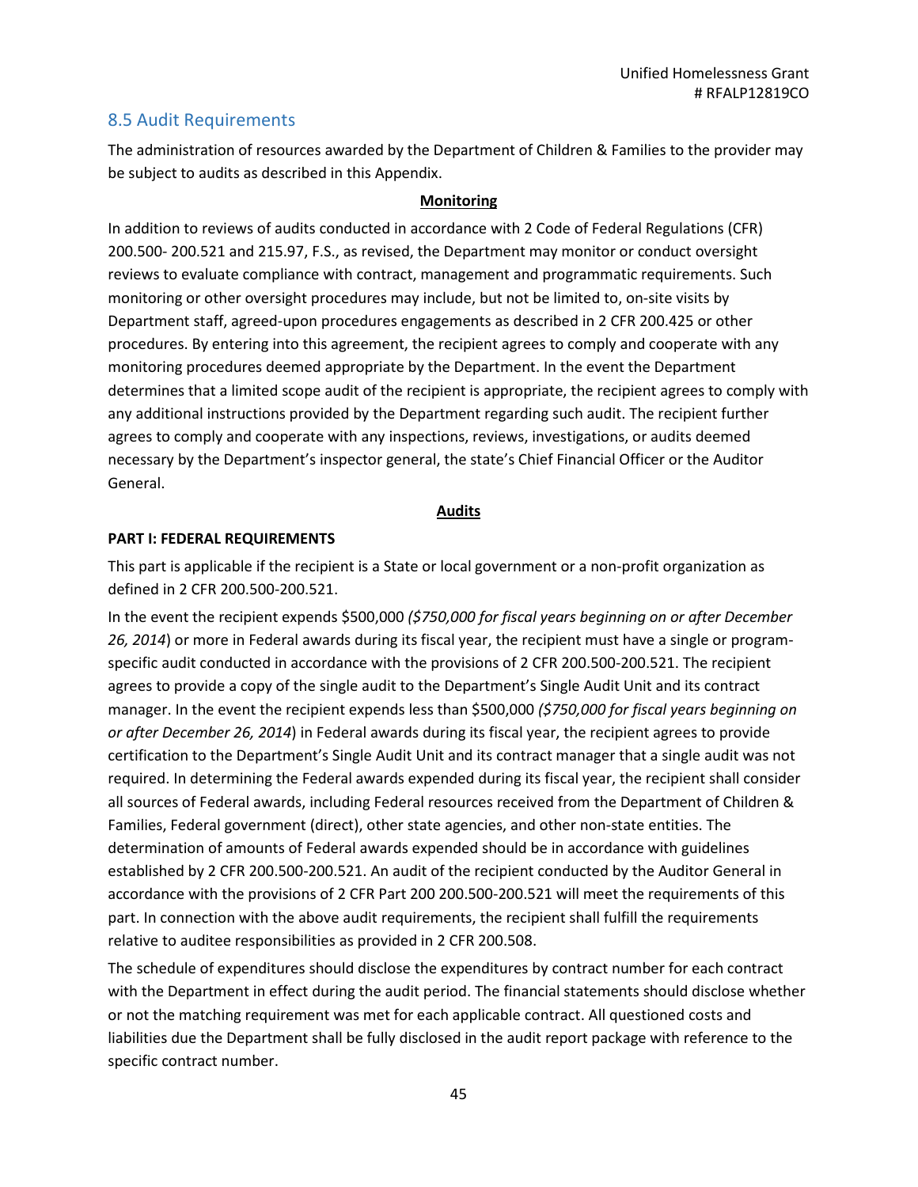## 8.5 Audit Requirements

The administration of resources awarded by the Department of Children & Families to the provider may be subject to audits as described in this Appendix.

**Monitoring**

In addition to reviews of audits conducted in accordance with 2 Code of Federal Regulations (CFR) 200.500- 200.521 and 215.97, F.S., as revised, the Department may monitor or conduct oversight reviews to evaluate compliance with contract, management and programmatic requirements. Such monitoring or other oversight procedures may include, but not be limited to, on-site visits by Department staff, agreed-upon procedures engagements as described in 2 CFR 200.425 or other procedures. By entering into this agreement, the recipient agrees to comply and cooperate with any monitoring procedures deemed appropriate by the Department. In the event the Department determines that a limited scope audit of the recipient is appropriate, the recipient agrees to comply with any additional instructions provided by the Department regarding such audit. The recipient further agrees to comply and cooperate with any inspections, reviews, investigations, or audits deemed necessary by the Department's inspector general, the state's Chief Financial Officer or the Auditor General.

**Audits**

**PART I: FEDERAL REQUIREMENTS**

This part is applicable if the recipient is a State or local government or a non-profit organization as defined in 2 CFR 200.500-200.521.

In the event the recipient expends $500,000 *($750,000 for fiscal years beginning on or after December 26, 2014*) or more in Federal awards during its fiscal year, the recipient must have a single or program-specific audit conducted in accordance with the provisions of 2 CFR 200.500-200.521. The recipient agrees to provide a copy of the single audit to the Department's Single Audit Unit and its contract manager. In the event the recipient expends less than $500,000 *($750,000 for fiscal years beginning on or after December 26, 2014*) in Federal awards during its fiscal year, the recipient agrees to provide certification to the Department's Single Audit Unit and its contract manager that a single audit was not required. In determining the Federal awards expended during its fiscal year, the recipient shall consider all sources of Federal awards, including Federal resources received from the Department of Children & Families, Federal government (direct), other state agencies, and other non-state entities. The determination of amounts of Federal awards expended should be in accordance with guidelines established by 2 CFR 200.500-200.521. An audit of the recipient conducted by the Auditor General in accordance with the provisions of 2 CFR Part 200 200.500-200.521 will meet the requirements of this part. In connection with the above audit requirements, the recipient shall fulfill the requirements relative to auditee responsibilities as provided in 2 CFR 200.508.

The schedule of expenditures should disclose the expenditures by contract number for each contract with the Department in effect during the audit period. The financial statements should disclose whether or not the matching requirement was met for each applicable contract. All questioned costs and liabilities due the Department shall be fully disclosed in the audit report package with reference to the specific contract number.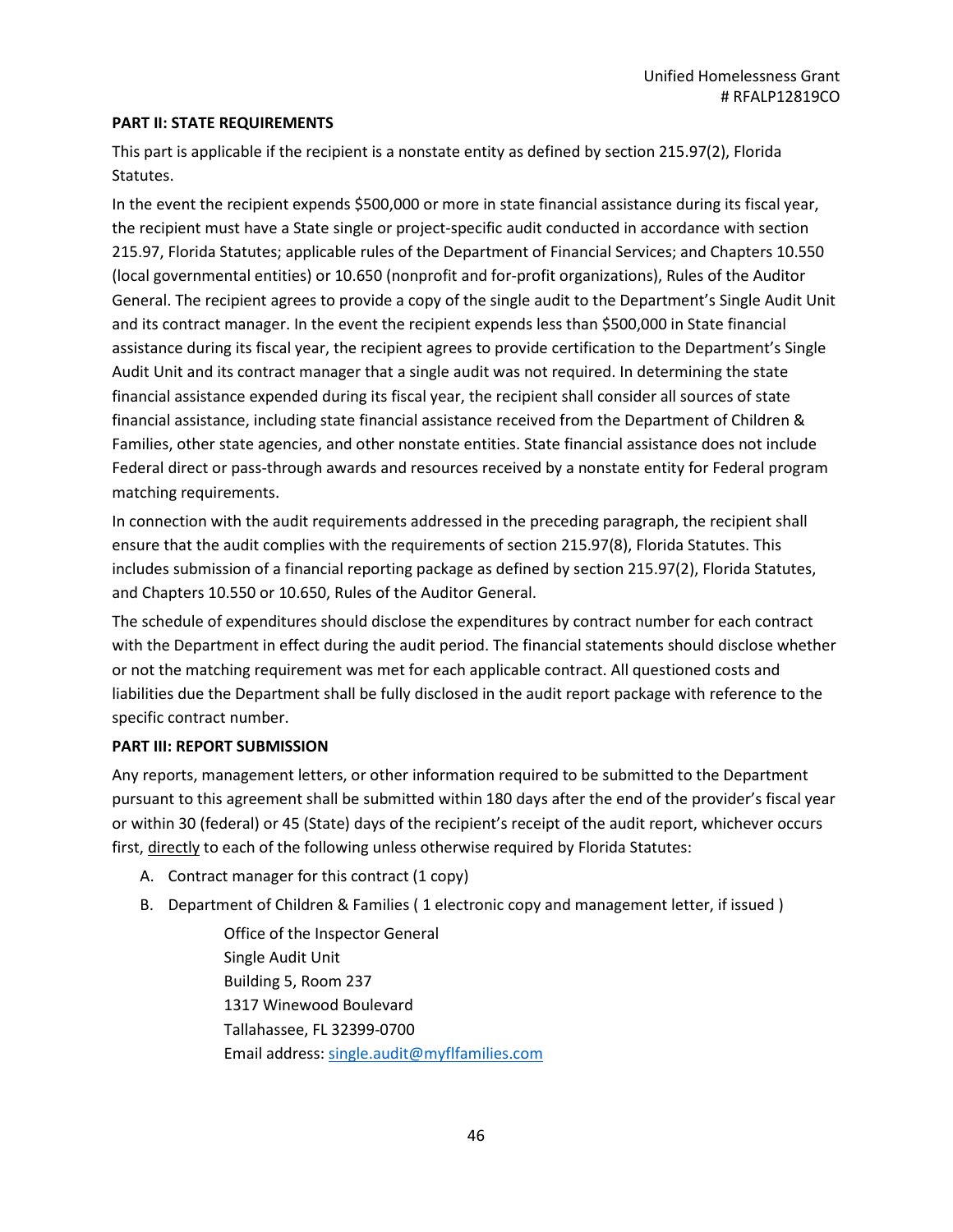**PART II: STATE REQUIREMENTS**

This part is applicable if the recipient is a nonstate entity as defined by section 215.97(2), Florida Statutes.

In the event the recipient expends $500,000 or more in state financial assistance during its fiscal year, the recipient must have a State single or project-specific audit conducted in accordance with section 215.97, Florida Statutes; applicable rules of the Department of Financial Services; and Chapters 10.550 (local governmental entities) or 10.650 (nonprofit and for-profit organizations), Rules of the Auditor General. The recipient agrees to provide a copy of the single audit to the Department's Single Audit Unit and its contract manager. In the event the recipient expends less than $500,000 in State financial assistance during its fiscal year, the recipient agrees to provide certification to the Department's Single Audit Unit and its contract manager that a single audit was not required. In determining the state financial assistance expended during its fiscal year, the recipient shall consider all sources of state financial assistance, including state financial assistance received from the Department of Children & Families, other state agencies, and other nonstate entities. State financial assistance does not include Federal direct or pass-through awards and resources received by a nonstate entity for Federal program matching requirements.

In connection with the audit requirements addressed in the preceding paragraph, the recipient shall ensure that the audit complies with the requirements of section 215.97(8), Florida Statutes. This includes submission of a financial reporting package as defined by section 215.97(2), Florida Statutes, and Chapters 10.550 or 10.650, Rules of the Auditor General.

The schedule of expenditures should disclose the expenditures by contract number for each contract with the Department in effect during the audit period. The financial statements should disclose whether or not the matching requirement was met for each applicable contract. All questioned costs and liabilities due the Department shall be fully disclosed in the audit report package with reference to the specific contract number.

**PART III: REPORT SUBMISSION**

Any reports, management letters, or other information required to be submitted to the Department pursuant to this agreement shall be submitted within 180 days after the end of the provider's fiscal year or within 30 (federal) or 45 (State) days of the recipient's receipt of the audit report, whichever occurs first, <u>directly</u> to each of the following unless otherwise required by Florida Statutes:

A. Contract manager for this contract (1 copy)

B. Department of Children & Families ( 1 electronic copy and management letter, if issued )

   Office of the Inspector General
   Single Audit Unit
   Building 5, Room 237
   1317 Winewood Boulevard
   Tallahassee, FL 32399-0700
   Email address: single.audit@myflfamilies.com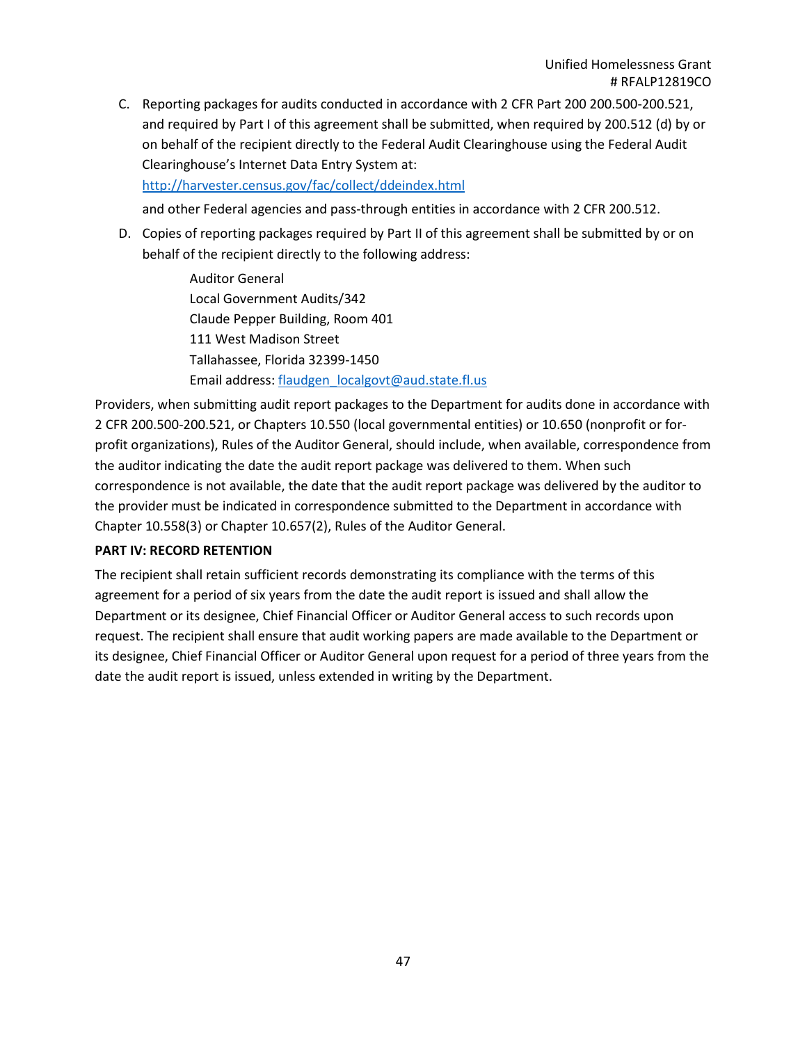C. Reporting packages for audits conducted in accordance with 2 CFR Part 200 200.500-200.521, and required by Part I of this agreement shall be submitted, when required by 200.512 (d) by or on behalf of the recipient directly to the Federal Audit Clearinghouse using the Federal Audit Clearinghouse's Internet Data Entry System at:

   http://harvester.census.gov/fac/collect/ddeindex.html

   and other Federal agencies and pass-through entities in accordance with 2 CFR 200.512.

D. Copies of reporting packages required by Part II of this agreement shall be submitted by or on behalf of the recipient directly to the following address:

   Auditor General  
   Local Government Audits/342  
   Claude Pepper Building, Room 401  
   111 West Madison Street  
   Tallahassee, Florida 32399-1450  
   Email address: flaudgen_localgovt@aud.state.fl.us

Providers, when submitting audit report packages to the Department for audits done in accordance with 2 CFR 200.500-200.521, or Chapters 10.550 (local governmental entities) or 10.650 (nonprofit or for-profit organizations), Rules of the Auditor General, should include, when available, correspondence from the auditor indicating the date the audit report package was delivered to them. When such correspondence is not available, the date that the audit report package was delivered by the auditor to the provider must be indicated in correspondence submitted to the Department in accordance with Chapter 10.558(3) or Chapter 10.657(2), Rules of the Auditor General.

**PART IV: RECORD RETENTION**

The recipient shall retain sufficient records demonstrating its compliance with the terms of this agreement for a period of six years from the date the audit report is issued and shall allow the Department or its designee, Chief Financial Officer or Auditor General access to such records upon request. The recipient shall ensure that audit working papers are made available to the Department or its designee, Chief Financial Officer or Auditor General upon request for a period of three years from the date the audit report is issued, unless extended in writing by the Department.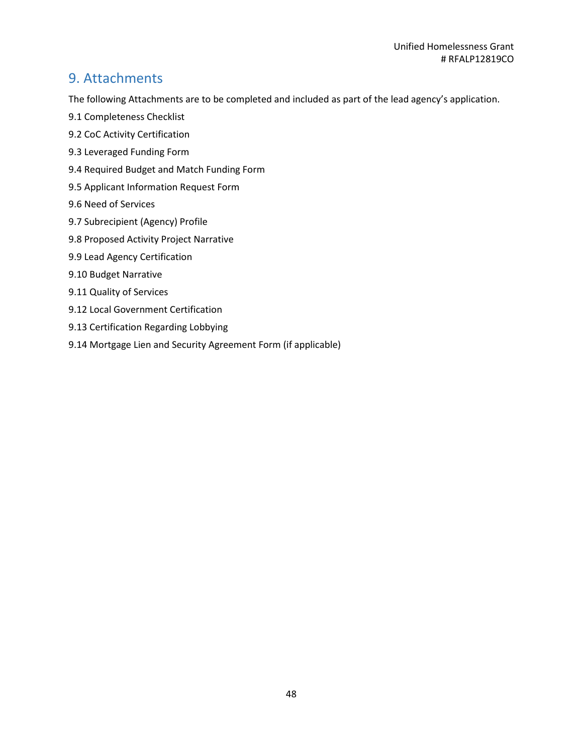# 9. Attachments

The following Attachments are to be completed and included as part of the lead agency's application.

9.1 Completeness Checklist

9.2 CoC Activity Certification

9.3 Leveraged Funding Form

9.4 Required Budget and Match Funding Form

9.5 Applicant Information Request Form

9.6 Need of Services

9.7 Subrecipient (Agency) Profile

9.8 Proposed Activity Project Narrative

9.9 Lead Agency Certification

9.10 Budget Narrative

9.11 Quality of Services

9.12 Local Government Certification

9.13 Certification Regarding Lobbying

9.14 Mortgage Lien and Security Agreement Form (if applicable)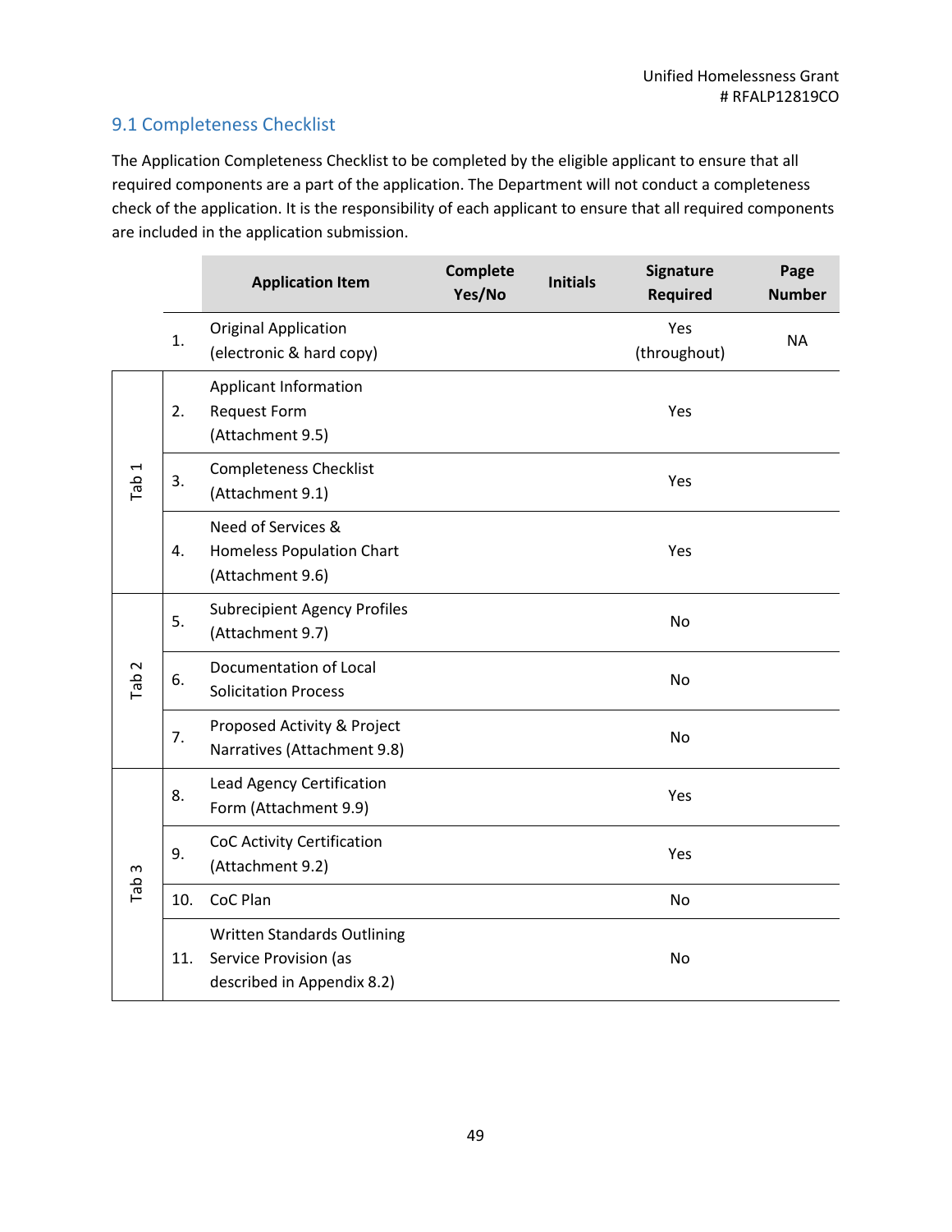## 9.1 Completeness Checklist

The Application Completeness Checklist to be completed by the eligible applicant to ensure that all required components are a part of the application. The Department will not conduct a completeness check of the application. It is the responsibility of each applicant to ensure that all required components are included in the application submission.

| | | Application Item | Complete Yes/No | Initials | Signature Required | Page Number |
|---|---|---|---|---|---|---|
| | 1. | Original Application (electronic & hard copy) | | | Yes (throughout) | NA |
| Tab 1 | 2. | Applicant Information Request Form (Attachment 9.5) | | | Yes | |
| Tab 1 | 3. | Completeness Checklist (Attachment 9.1) | | | Yes | |
| Tab 1 | 4. | Need of Services & Homeless Population Chart (Attachment 9.6) | | | Yes | |
| Tab 2 | 5. | Subrecipient Agency Profiles (Attachment 9.7) | | | No | |
| Tab 2 | 6. | Documentation of Local Solicitation Process | | | No | |
| Tab 2 | 7. | Proposed Activity & Project Narratives (Attachment 9.8) | | | No | |
| Tab 3 | 8. | Lead Agency Certification Form (Attachment 9.9) | | | Yes | |
| Tab 3 | 9. | CoC Activity Certification (Attachment 9.2) | | | Yes | |
| Tab 3 | 10. | CoC Plan | | | No | |
| Tab 3 | 11. | Written Standards Outlining Service Provision (as described in Appendix 8.2) | | | No | |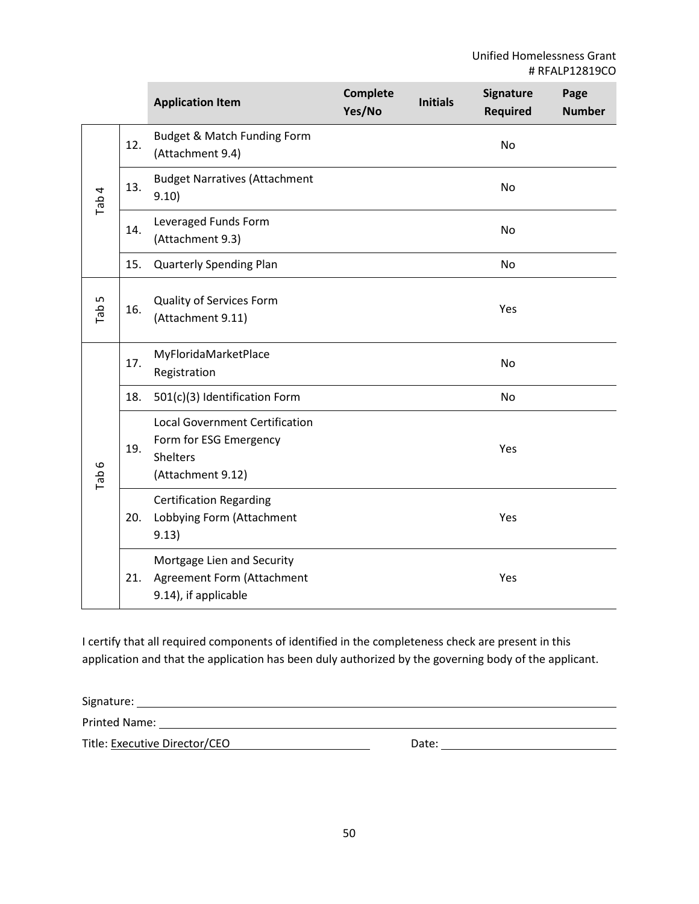|  |  | Application Item | Complete Yes/No | Initials | Signature Required | Page Number |
|---|---|---|---|---|---|---|
| Tab 4 | 12. | Budget & Match Funding Form (Attachment 9.4) |  |  | No |  |
|  | 13. | Budget Narratives (Attachment 9.10) |  |  | No |  |
|  | 14. | Leveraged Funds Form (Attachment 9.3) |  |  | No |  |
|  | 15. | Quarterly Spending Plan |  |  | No |  |
| Tab 5 | 16. | Quality of Services Form (Attachment 9.11) |  |  | Yes |  |
| Tab 6 | 17. | MyFloridaMarketPlace Registration |  |  | No |  |
|  | 18. | 501(c)(3) Identification Form |  |  | No |  |
|  | 19. | Local Government Certification Form for ESG Emergency Shelters (Attachment 9.12) |  |  | Yes |  |
|  | 20. | Certification Regarding Lobbying Form (Attachment 9.13) |  |  | Yes |  |
|  | 21. | Mortgage Lien and Security Agreement Form (Attachment 9.14), if applicable |  |  | Yes |  |

I certify that all required components of identified in the completeness check are present in this application and that the application has been duly authorized by the governing body of the applicant.

Signature: ______________________________

Printed Name: ______________________________

Title: Executive Director/CEO　　　　Date: ______________________________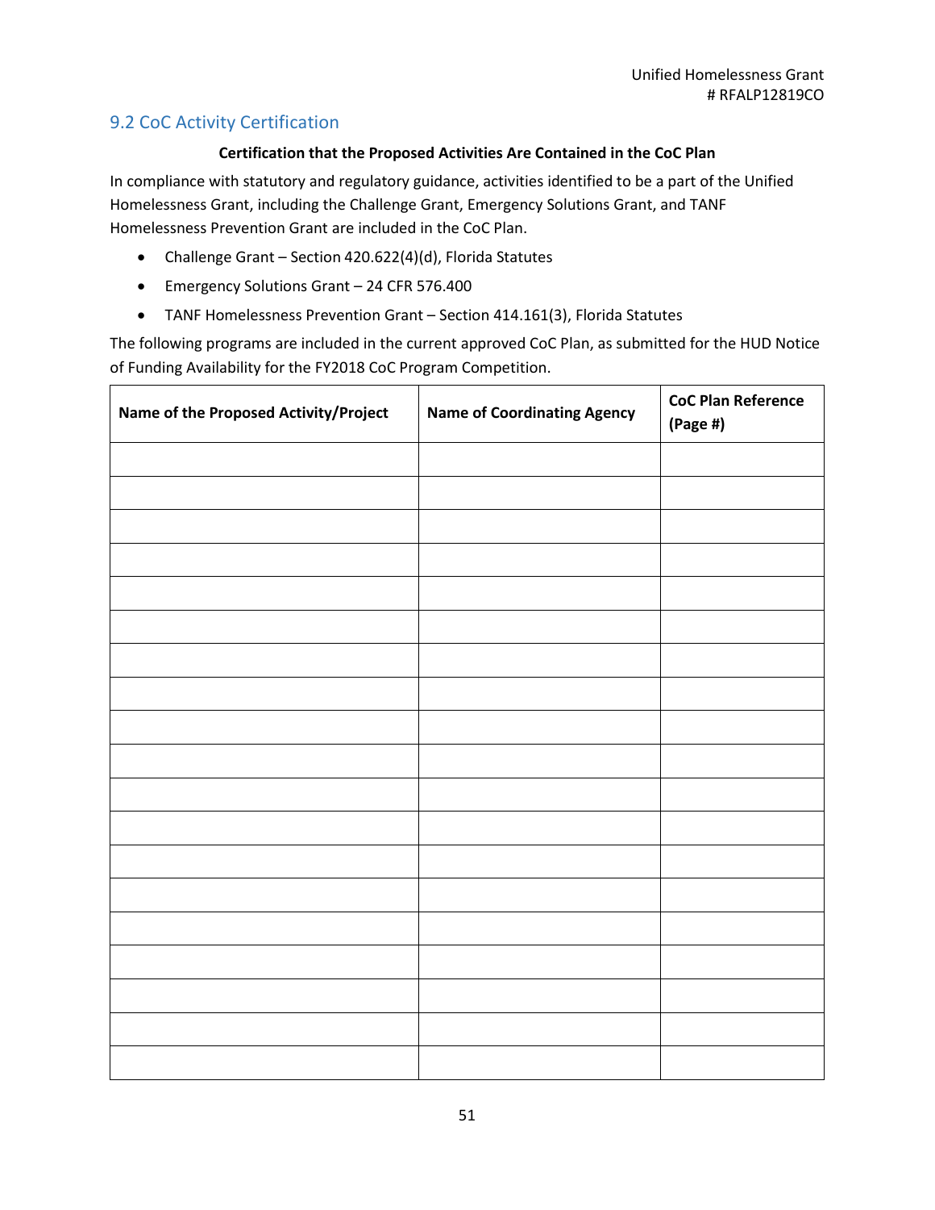## 9.2 CoC Activity Certification

**Certification that the Proposed Activities Are Contained in the CoC Plan**

In compliance with statutory and regulatory guidance, activities identified to be a part of the Unified Homelessness Grant, including the Challenge Grant, Emergency Solutions Grant, and TANF Homelessness Prevention Grant are included in the CoC Plan.

- Challenge Grant – Section 420.622(4)(d), Florida Statutes
- Emergency Solutions Grant – 24 CFR 576.400
- TANF Homelessness Prevention Grant – Section 414.161(3), Florida Statutes

The following programs are included in the current approved CoC Plan, as submitted for the HUD Notice of Funding Availability for the FY2018 CoC Program Competition.

| Name of the Proposed Activity/Project | Name of Coordinating Agency | CoC Plan Reference (Page #) |
|---|---|---|
| | | |
| | | |
| | | |
| | | |
| | | |
| | | |
| | | |
| | | |
| | | |
| | | |
| | | |
| | | |
| | | |
| | | |
| | | |
| | | |
| | | |
| | | |
| | | |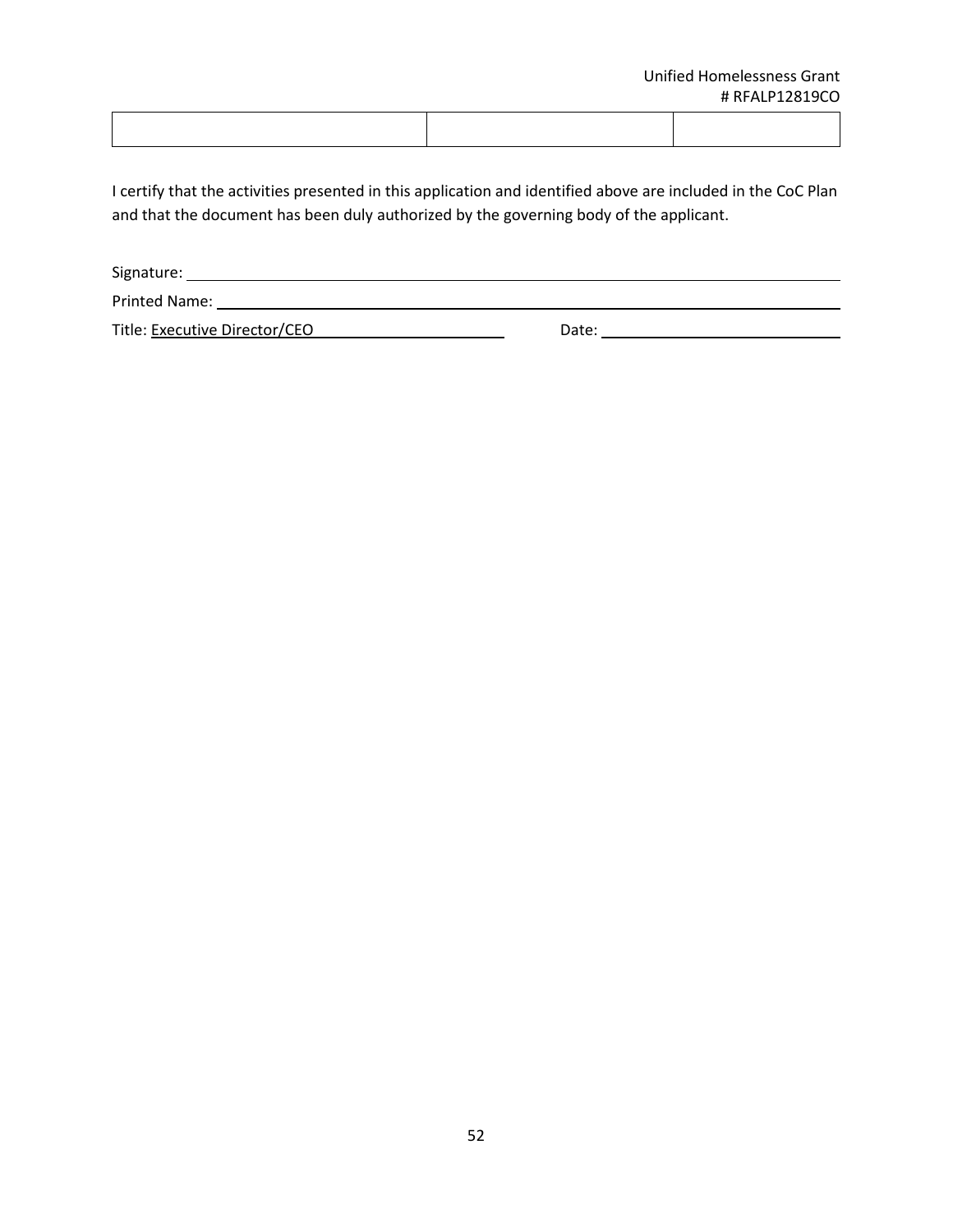| | | |
|---|---|---|
| | | |

I certify that the activities presented in this application and identified above are included in the CoC Plan and that the document has been duly authorized by the governing body of the applicant.

Signature: ______________________________________________

Printed Name: ______________________________________________

Title: Executive Director/CEO ____________ Date: ______________________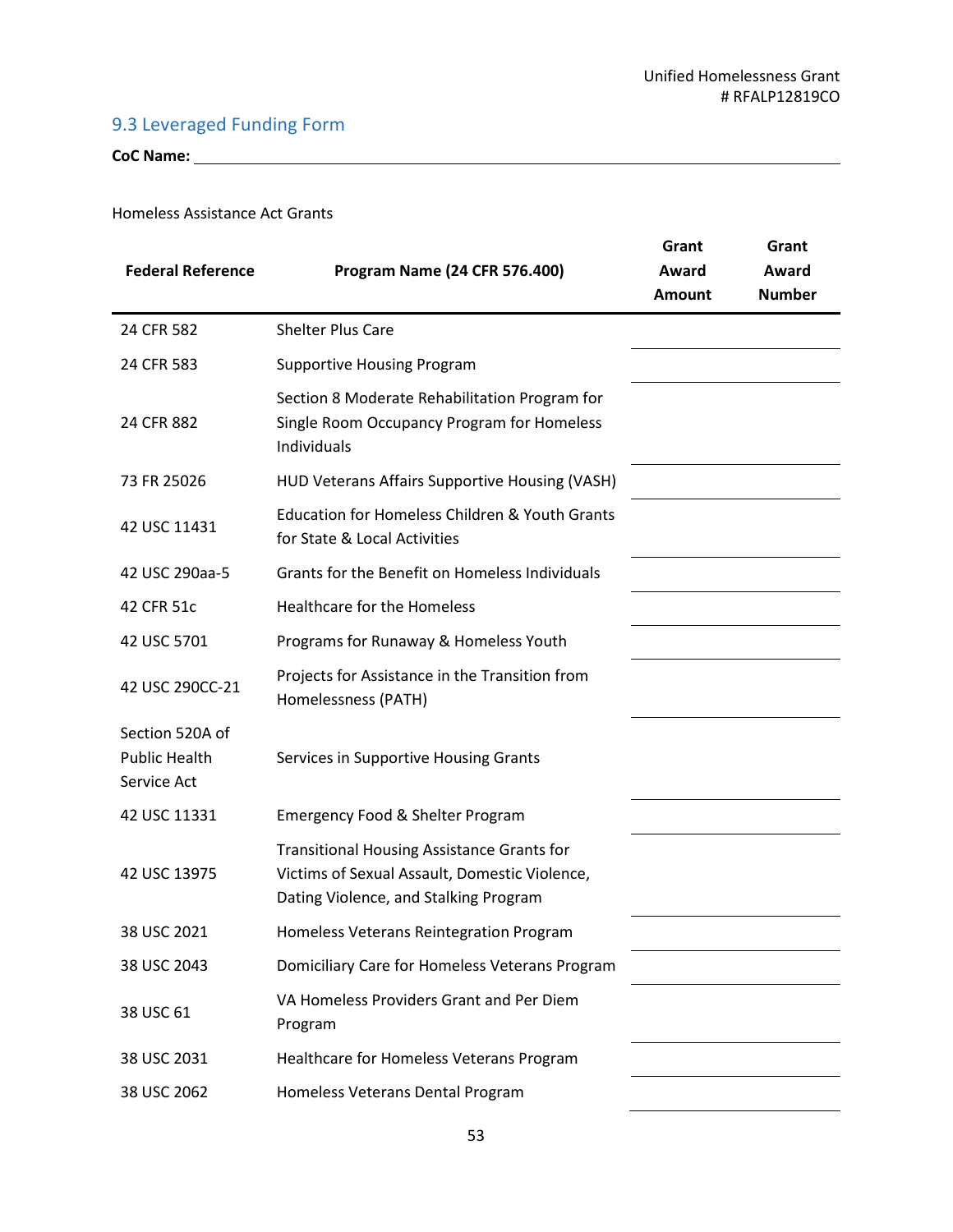## 9.3 Leveraged Funding Form

**CoC Name:** ____________________________________________

Homeless Assistance Act Grants

| Federal Reference | Program Name (24 CFR 576.400) | Grant Award Amount | Grant Award Number |
|---|---|---|---|
| 24 CFR 582 | Shelter Plus Care | | |
| 24 CFR 583 | Supportive Housing Program | | |
| 24 CFR 882 | Section 8 Moderate Rehabilitation Program for Single Room Occupancy Program for Homeless Individuals | | |
| 73 FR 25026 | HUD Veterans Affairs Supportive Housing (VASH) | | |
| 42 USC 11431 | Education for Homeless Children & Youth Grants for State & Local Activities | | |
| 42 USC 290aa-5 | Grants for the Benefit on Homeless Individuals | | |
| 42 CFR 51c | Healthcare for the Homeless | | |
| 42 USC 5701 | Programs for Runaway & Homeless Youth | | |
| 42 USC 290CC-21 | Projects for Assistance in the Transition from Homelessness (PATH) | | |
| Section 520A of Public Health Service Act | Services in Supportive Housing Grants | | |
| 42 USC 11331 | Emergency Food & Shelter Program | | |
| 42 USC 13975 | Transitional Housing Assistance Grants for Victims of Sexual Assault, Domestic Violence, Dating Violence, and Stalking Program | | |
| 38 USC 2021 | Homeless Veterans Reintegration Program | | |
| 38 USC 2043 | Domiciliary Care for Homeless Veterans Program | | |
| 38 USC 61 | VA Homeless Providers Grant and Per Diem Program | | |
| 38 USC 2031 | Healthcare for Homeless Veterans Program | | |
| 38 USC 2062 | Homeless Veterans Dental Program | | |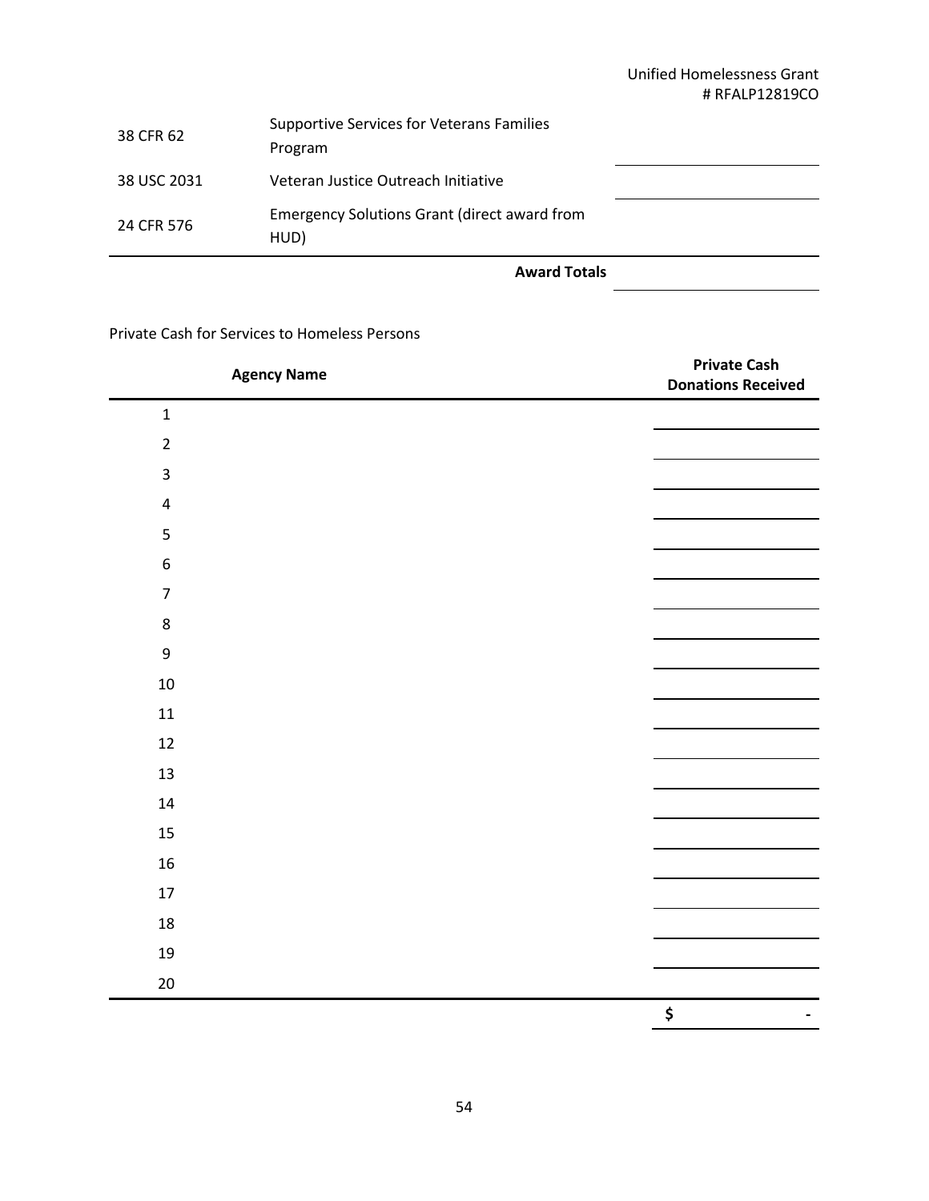| | | |
|---|---|---|
| 38 CFR 62 | Supportive Services for Veterans Families Program | |
| 38 USC 2031 | Veteran Justice Outreach Initiative | |
| 24 CFR 576 | Emergency Solutions Grant (direct award from HUD) | |
| | **Award Totals** | |

Private Cash for Services to Homeless Persons

| | Agency Name | Private Cash Donations Received |
|---|---|---|
| 1 | | |
| 2 | | |
| 3 | | |
| 4 | | |
| 5 | | |
| 6 | | |
| 7 | | |
| 8 | | |
| 9 | | |
| 10 | | |
| 11 | | |
| 12 | | |
| 13 | | |
| 14 | | |
| 15 | | |
| 16 | | |
| 17 | | |
| 18 | | |
| 19 | | |
| 20 | | |
| | | **$ -** |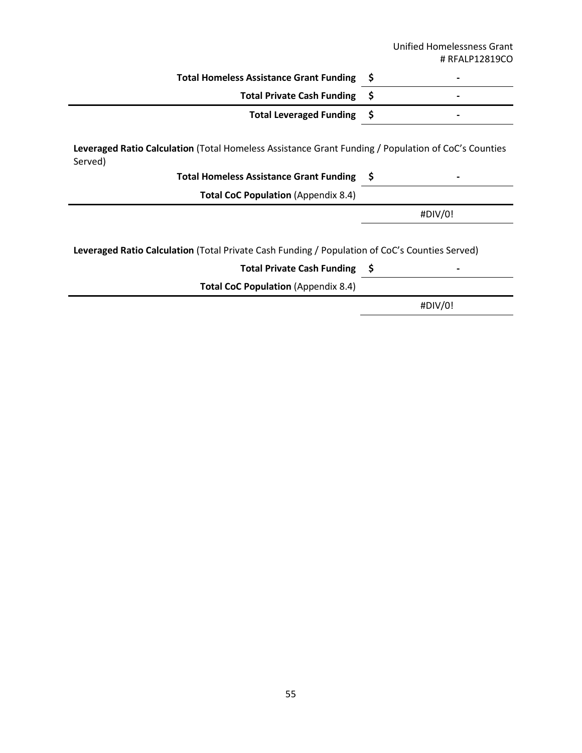| | | |
|---|---|---|
| **Total Homeless Assistance Grant Funding** | $ | - |
| **Total Private Cash Funding** | $ | - |
| **Total Leveraged Funding** | $ | - |

**Leveraged Ratio Calculation** (Total Homeless Assistance Grant Funding / Population of CoC's Counties Served)

| | | |
|---|---|---|
| **Total Homeless Assistance Grant Funding** | $ | - |
| **Total CoC Population** (Appendix 8.4) | | |
| | | #DIV/0! |

**Leveraged Ratio Calculation** (Total Private Cash Funding / Population of CoC's Counties Served)

| | | |
|---|---|---|
| **Total Private Cash Funding** | $ | - |
| **Total CoC Population** (Appendix 8.4) | | |
| | | #DIV/0! |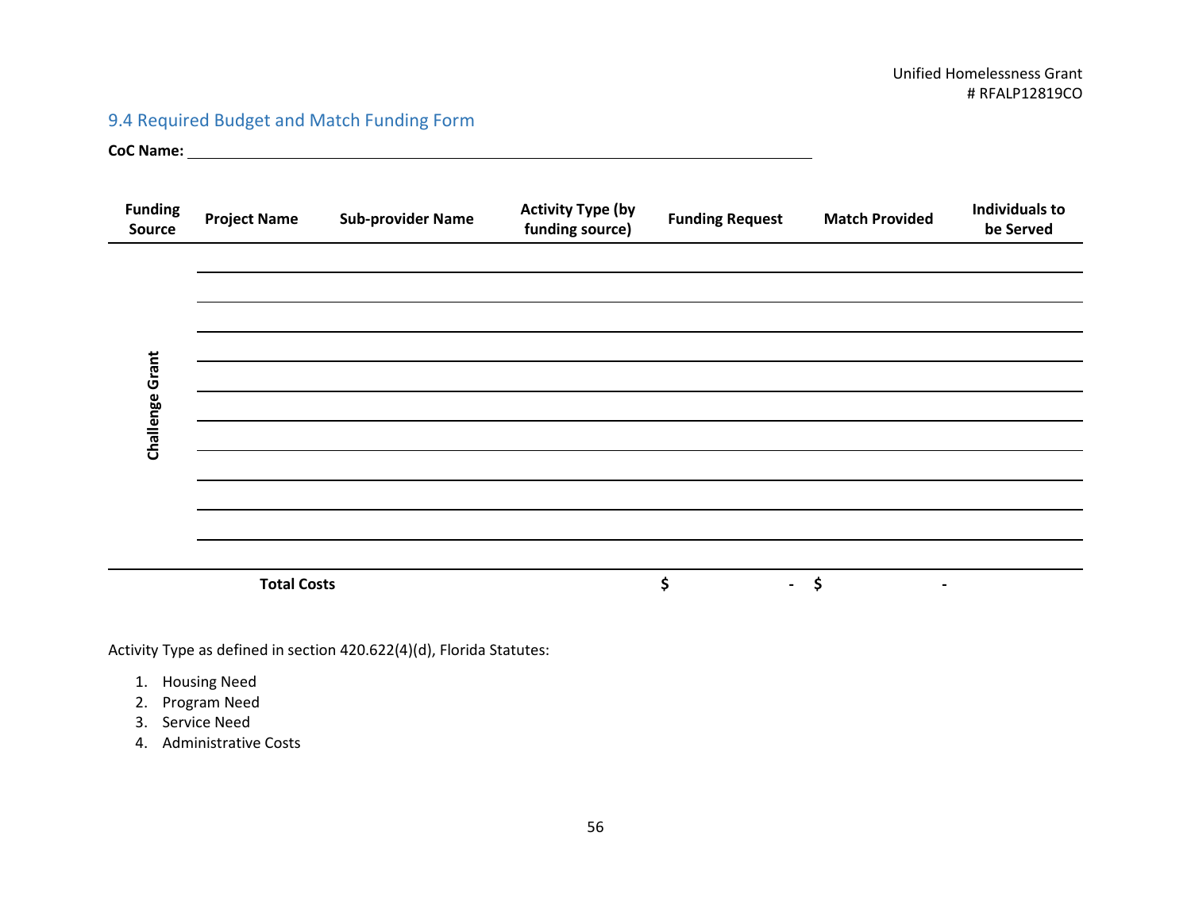## 9.4 Required Budget and Match Funding Form

**CoC Name:** ______________________________________________

| Funding Source | Project Name | Sub-provider Name | Activity Type (by funding source) | Funding Request | Match Provided | Individuals to be Served |
|---|---|---|---|---|---|---|
| Challenge Grant | | | | | | |
| | | | | | | |
| | | | | | | |
| | | | | | | |
| | | | | | | |
| | | | | | | |
| | | | | | | |
| | | | | | | |
| | | | | | | |
| | | | | | | |
| | **Total Costs** | | | $ - | $ - | |

Activity Type as defined in section 420.622(4)(d), Florida Statutes:

1. Housing Need
2. Program Need
3. Service Need
4. Administrative Costs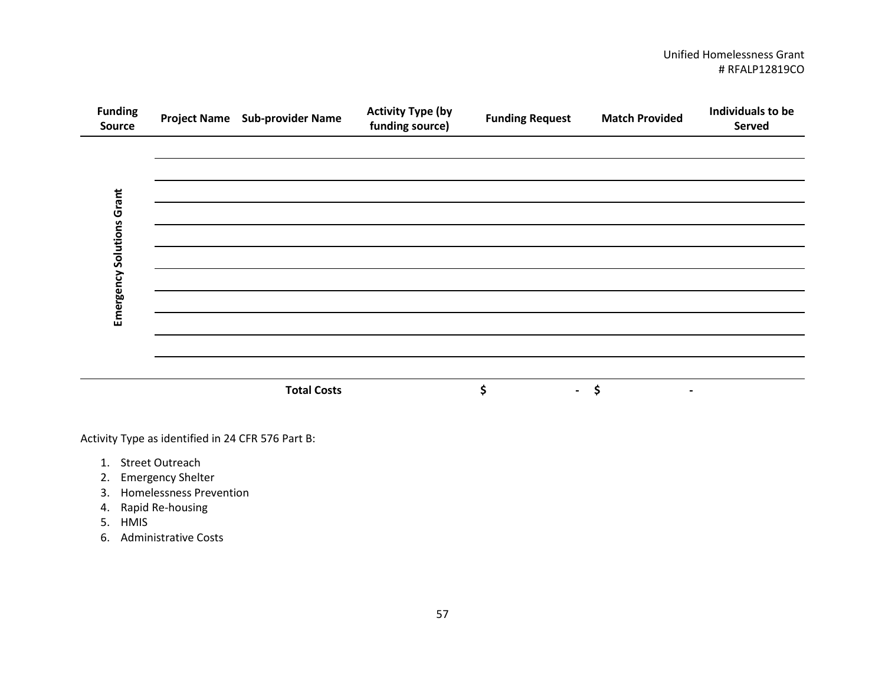| Funding Source | Project Name | Sub-provider Name | Activity Type (by funding source) | Funding Request | Match Provided | Individuals to be Served |
|---|---|---|---|---|---|---|
| Emergency Solutions Grant | | | | | | |
| | | | | | | |
| | | | | | | |
| | | | | | | |
| | | | | | | |
| | | | | | | |
| | | | | | | |
| | | | | | | |
| | | | | | | |
| | | | | | | |
| | | | | | | |
| | | Total Costs | | $ - | $ - | |

Activity Type as identified in 24 CFR 576 Part B:

1. Street Outreach
2. Emergency Shelter
3. Homelessness Prevention
4. Rapid Re-housing
5. HMIS
6. Administrative Costs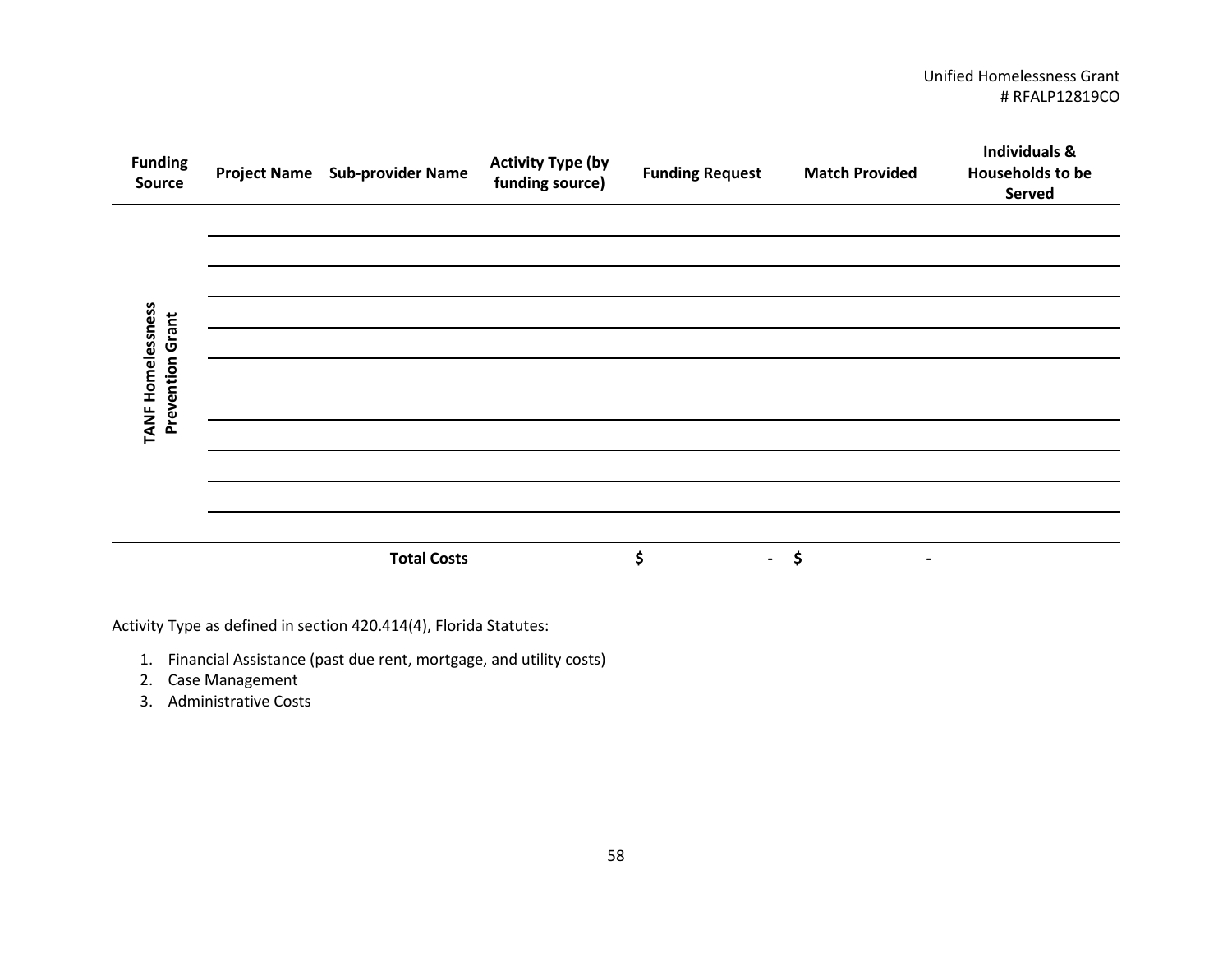Unified Homelessness Grant
# RFALP12819CO

| Funding Source | Project Name | Sub-provider Name | Activity Type (by funding source) | Funding Request | Match Provided | Individuals & Households to be Served |
|---|---|---|---|---|---|---|
| TANF Homelessness Prevention Grant | | | | | | |
| | | | | | | |
| | | | | | | |
| | | | | | | |
| | | | | | | |
| | | | | | | |
| | | | | | | |
| | | | | | | |
| | | | | | | |
| | | | | | | |
| | | | | | | |
| | | **Total Costs** | | $ - | $ - | |

Activity Type as defined in section 420.414(4), Florida Statutes:

1. Financial Assistance (past due rent, mortgage, and utility costs)
2. Case Management
3. Administrative Costs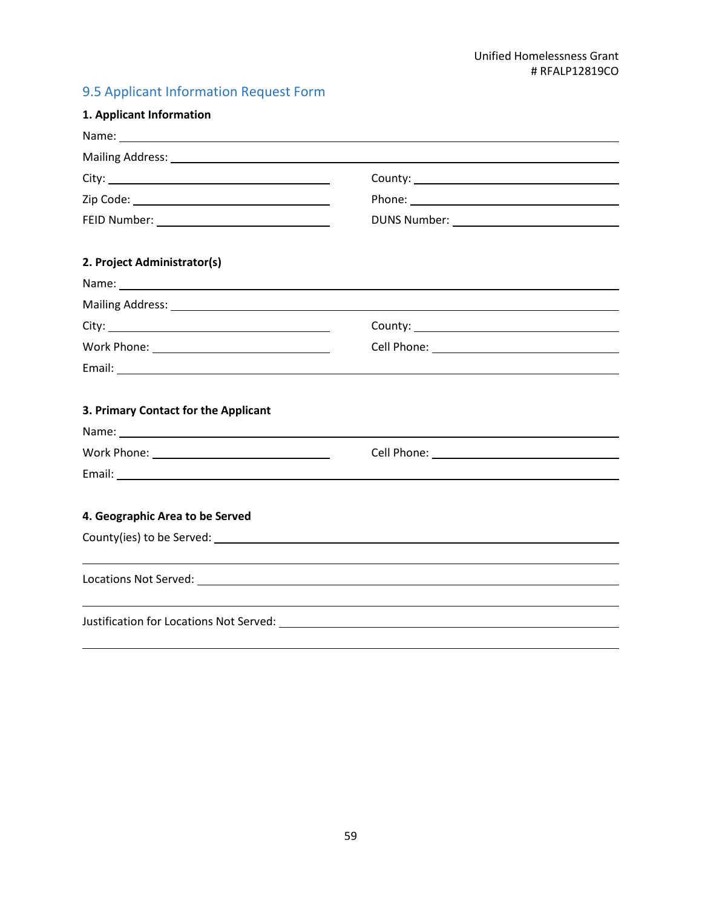## 9.5 Applicant Information Request Form

**1. Applicant Information**

Name: ______________________________________________

Mailing Address: ______________________________________________

City: ____________________ County: ____________________

Zip Code: ____________________ Phone: ____________________

FEID Number: ____________________ DUNS Number: ____________________

**2. Project Administrator(s)**

Name: ______________________________________________

Mailing Address: ______________________________________________

City: ____________________ County: ____________________

Work Phone: ____________________ Cell Phone: ____________________

Email: ______________________________________________

**3. Primary Contact for the Applicant**

Name: ______________________________________________

Work Phone: ____________________ Cell Phone: ____________________

Email: ______________________________________________

**4. Geographic Area to be Served**

County(ies) to be Served: ______________________________________________

______________________________________________

Locations Not Served: ______________________________________________

______________________________________________

Justification for Locations Not Served: ______________________________________________

______________________________________________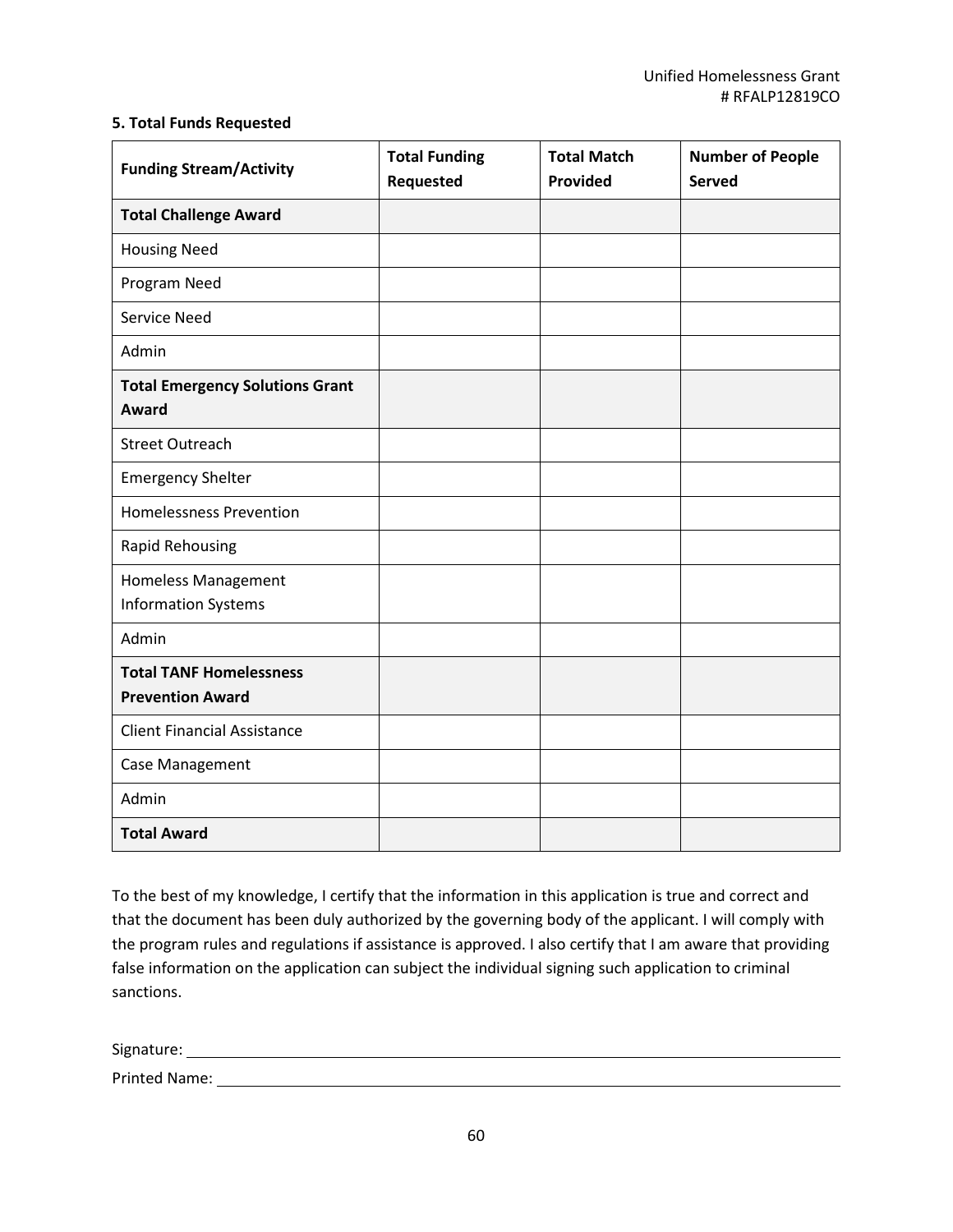**5. Total Funds Requested**

| Funding Stream/Activity | Total Funding Requested | Total Match Provided | Number of People Served |
|---|---|---|---|
| **Total Challenge Award** | | | |
| Housing Need | | | |
| Program Need | | | |
| Service Need | | | |
| Admin | | | |
| **Total Emergency Solutions Grant Award** | | | |
| Street Outreach | | | |
| Emergency Shelter | | | |
| Homelessness Prevention | | | |
| Rapid Rehousing | | | |
| Homeless Management Information Systems | | | |
| Admin | | | |
| **Total TANF Homelessness Prevention Award** | | | |
| Client Financial Assistance | | | |
| Case Management | | | |
| Admin | | | |
| **Total Award** | | | |

To the best of my knowledge, I certify that the information in this application is true and correct and that the document has been duly authorized by the governing body of the applicant. I will comply with the program rules and regulations if assistance is approved. I also certify that I am aware that providing false information on the application can subject the individual signing such application to criminal sanctions.

Signature: ______________________________

Printed Name: ______________________________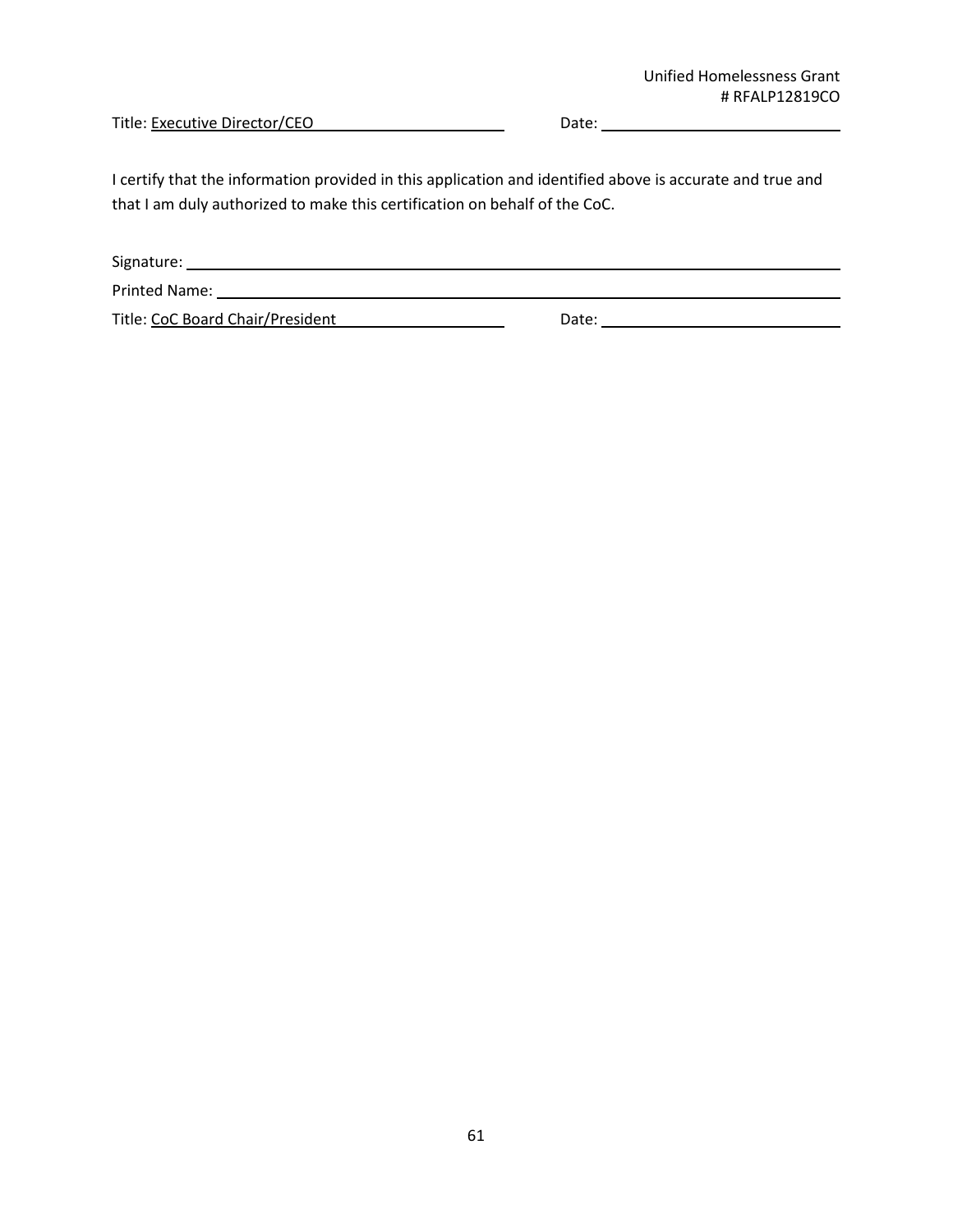Title: Executive Director/CEO Date: 

I certify that the information provided in this application and identified above is accurate and true and that I am duly authorized to make this certification on behalf of the CoC.

Signature: 

Printed Name: 

Title: CoC Board Chair/President Date: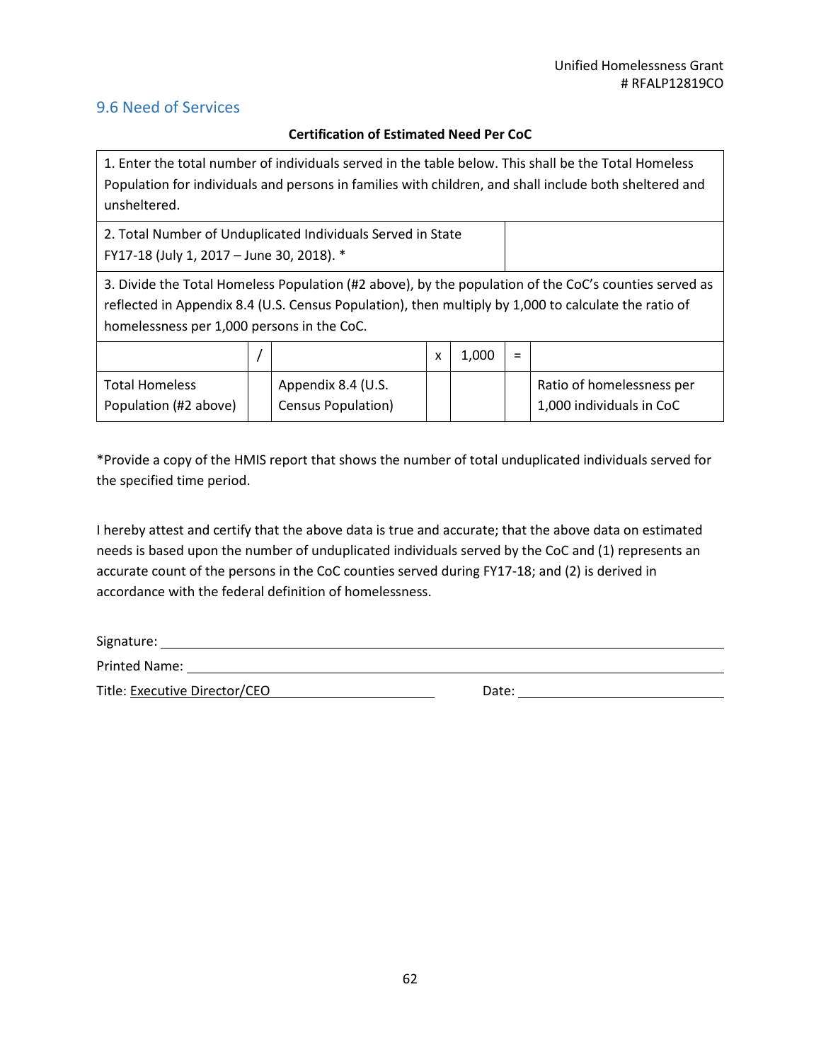## 9.6 Need of Services

**Certification of Estimated Need Per CoC**

| | | | | | | |
|---|---|---|---|---|---|---|
| 1. Enter the total number of individuals served in the table below. This shall be the Total Homeless Population for individuals and persons in families with children, and shall include both sheltered and unsheltered. | | | | | | |
| 2. Total Number of Unduplicated Individuals Served in State FY17-18 (July 1, 2017 – June 30, 2018). * | | | | | | |
| 3. Divide the Total Homeless Population (#2 above), by the population of the CoC's counties served as reflected in Appendix 8.4 (U.S. Census Population), then multiply by 1,000 to calculate the ratio of homelessness per 1,000 persons in the CoC. | | | | | | |
| | / | | x | 1,000 | = | |
| Total Homeless Population (#2 above) | | Appendix 8.4 (U.S. Census Population) | | | | Ratio of homelessness per 1,000 individuals in CoC |

*Provide a copy of the HMIS report that shows the number of total unduplicated individuals served for the specified time period.

I hereby attest and certify that the above data is true and accurate; that the above data on estimated needs is based upon the number of unduplicated individuals served by the CoC and (1) represents an accurate count of the persons in the CoC counties served during FY17-18; and (2) is derived in accordance with the federal definition of homelessness.

Signature: ______________________________

Printed Name: ______________________________

Title: Executive Director/CEO ______________ Date: ______________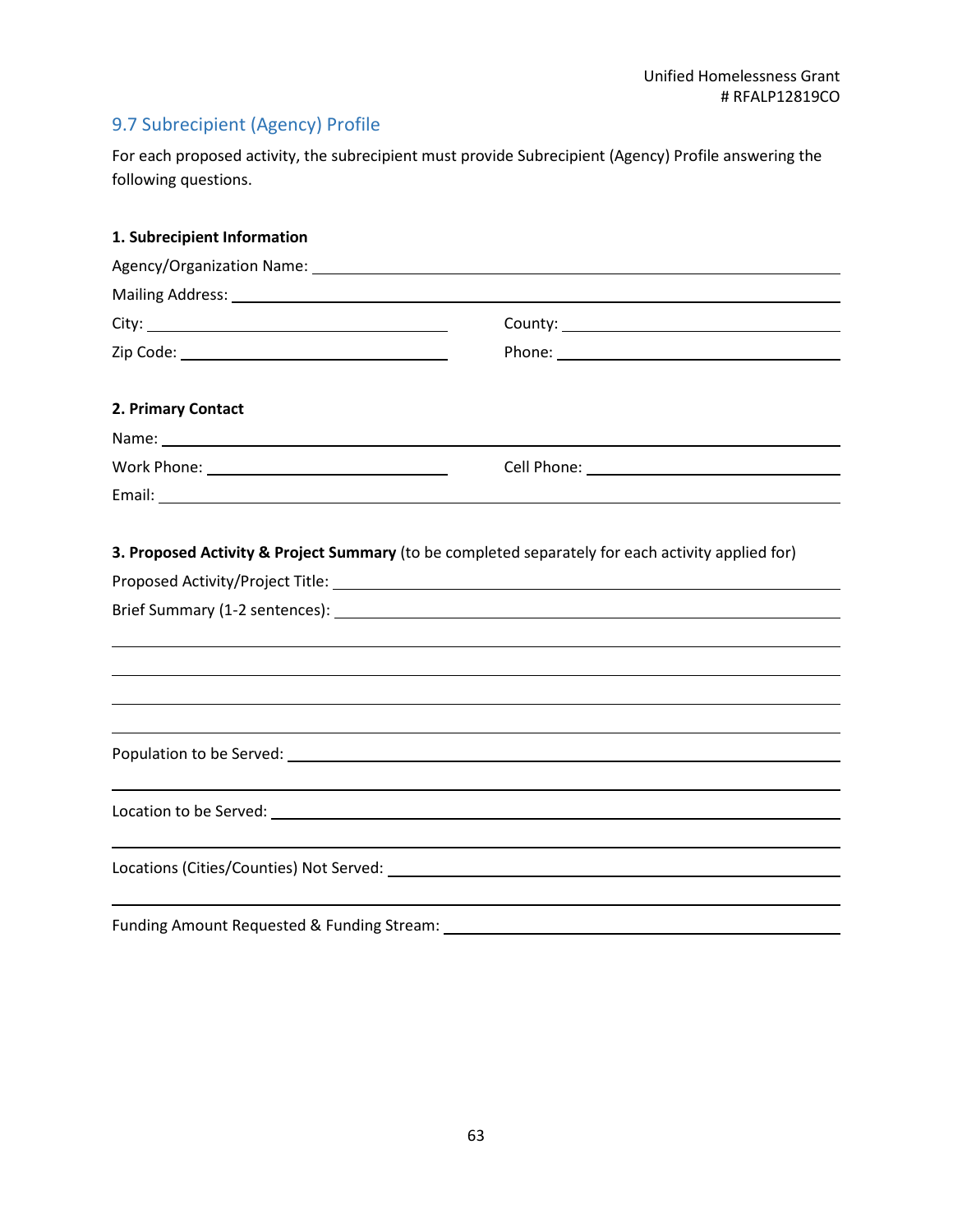## 9.7 Subrecipient (Agency) Profile

For each proposed activity, the subrecipient must provide Subrecipient (Agency) Profile answering the following questions.

**1. Subrecipient Information**

Agency/Organization Name: ______________________________

Mailing Address: ______________________________

City: ______________________ County: ______________________

Zip Code: ______________________ Phone: ______________________

**2. Primary Contact**

Name: ______________________________

Work Phone: ______________________ Cell Phone: ______________________

Email: ______________________________

**3. Proposed Activity & Project Summary** (to be completed separately for each activity applied for)

Proposed Activity/Project Title: ______________________________

Brief Summary (1-2 sentences): ______________________________

______________________________

______________________________

______________________________

______________________________

Population to be Served: ______________________________

______________________________

Location to be Served: ______________________________

______________________________

Locations (Cities/Counties) Not Served: ______________________________

______________________________

Funding Amount Requested & Funding Stream: ______________________________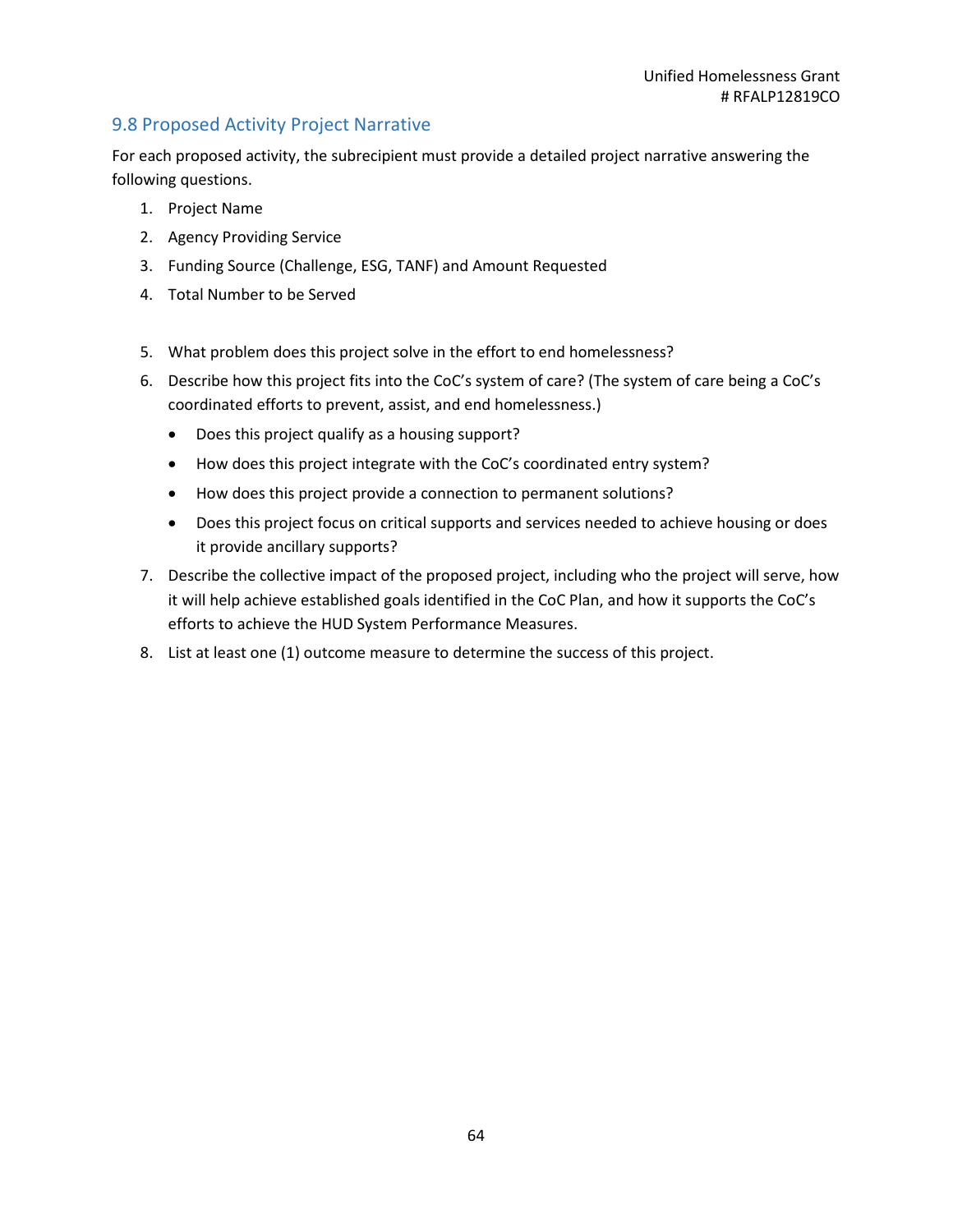## 9.8 Proposed Activity Project Narrative

For each proposed activity, the subrecipient must provide a detailed project narrative answering the following questions.

1. Project Name
2. Agency Providing Service
3. Funding Source (Challenge, ESG, TANF) and Amount Requested
4. Total Number to be Served

5. What problem does this project solve in the effort to end homelessness?
6. Describe how this project fits into the CoC's system of care? (The system of care being a CoC's coordinated efforts to prevent, assist, and end homelessness.)
   - Does this project qualify as a housing support?
   - How does this project integrate with the CoC's coordinated entry system?
   - How does this project provide a connection to permanent solutions?
   - Does this project focus on critical supports and services needed to achieve housing or does it provide ancillary supports?
7. Describe the collective impact of the proposed project, including who the project will serve, how it will help achieve established goals identified in the CoC Plan, and how it supports the CoC's efforts to achieve the HUD System Performance Measures.
8. List at least one (1) outcome measure to determine the success of this project.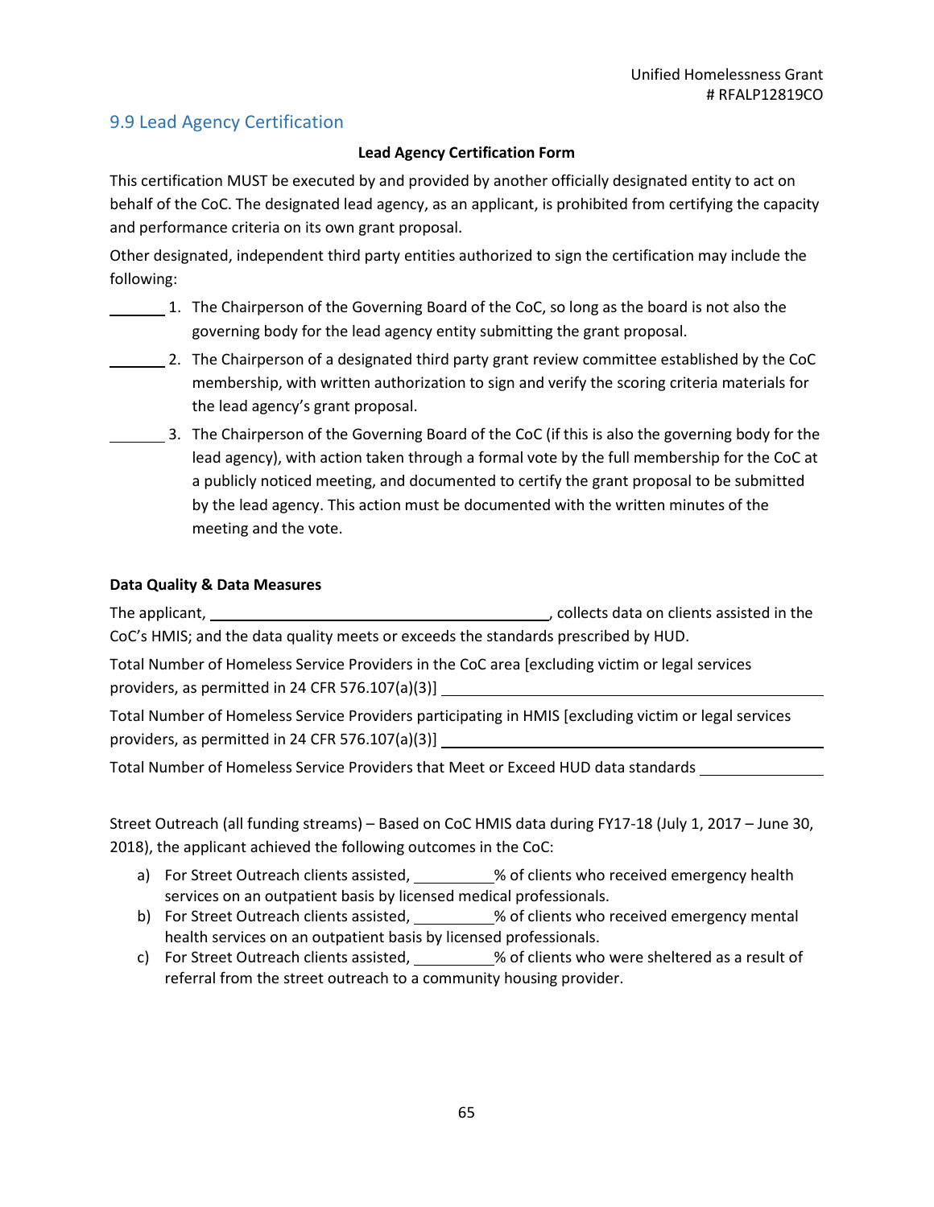## 9.9 Lead Agency Certification

**Lead Agency Certification Form**

This certification MUST be executed by and provided by another officially designated entity to act on behalf of the CoC. The designated lead agency, as an applicant, is prohibited from certifying the capacity and performance criteria on its own grant proposal.

Other designated, independent third party entities authorized to sign the certification may include the following:

_______ 1. The Chairperson of the Governing Board of the CoC, so long as the board is not also the governing body for the lead agency entity submitting the grant proposal.

_______ 2. The Chairperson of a designated third party grant review committee established by the CoC membership, with written authorization to sign and verify the scoring criteria materials for the lead agency's grant proposal.

_______ 3. The Chairperson of the Governing Board of the CoC (if this is also the governing body for the lead agency), with action taken through a formal vote by the full membership for the CoC at a publicly noticed meeting, and documented to certify the grant proposal to be submitted by the lead agency. This action must be documented with the written minutes of the meeting and the vote.

**Data Quality & Data Measures**

The applicant, ________________________________________, collects data on clients assisted in the CoC's HMIS; and the data quality meets or exceeds the standards prescribed by HUD.

Total Number of Homeless Service Providers in the CoC area [excluding victim or legal services providers, as permitted in 24 CFR 576.107(a)(3)] ________________________________________

Total Number of Homeless Service Providers participating in HMIS [excluding victim or legal services providers, as permitted in 24 CFR 576.107(a)(3)] ________________________________________

Total Number of Homeless Service Providers that Meet or Exceed HUD data standards ______________

Street Outreach (all funding streams) – Based on CoC HMIS data during FY17-18 (July 1, 2017 – June 30, 2018), the applicant achieved the following outcomes in the CoC:

a) For Street Outreach clients assisted, __________% of clients who received emergency health services on an outpatient basis by licensed medical professionals.
b) For Street Outreach clients assisted, __________% of clients who received emergency mental health services on an outpatient basis by licensed professionals.
c) For Street Outreach clients assisted, __________% of clients who were sheltered as a result of referral from the street outreach to a community housing provider.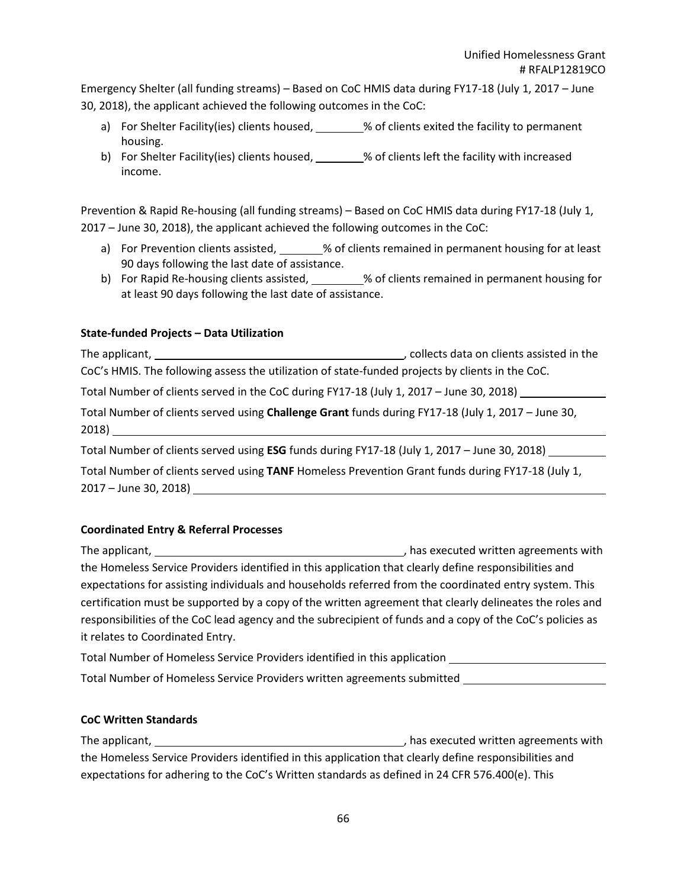Emergency Shelter (all funding streams) – Based on CoC HMIS data during FY17-18 (July 1, 2017 – June 30, 2018), the applicant achieved the following outcomes in the CoC:

a) For Shelter Facility(ies) clients housed, ________% of clients exited the facility to permanent housing.
b) For Shelter Facility(ies) clients housed, ________% of clients left the facility with increased income.

Prevention & Rapid Re-housing (all funding streams) – Based on CoC HMIS data during FY17-18 (July 1, 2017 – June 30, 2018), the applicant achieved the following outcomes in the CoC:

a) For Prevention clients assisted, _______% of clients remained in permanent housing for at least 90 days following the last date of assistance.
b) For Rapid Re-housing clients assisted, ________% of clients remained in permanent housing for at least 90 days following the last date of assistance.

**State-funded Projects – Data Utilization**

The applicant, ________________________________________, collects data on clients assisted in the CoC's HMIS. The following assess the utilization of state-funded projects by clients in the CoC.

Total Number of clients served in the CoC during FY17-18 (July 1, 2017 – June 30, 2018) ______________

Total Number of clients served using **Challenge Grant** funds during FY17-18 (July 1, 2017 – June 30, 2018) ________________________________________

Total Number of clients served using **ESG** funds during FY17-18 (July 1, 2017 – June 30, 2018) __________

Total Number of clients served using **TANF** Homeless Prevention Grant funds during FY17-18 (July 1, 2017 – June 30, 2018) ________________________________________

**Coordinated Entry & Referral Processes**

The applicant, ________________________________________, has executed written agreements with the Homeless Service Providers identified in this application that clearly define responsibilities and expectations for assisting individuals and households referred from the coordinated entry system. This certification must be supported by a copy of the written agreement that clearly delineates the roles and responsibilities of the CoC lead agency and the subrecipient of funds and a copy of the CoC's policies as it relates to Coordinated Entry.

Total Number of Homeless Service Providers identified in this application ________________________

Total Number of Homeless Service Providers written agreements submitted ______________________

**CoC Written Standards**

The applicant, ________________________________________, has executed written agreements with the Homeless Service Providers identified in this application that clearly define responsibilities and expectations for adhering to the CoC's Written standards as defined in 24 CFR 576.400(e). This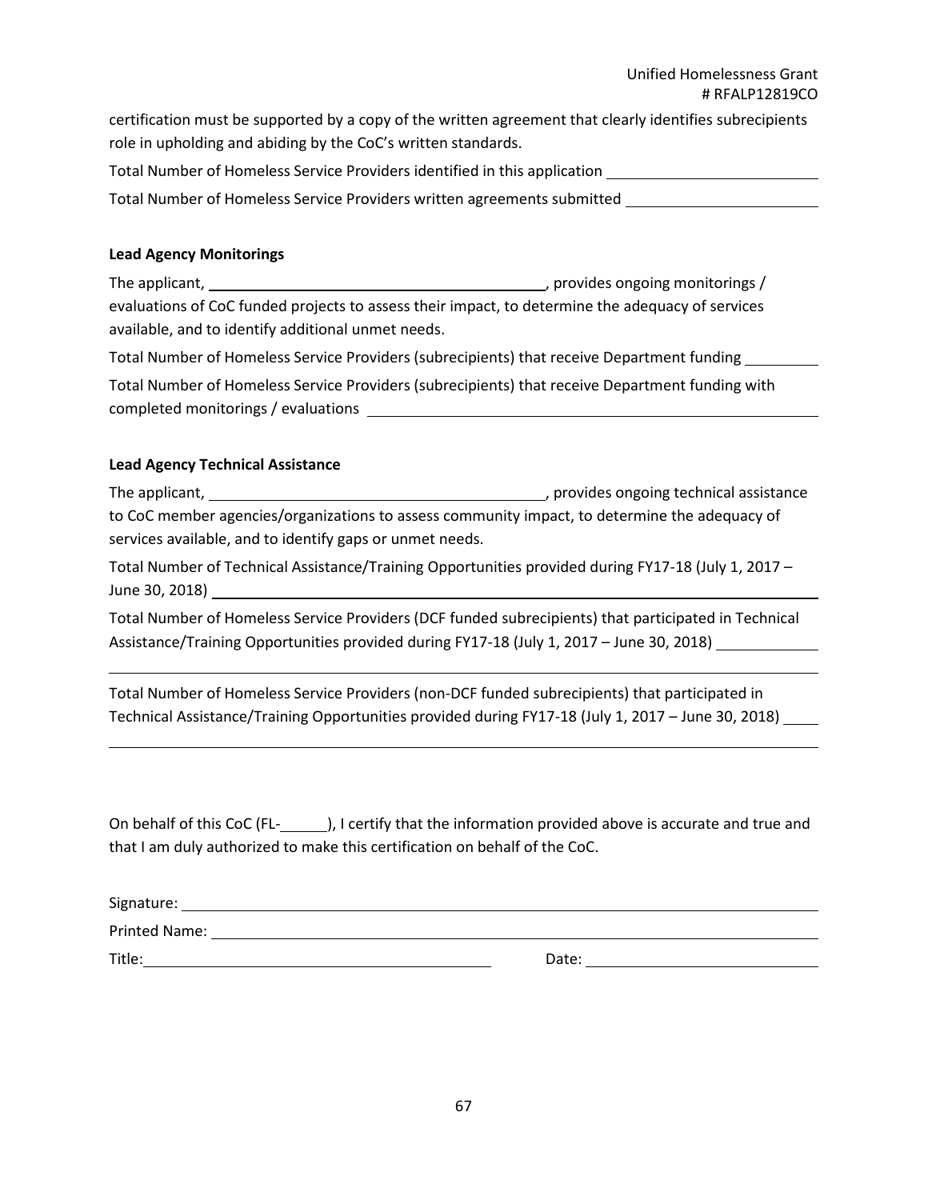certification must be supported by a copy of the written agreement that clearly identifies subrecipients role in upholding and abiding by the CoC's written standards.

Total Number of Homeless Service Providers identified in this application \_\_\_\_\_\_\_\_\_\_\_\_\_\_\_\_\_\_\_\_

Total Number of Homeless Service Providers written agreements submitted \_\_\_\_\_\_\_\_\_\_\_\_\_\_\_\_\_\_\_\_

**Lead Agency Monitorings**

The applicant, \_\_\_\_\_\_\_\_\_\_\_\_\_\_\_\_\_\_\_\_\_\_\_\_\_\_\_\_\_\_\_\_\_\_\_\_, provides ongoing monitorings / evaluations of CoC funded projects to assess their impact, to determine the adequacy of services available, and to identify additional unmet needs.

Total Number of Homeless Service Providers (subrecipients) that receive Department funding \_\_\_\_\_\_\_\_

Total Number of Homeless Service Providers (subrecipients) that receive Department funding with completed monitorings / evaluations \_\_\_\_\_\_\_\_\_\_\_\_\_\_\_\_\_\_\_\_\_\_\_\_\_\_\_\_\_\_\_\_\_\_\_\_\_\_\_\_\_\_\_\_

**Lead Agency Technical Assistance**

The applicant, \_\_\_\_\_\_\_\_\_\_\_\_\_\_\_\_\_\_\_\_\_\_\_\_\_\_\_\_\_\_\_\_\_\_\_\_, provides ongoing technical assistance to CoC member agencies/organizations to assess community impact, to determine the adequacy of services available, and to identify gaps or unmet needs.

Total Number of Technical Assistance/Training Opportunities provided during FY17-18 (July 1, 2017 – June 30, 2018) \_\_\_\_\_\_\_\_\_\_\_\_\_\_\_\_\_\_\_\_\_\_\_\_\_\_\_\_\_\_\_\_\_\_\_\_\_\_\_\_\_\_\_\_\_\_\_\_\_\_\_\_\_\_\_\_\_\_\_\_

Total Number of Homeless Service Providers (DCF funded subrecipients) that participated in Technical Assistance/Training Opportunities provided during FY17-18 (July 1, 2017 – June 30, 2018) \_\_\_\_\_\_\_\_\_\_

Total Number of Homeless Service Providers (non-DCF funded subrecipients) that participated in Technical Assistance/Training Opportunities provided during FY17-18 (July 1, 2017 – June 30, 2018) \_\_\_\_

On behalf of this CoC (FL-\_\_\_\_\_), I certify that the information provided above is accurate and true and that I am duly authorized to make this certification on behalf of the CoC.

Signature: \_\_\_\_\_\_\_\_\_\_\_\_\_\_\_\_\_\_\_\_\_\_\_\_\_\_\_\_\_\_\_\_\_\_\_\_\_\_\_\_\_\_\_\_\_\_\_\_\_\_\_\_\_\_\_\_\_\_\_\_

Printed Name: \_\_\_\_\_\_\_\_\_\_\_\_\_\_\_\_\_\_\_\_\_\_\_\_\_\_\_\_\_\_\_\_\_\_\_\_\_\_\_\_\_\_\_\_\_\_\_\_\_\_\_\_\_\_\_\_\_\_

Title: \_\_\_\_\_\_\_\_\_\_\_\_\_\_\_\_\_\_\_\_\_\_\_\_\_\_\_\_\_\_\_\_\_\_ Date: \_\_\_\_\_\_\_\_\_\_\_\_\_\_\_\_\_\_\_\_\_\_\_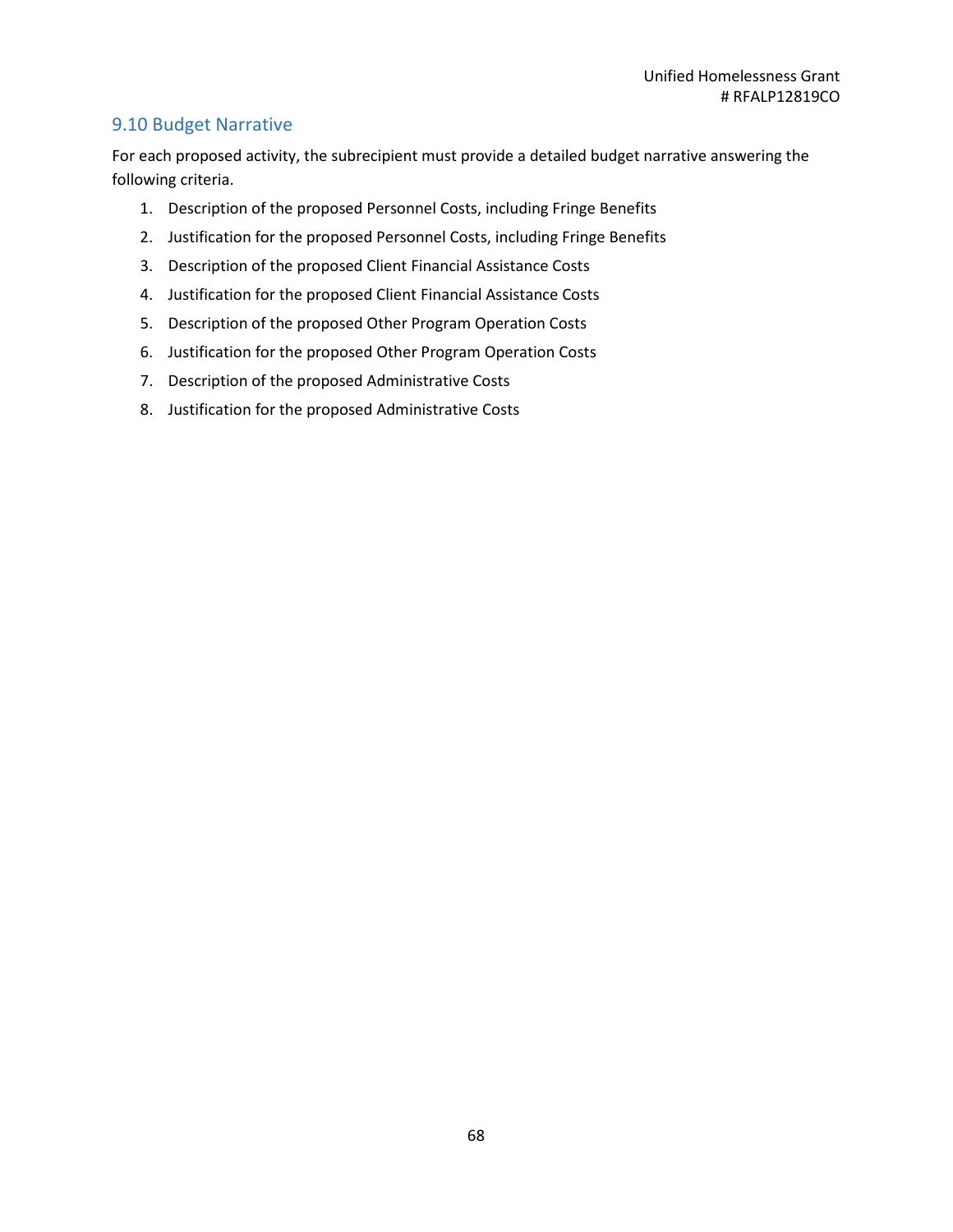## 9.10 Budget Narrative

For each proposed activity, the subrecipient must provide a detailed budget narrative answering the following criteria.

1. Description of the proposed Personnel Costs, including Fringe Benefits
2. Justification for the proposed Personnel Costs, including Fringe Benefits
3. Description of the proposed Client Financial Assistance Costs
4. Justification for the proposed Client Financial Assistance Costs
5. Description of the proposed Other Program Operation Costs
6. Justification for the proposed Other Program Operation Costs
7. Description of the proposed Administrative Costs
8. Justification for the proposed Administrative Costs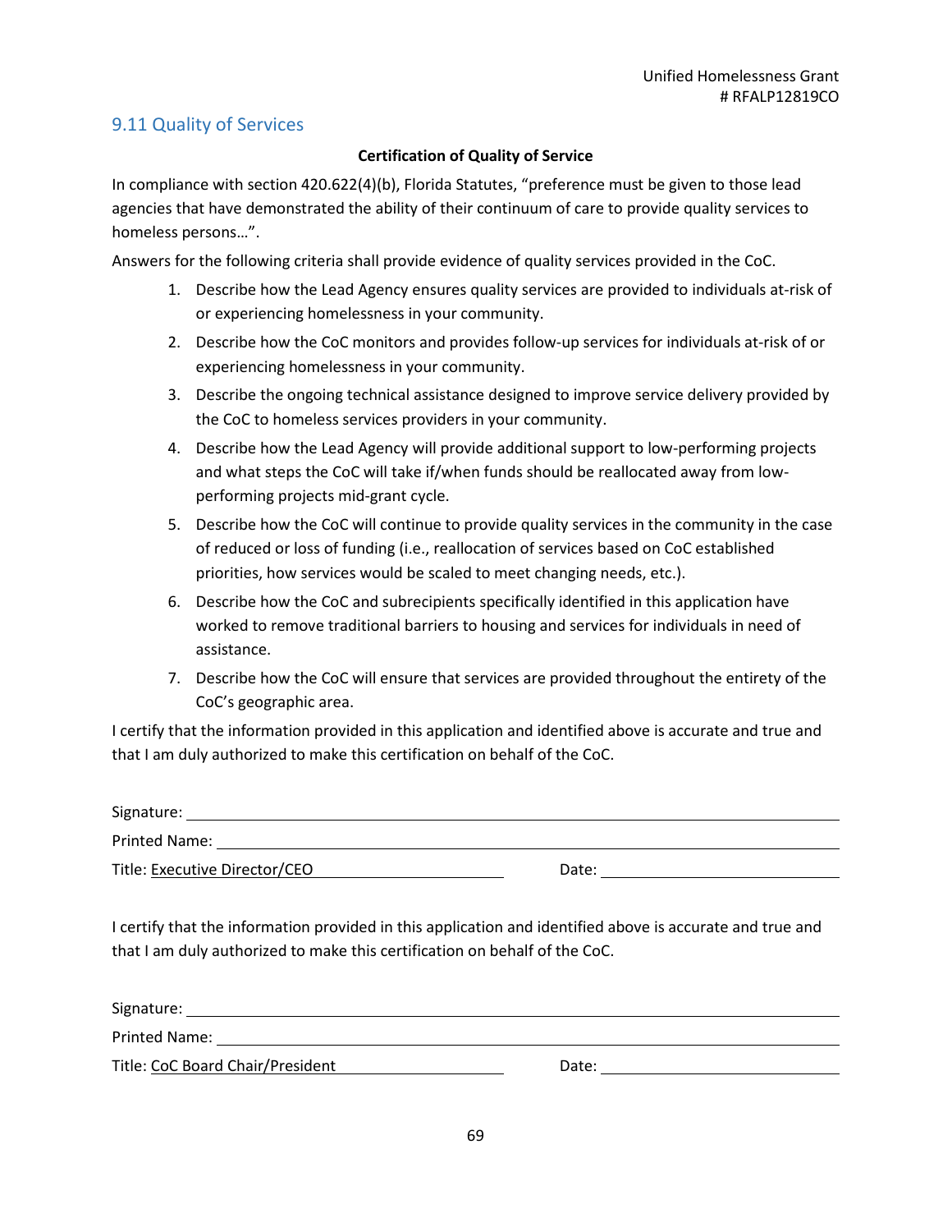## 9.11 Quality of Services

**Certification of Quality of Service**

In compliance with section 420.622(4)(b), Florida Statutes, "preference must be given to those lead agencies that have demonstrated the ability of their continuum of care to provide quality services to homeless persons…".

Answers for the following criteria shall provide evidence of quality services provided in the CoC.

1. Describe how the Lead Agency ensures quality services are provided to individuals at-risk of or experiencing homelessness in your community.
2. Describe how the CoC monitors and provides follow-up services for individuals at-risk of or experiencing homelessness in your community.
3. Describe the ongoing technical assistance designed to improve service delivery provided by the CoC to homeless services providers in your community.
4. Describe how the Lead Agency will provide additional support to low-performing projects and what steps the CoC will take if/when funds should be reallocated away from low-performing projects mid-grant cycle.
5. Describe how the CoC will continue to provide quality services in the community in the case of reduced or loss of funding (i.e., reallocation of services based on CoC established priorities, how services would be scaled to meet changing needs, etc.).
6. Describe how the CoC and subrecipients specifically identified in this application have worked to remove traditional barriers to housing and services for individuals in need of assistance.
7. Describe how the CoC will ensure that services are provided throughout the entirety of the CoC's geographic area.

I certify that the information provided in this application and identified above is accurate and true and that I am duly authorized to make this certification on behalf of the CoC.

Signature: ______________________________

Printed Name: ______________________________

Title: Executive Director/CEO Date: ______________

I certify that the information provided in this application and identified above is accurate and true and that I am duly authorized to make this certification on behalf of the CoC.

Signature: ______________________________

Printed Name: ______________________________

Title: CoC Board Chair/President Date: ______________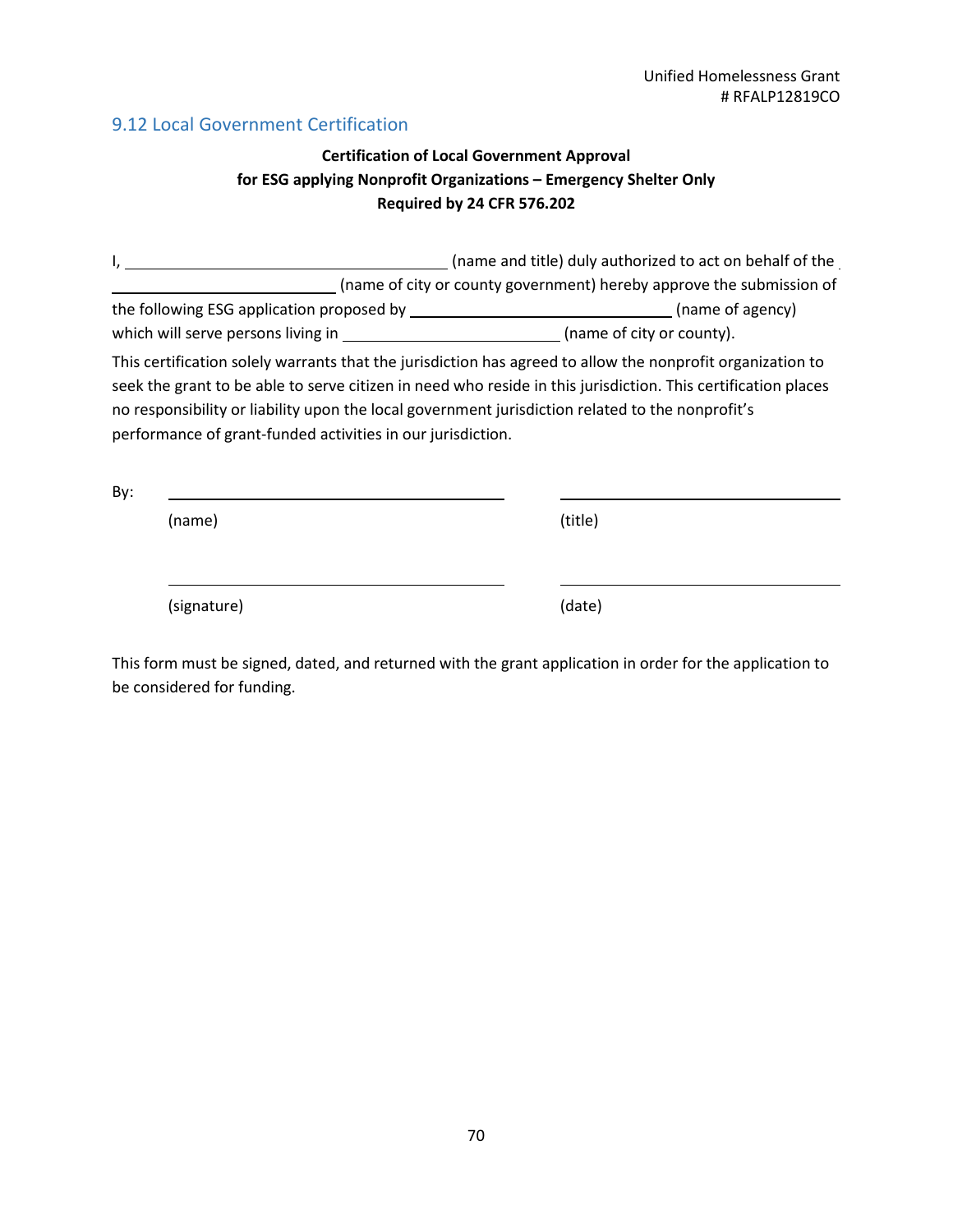Unified Homelessness Grant
# RFALP12819CO

## 9.12 Local Government Certification

**Certification of Local Government Approval**
**for ESG applying Nonprofit Organizations – Emergency Shelter Only**
**Required by 24 CFR 576.202**

I, ______________________________ (name and title) duly authorized to act on behalf of the ______________________ (name of city or county government) hereby approve the submission of the following ESG application proposed by __________________________ (name of agency) which will serve persons living in ______________________ (name of city or county).

This certification solely warrants that the jurisdiction has agreed to allow the nonprofit organization to seek the grant to be able to serve citizen in need who reside in this jurisdiction. This certification places no responsibility or liability upon the local government jurisdiction related to the nonprofit's performance of grant-funded activities in our jurisdiction.

By: ______________________________ ______________________________

(name) (title)

______________________________ ______________________________

(signature) (date)

This form must be signed, dated, and returned with the grant application in order for the application to be considered for funding.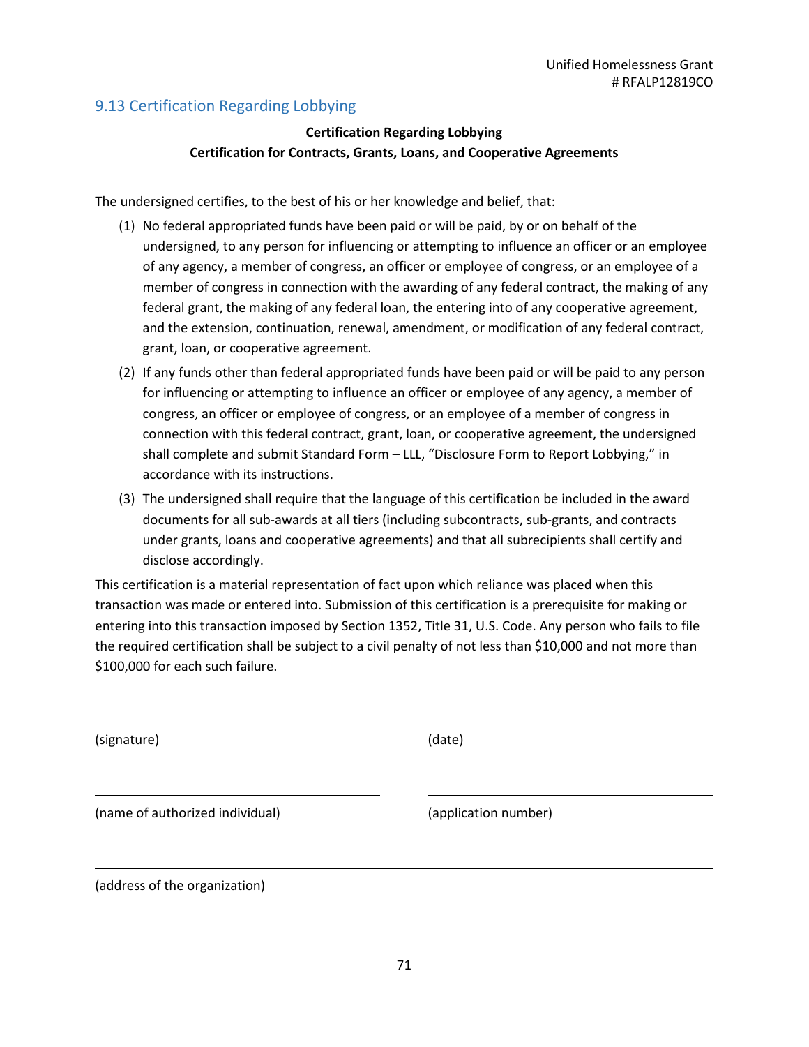## 9.13 Certification Regarding Lobbying

**Certification Regarding Lobbying**
**Certification for Contracts, Grants, Loans, and Cooperative Agreements**

The undersigned certifies, to the best of his or her knowledge and belief, that:

(1) No federal appropriated funds have been paid or will be paid, by or on behalf of the undersigned, to any person for influencing or attempting to influence an officer or an employee of any agency, a member of congress, an officer or employee of congress, or an employee of a member of congress in connection with the awarding of any federal contract, the making of any federal grant, the making of any federal loan, the entering into of any cooperative agreement, and the extension, continuation, renewal, amendment, or modification of any federal contract, grant, loan, or cooperative agreement.

(2) If any funds other than federal appropriated funds have been paid or will be paid to any person for influencing or attempting to influence an officer or employee of any agency, a member of congress, an officer or employee of congress, or an employee of a member of congress in connection with this federal contract, grant, loan, or cooperative agreement, the undersigned shall complete and submit Standard Form – LLL, "Disclosure Form to Report Lobbying," in accordance with its instructions.

(3) The undersigned shall require that the language of this certification be included in the award documents for all sub-awards at all tiers (including subcontracts, sub-grants, and contracts under grants, loans and cooperative agreements) and that all subrecipients shall certify and disclose accordingly.

This certification is a material representation of fact upon which reliance was placed when this transaction was made or entered into. Submission of this certification is a prerequisite for making or entering into this transaction imposed by Section 1352, Title 31, U.S. Code. Any person who fails to file the required certification shall be subject to a civil penalty of not less than $10,000 and not more than $100,000 for each such failure.

\_\_\_\_\_\_\_\_\_\_\_\_\_\_\_\_\_\_\_\_\_\_\_\_\_\_\_\_\_\_ \_\_\_\_\_\_\_\_\_\_\_\_\_\_\_\_\_\_\_\_\_\_\_\_\_\_\_\_\_\_

(signature) (date)

\_\_\_\_\_\_\_\_\_\_\_\_\_\_\_\_\_\_\_\_\_\_\_\_\_\_\_\_\_\_ \_\_\_\_\_\_\_\_\_\_\_\_\_\_\_\_\_\_\_\_\_\_\_\_\_\_\_\_\_\_

(name of authorized individual) (application number)

\_\_\_\_\_\_\_\_\_\_\_\_\_\_\_\_\_\_\_\_\_\_\_\_\_\_\_\_\_\_\_\_\_\_\_\_\_\_\_\_\_\_\_\_\_\_\_\_\_\_\_\_\_\_\_\_\_\_\_\_

(address of the organization)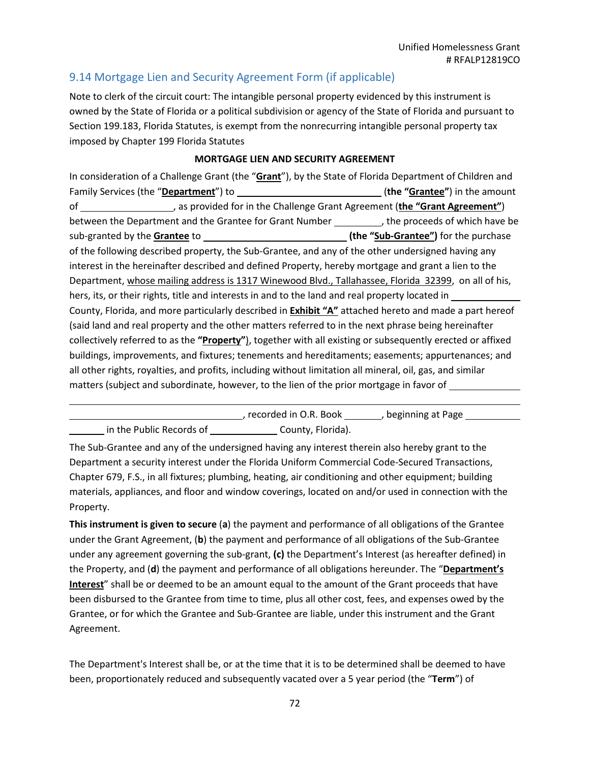## 9.14 Mortgage Lien and Security Agreement Form (if applicable)

Note to clerk of the circuit court: The intangible personal property evidenced by this instrument is owned by the State of Florida or a political subdivision or agency of the State of Florida and pursuant to Section 199.183, Florida Statutes, is exempt from the nonrecurring intangible personal property tax imposed by Chapter 199 Florida Statutes

**MORTGAGE LIEN AND SECURITY AGREEMENT**

In consideration of a Challenge Grant (the "**Grant**"), by the State of Florida Department of Children and Family Services (the "**Department**") to ____________________________ (**the "Grantee"**) in the amount of __________________, as provided for in the Challenge Grant Agreement (**the "Grant Agreement"**) between the Department and the Grantee for Grant Number _________, the proceeds of which have be sub-granted by the **Grantee** to ____________________________ **(the "Sub-Grantee")** for the purchase of the following described property, the Sub-Grantee, and any of the other undersigned having any interest in the hereinafter described and defined Property, hereby mortgage and grant a lien to the Department, whose mailing address is 1317 Winewood Blvd., Tallahassee, Florida 32399, on all of his, hers, its, or their rights, title and interests in and to the land and real property located in _____________ County, Florida, and more particularly described in **Exhibit "A"** attached hereto and made a part hereof (said land and real property and the other matters referred to in the next phrase being hereinafter collectively referred to as the **"Property"**), together with all existing or subsequently erected or affixed buildings, improvements, and fixtures; tenements and hereditaments; easements; appurtenances; and all other rights, royalties, and profits, including without limitation all mineral, oil, gas, and similar matters (subject and subordinate, however, to the lien of the prior mortgage in favor of _____________

__________________________________________________________________________________

__________________________________, recorded in O.R. Book _______, beginning at Page ___________ _______ in the Public Records of _____________ County, Florida).

The Sub-Grantee and any of the undersigned having any interest therein also hereby grant to the Department a security interest under the Florida Uniform Commercial Code-Secured Transactions, Chapter 679, F.S., in all fixtures; plumbing, heating, air conditioning and other equipment; building materials, appliances, and floor and window coverings, located on and/or used in connection with the Property.

**This instrument is given to secure** (**a**) the payment and performance of all obligations of the Grantee under the Grant Agreement, (**b**) the payment and performance of all obligations of the Sub-Grantee under any agreement governing the sub-grant, **(c)** the Department's Interest (as hereafter defined) in the Property, and (**d**) the payment and performance of all obligations hereunder. The "**Department's Interest**" shall be or deemed to be an amount equal to the amount of the Grant proceeds that have been disbursed to the Grantee from time to time, plus all other cost, fees, and expenses owed by the Grantee, or for which the Grantee and Sub-Grantee are liable, under this instrument and the Grant Agreement.

The Department's Interest shall be, or at the time that it is to be determined shall be deemed to have been, proportionately reduced and subsequently vacated over a 5 year period (the "**Term**") of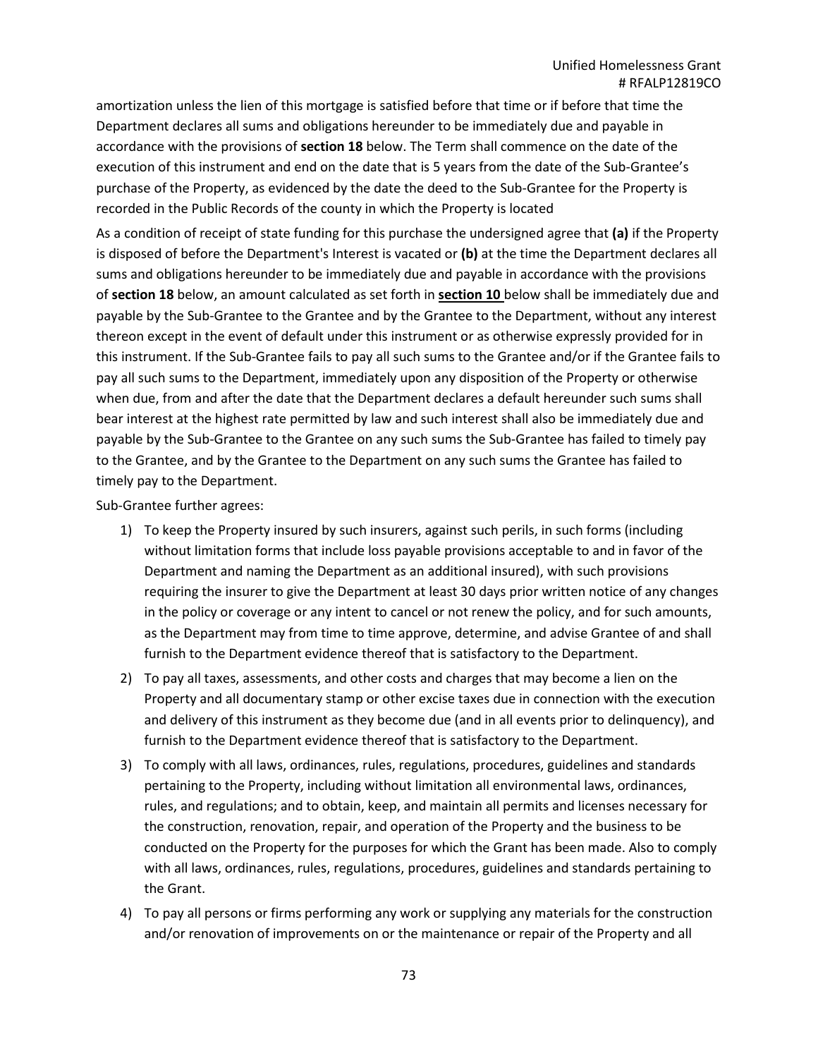amortization unless the lien of this mortgage is satisfied before that time or if before that time the Department declares all sums and obligations hereunder to be immediately due and payable in accordance with the provisions of **section 18** below. The Term shall commence on the date of the execution of this instrument and end on the date that is 5 years from the date of the Sub-Grantee's purchase of the Property, as evidenced by the date the deed to the Sub-Grantee for the Property is recorded in the Public Records of the county in which the Property is located

As a condition of receipt of state funding for this purchase the undersigned agree that **(a)** if the Property is disposed of before the Department's Interest is vacated or **(b)** at the time the Department declares all sums and obligations hereunder to be immediately due and payable in accordance with the provisions of **section 18** below, an amount calculated as set forth in **section 10** below shall be immediately due and payable by the Sub-Grantee to the Grantee and by the Grantee to the Department, without any interest thereon except in the event of default under this instrument or as otherwise expressly provided for in this instrument. If the Sub-Grantee fails to pay all such sums to the Grantee and/or if the Grantee fails to pay all such sums to the Department, immediately upon any disposition of the Property or otherwise when due, from and after the date that the Department declares a default hereunder such sums shall bear interest at the highest rate permitted by law and such interest shall also be immediately due and payable by the Sub-Grantee to the Grantee on any such sums the Sub-Grantee has failed to timely pay to the Grantee, and by the Grantee to the Department on any such sums the Grantee has failed to timely pay to the Department.

Sub-Grantee further agrees:

1) To keep the Property insured by such insurers, against such perils, in such forms (including without limitation forms that include loss payable provisions acceptable to and in favor of the Department and naming the Department as an additional insured), with such provisions requiring the insurer to give the Department at least 30 days prior written notice of any changes in the policy or coverage or any intent to cancel or not renew the policy, and for such amounts, as the Department may from time to time approve, determine, and advise Grantee of and shall furnish to the Department evidence thereof that is satisfactory to the Department.
2) To pay all taxes, assessments, and other costs and charges that may become a lien on the Property and all documentary stamp or other excise taxes due in connection with the execution and delivery of this instrument as they become due (and in all events prior to delinquency), and furnish to the Department evidence thereof that is satisfactory to the Department.
3) To comply with all laws, ordinances, rules, regulations, procedures, guidelines and standards pertaining to the Property, including without limitation all environmental laws, ordinances, rules, and regulations; and to obtain, keep, and maintain all permits and licenses necessary for the construction, renovation, repair, and operation of the Property and the business to be conducted on the Property for the purposes for which the Grant has been made. Also to comply with all laws, ordinances, rules, regulations, procedures, guidelines and standards pertaining to the Grant.
4) To pay all persons or firms performing any work or supplying any materials for the construction and/or renovation of improvements on or the maintenance or repair of the Property and all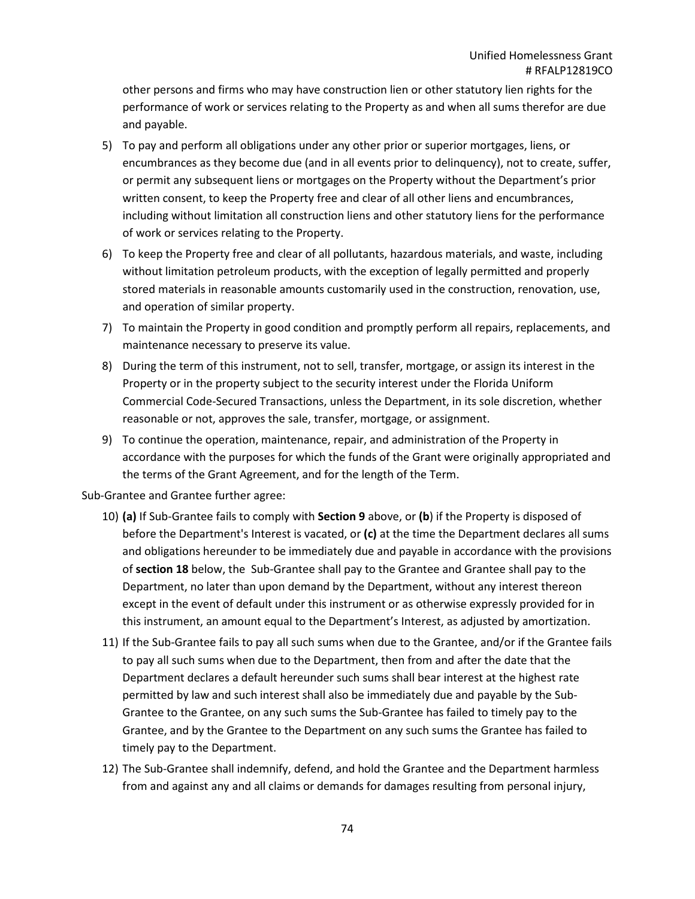other persons and firms who may have construction lien or other statutory lien rights for the performance of work or services relating to the Property as and when all sums therefor are due and payable.

5) To pay and perform all obligations under any other prior or superior mortgages, liens, or encumbrances as they become due (and in all events prior to delinquency), not to create, suffer, or permit any subsequent liens or mortgages on the Property without the Department's prior written consent, to keep the Property free and clear of all other liens and encumbrances, including without limitation all construction liens and other statutory liens for the performance of work or services relating to the Property.
6) To keep the Property free and clear of all pollutants, hazardous materials, and waste, including without limitation petroleum products, with the exception of legally permitted and properly stored materials in reasonable amounts customarily used in the construction, renovation, use, and operation of similar property.
7) To maintain the Property in good condition and promptly perform all repairs, replacements, and maintenance necessary to preserve its value.
8) During the term of this instrument, not to sell, transfer, mortgage, or assign its interest in the Property or in the property subject to the security interest under the Florida Uniform Commercial Code-Secured Transactions, unless the Department, in its sole discretion, whether reasonable or not, approves the sale, transfer, mortgage, or assignment.
9) To continue the operation, maintenance, repair, and administration of the Property in accordance with the purposes for which the funds of the Grant were originally appropriated and the terms of the Grant Agreement, and for the length of the Term.

Sub-Grantee and Grantee further agree:

10) **(a)** If Sub-Grantee fails to comply with **Section 9** above, or **(b**) if the Property is disposed of before the Department's Interest is vacated, or **(c)** at the time the Department declares all sums and obligations hereunder to be immediately due and payable in accordance with the provisions of **section 18** below, the Sub-Grantee shall pay to the Grantee and Grantee shall pay to the Department, no later than upon demand by the Department, without any interest thereon except in the event of default under this instrument or as otherwise expressly provided for in this instrument, an amount equal to the Department's Interest, as adjusted by amortization.
11) If the Sub-Grantee fails to pay all such sums when due to the Grantee, and/or if the Grantee fails to pay all such sums when due to the Department, then from and after the date that the Department declares a default hereunder such sums shall bear interest at the highest rate permitted by law and such interest shall also be immediately due and payable by the Sub-Grantee to the Grantee, on any such sums the Sub-Grantee has failed to timely pay to the Grantee, and by the Grantee to the Department on any such sums the Grantee has failed to timely pay to the Department.
12) The Sub-Grantee shall indemnify, defend, and hold the Grantee and the Department harmless from and against any and all claims or demands for damages resulting from personal injury,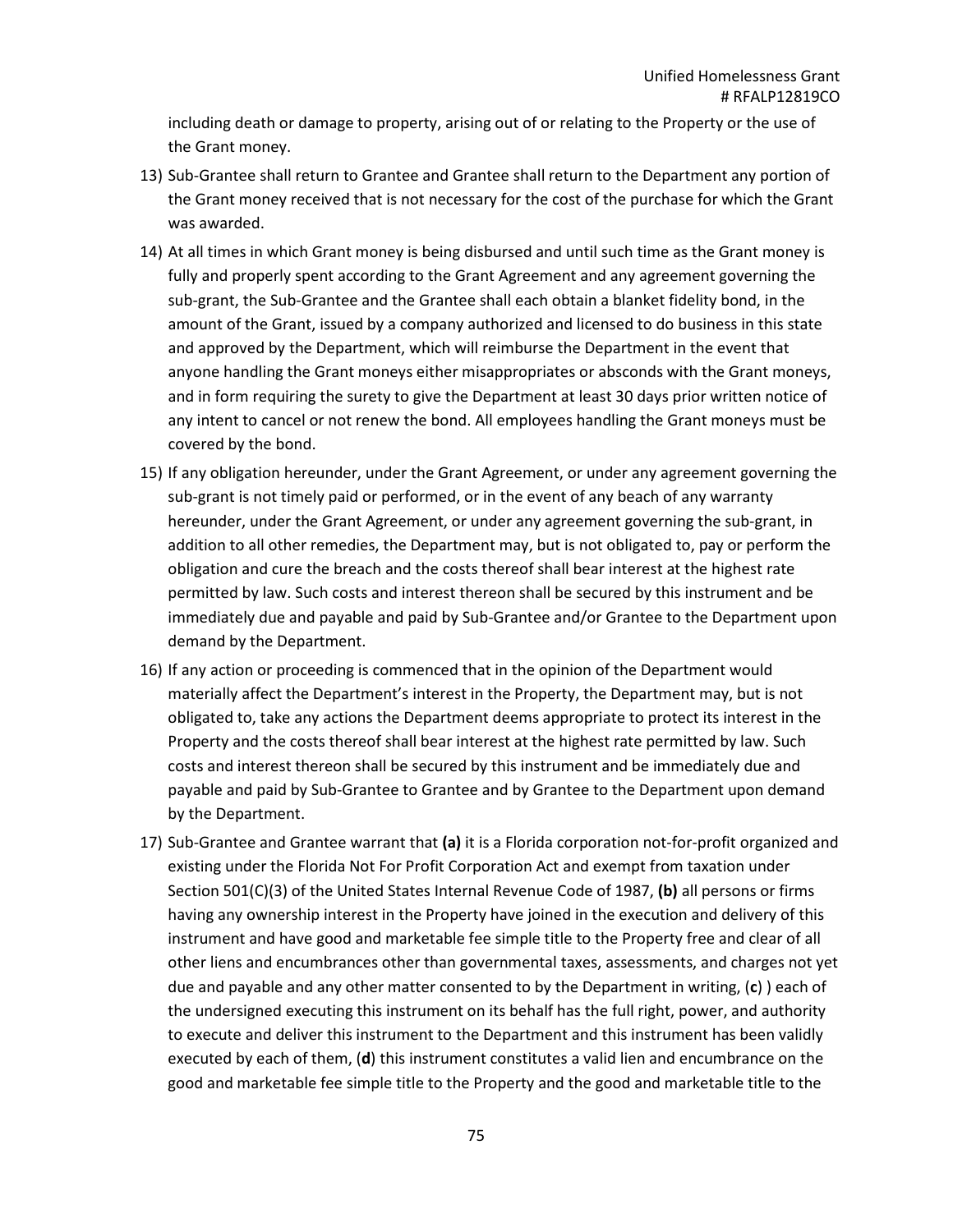including death or damage to property, arising out of or relating to the Property or the use of the Grant money.

13) Sub-Grantee shall return to Grantee and Grantee shall return to the Department any portion of the Grant money received that is not necessary for the cost of the purchase for which the Grant was awarded.
14) At all times in which Grant money is being disbursed and until such time as the Grant money is fully and properly spent according to the Grant Agreement and any agreement governing the sub-grant, the Sub-Grantee and the Grantee shall each obtain a blanket fidelity bond, in the amount of the Grant, issued by a company authorized and licensed to do business in this state and approved by the Department, which will reimburse the Department in the event that anyone handling the Grant moneys either misappropriates or absconds with the Grant moneys, and in form requiring the surety to give the Department at least 30 days prior written notice of any intent to cancel or not renew the bond. All employees handling the Grant moneys must be covered by the bond.
15) If any obligation hereunder, under the Grant Agreement, or under any agreement governing the sub-grant is not timely paid or performed, or in the event of any beach of any warranty hereunder, under the Grant Agreement, or under any agreement governing the sub-grant, in addition to all other remedies, the Department may, but is not obligated to, pay or perform the obligation and cure the breach and the costs thereof shall bear interest at the highest rate permitted by law. Such costs and interest thereon shall be secured by this instrument and be immediately due and payable and paid by Sub-Grantee and/or Grantee to the Department upon demand by the Department.
16) If any action or proceeding is commenced that in the opinion of the Department would materially affect the Department's interest in the Property, the Department may, but is not obligated to, take any actions the Department deems appropriate to protect its interest in the Property and the costs thereof shall bear interest at the highest rate permitted by law. Such costs and interest thereon shall be secured by this instrument and be immediately due and payable and paid by Sub-Grantee to Grantee and by Grantee to the Department upon demand by the Department.
17) Sub-Grantee and Grantee warrant that **(a)** it is a Florida corporation not-for-profit organized and existing under the Florida Not For Profit Corporation Act and exempt from taxation under Section 501(C)(3) of the United States Internal Revenue Code of 1987, **(b)** all persons or firms having any ownership interest in the Property have joined in the execution and delivery of this instrument and have good and marketable fee simple title to the Property free and clear of all other liens and encumbrances other than governmental taxes, assessments, and charges not yet due and payable and any other matter consented to by the Department in writing, (**c**) ) each of the undersigned executing this instrument on its behalf has the full right, power, and authority to execute and deliver this instrument to the Department and this instrument has been validly executed by each of them, (**d**) this instrument constitutes a valid lien and encumbrance on the good and marketable fee simple title to the Property and the good and marketable title to the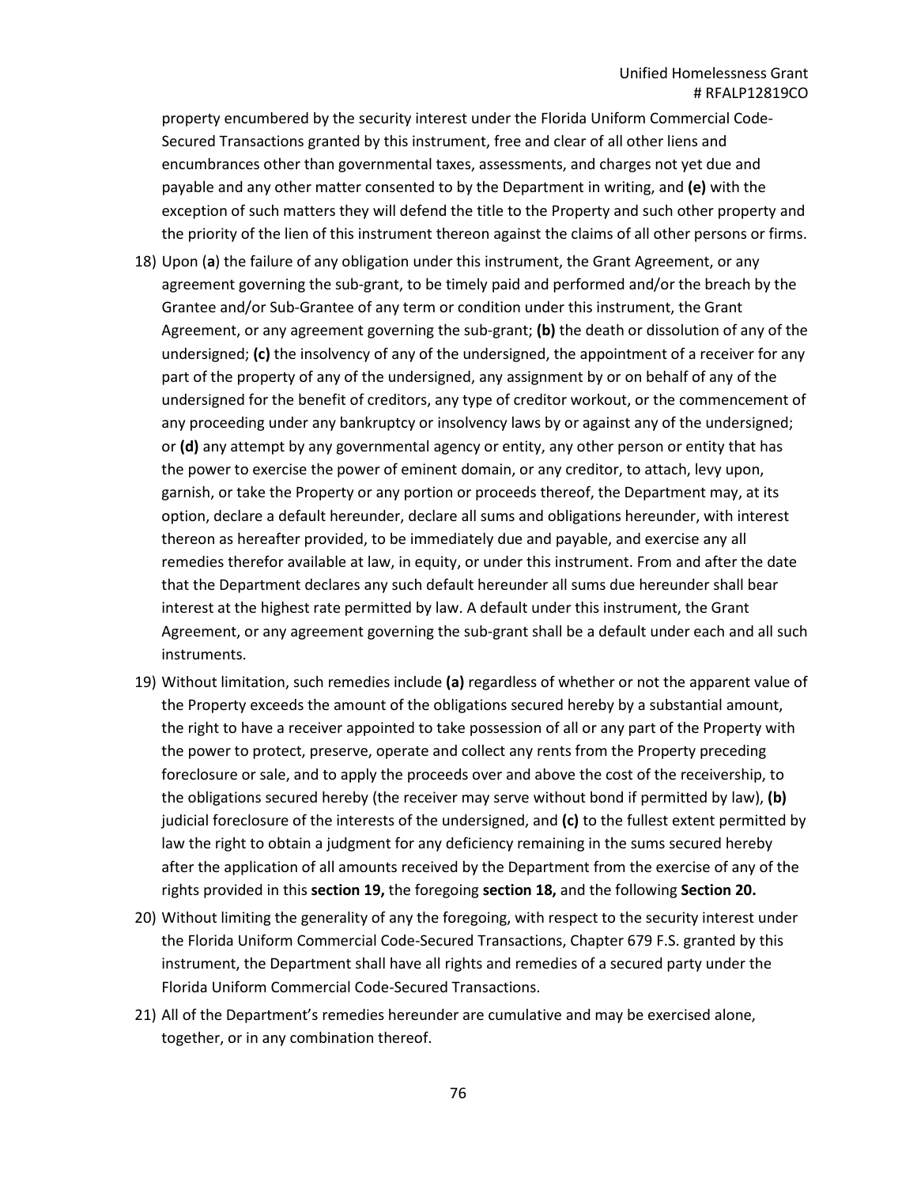property encumbered by the security interest under the Florida Uniform Commercial Code-Secured Transactions granted by this instrument, free and clear of all other liens and encumbrances other than governmental taxes, assessments, and charges not yet due and payable and any other matter consented to by the Department in writing, and **(e)** with the exception of such matters they will defend the title to the Property and such other property and the priority of the lien of this instrument thereon against the claims of all other persons or firms.

18) Upon (**a**) the failure of any obligation under this instrument, the Grant Agreement, or any agreement governing the sub-grant, to be timely paid and performed and/or the breach by the Grantee and/or Sub-Grantee of any term or condition under this instrument, the Grant Agreement, or any agreement governing the sub-grant; **(b)** the death or dissolution of any of the undersigned; **(c)** the insolvency of any of the undersigned, the appointment of a receiver for any part of the property of any of the undersigned, any assignment by or on behalf of any of the undersigned for the benefit of creditors, any type of creditor workout, or the commencement of any proceeding under any bankruptcy or insolvency laws by or against any of the undersigned; or **(d)** any attempt by any governmental agency or entity, any other person or entity that has the power to exercise the power of eminent domain, or any creditor, to attach, levy upon, garnish, or take the Property or any portion or proceeds thereof, the Department may, at its option, declare a default hereunder, declare all sums and obligations hereunder, with interest thereon as hereafter provided, to be immediately due and payable, and exercise any all remedies therefor available at law, in equity, or under this instrument. From and after the date that the Department declares any such default hereunder all sums due hereunder shall bear interest at the highest rate permitted by law. A default under this instrument, the Grant Agreement, or any agreement governing the sub-grant shall be a default under each and all such instruments.

19) Without limitation, such remedies include **(a)** regardless of whether or not the apparent value of the Property exceeds the amount of the obligations secured hereby by a substantial amount, the right to have a receiver appointed to take possession of all or any part of the Property with the power to protect, preserve, operate and collect any rents from the Property preceding foreclosure or sale, and to apply the proceeds over and above the cost of the receivership, to the obligations secured hereby (the receiver may serve without bond if permitted by law), **(b)** judicial foreclosure of the interests of the undersigned, and **(c)** to the fullest extent permitted by law the right to obtain a judgment for any deficiency remaining in the sums secured hereby after the application of all amounts received by the Department from the exercise of any of the rights provided in this **section 19,** the foregoing **section 18,** and the following **Section 20.**

20) Without limiting the generality of any the foregoing, with respect to the security interest under the Florida Uniform Commercial Code-Secured Transactions, Chapter 679 F.S. granted by this instrument, the Department shall have all rights and remedies of a secured party under the Florida Uniform Commercial Code-Secured Transactions.

21) All of the Department's remedies hereunder are cumulative and may be exercised alone, together, or in any combination thereof.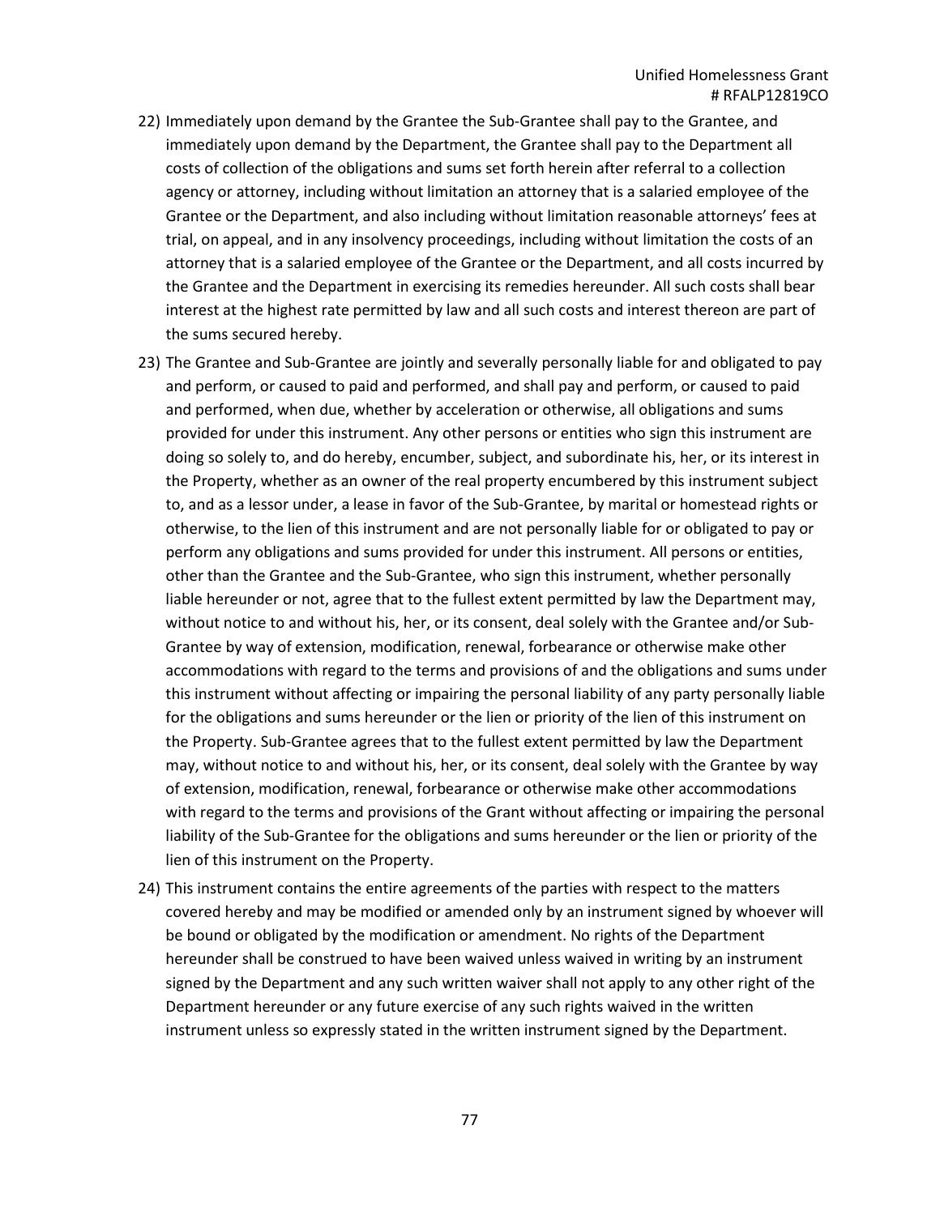22) Immediately upon demand by the Grantee the Sub-Grantee shall pay to the Grantee, and immediately upon demand by the Department, the Grantee shall pay to the Department all costs of collection of the obligations and sums set forth herein after referral to a collection agency or attorney, including without limitation an attorney that is a salaried employee of the Grantee or the Department, and also including without limitation reasonable attorneys' fees at trial, on appeal, and in any insolvency proceedings, including without limitation the costs of an attorney that is a salaried employee of the Grantee or the Department, and all costs incurred by the Grantee and the Department in exercising its remedies hereunder. All such costs shall bear interest at the highest rate permitted by law and all such costs and interest thereon are part of the sums secured hereby.

23) The Grantee and Sub-Grantee are jointly and severally personally liable for and obligated to pay and perform, or caused to paid and performed, and shall pay and perform, or caused to paid and performed, when due, whether by acceleration or otherwise, all obligations and sums provided for under this instrument. Any other persons or entities who sign this instrument are doing so solely to, and do hereby, encumber, subject, and subordinate his, her, or its interest in the Property, whether as an owner of the real property encumbered by this instrument subject to, and as a lessor under, a lease in favor of the Sub-Grantee, by marital or homestead rights or otherwise, to the lien of this instrument and are not personally liable for or obligated to pay or perform any obligations and sums provided for under this instrument. All persons or entities, other than the Grantee and the Sub-Grantee, who sign this instrument, whether personally liable hereunder or not, agree that to the fullest extent permitted by law the Department may, without notice to and without his, her, or its consent, deal solely with the Grantee and/or Sub-Grantee by way of extension, modification, renewal, forbearance or otherwise make other accommodations with regard to the terms and provisions of and the obligations and sums under this instrument without affecting or impairing the personal liability of any party personally liable for the obligations and sums hereunder or the lien or priority of the lien of this instrument on the Property. Sub-Grantee agrees that to the fullest extent permitted by law the Department may, without notice to and without his, her, or its consent, deal solely with the Grantee by way of extension, modification, renewal, forbearance or otherwise make other accommodations with regard to the terms and provisions of the Grant without affecting or impairing the personal liability of the Sub-Grantee for the obligations and sums hereunder or the lien or priority of the lien of this instrument on the Property.

24) This instrument contains the entire agreements of the parties with respect to the matters covered hereby and may be modified or amended only by an instrument signed by whoever will be bound or obligated by the modification or amendment. No rights of the Department hereunder shall be construed to have been waived unless waived in writing by an instrument signed by the Department and any such written waiver shall not apply to any other right of the Department hereunder or any future exercise of any such rights waived in the written instrument unless so expressly stated in the written instrument signed by the Department.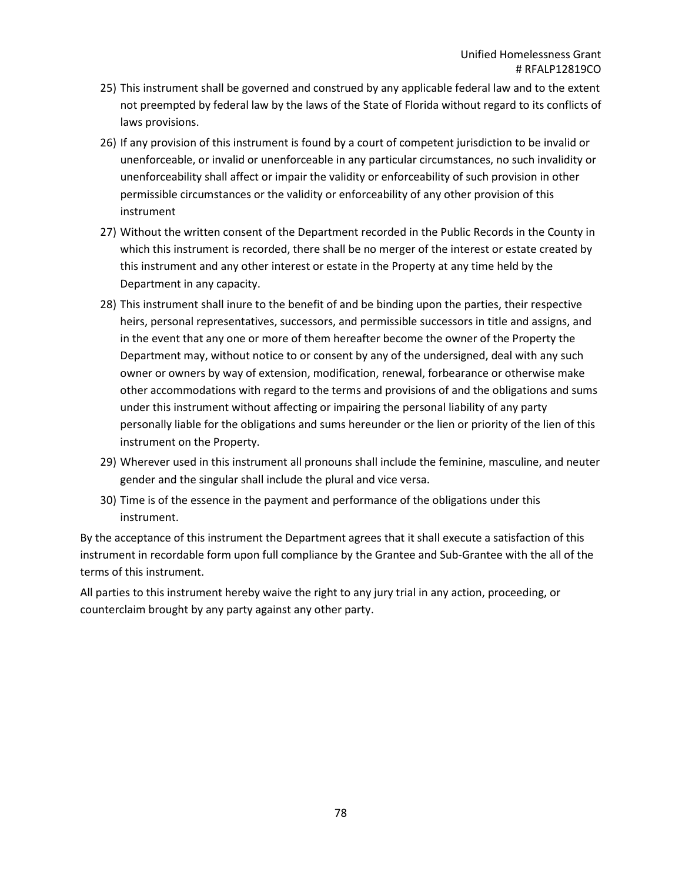25) This instrument shall be governed and construed by any applicable federal law and to the extent not preempted by federal law by the laws of the State of Florida without regard to its conflicts of laws provisions.
26) If any provision of this instrument is found by a court of competent jurisdiction to be invalid or unenforceable, or invalid or unenforceable in any particular circumstances, no such invalidity or unenforceability shall affect or impair the validity or enforceability of such provision in other permissible circumstances or the validity or enforceability of any other provision of this instrument
27) Without the written consent of the Department recorded in the Public Records in the County in which this instrument is recorded, there shall be no merger of the interest or estate created by this instrument and any other interest or estate in the Property at any time held by the Department in any capacity.
28) This instrument shall inure to the benefit of and be binding upon the parties, their respective heirs, personal representatives, successors, and permissible successors in title and assigns, and in the event that any one or more of them hereafter become the owner of the Property the Department may, without notice to or consent by any of the undersigned, deal with any such owner or owners by way of extension, modification, renewal, forbearance or otherwise make other accommodations with regard to the terms and provisions of and the obligations and sums under this instrument without affecting or impairing the personal liability of any party personally liable for the obligations and sums hereunder or the lien or priority of the lien of this instrument on the Property.
29) Wherever used in this instrument all pronouns shall include the feminine, masculine, and neuter gender and the singular shall include the plural and vice versa.
30) Time is of the essence in the payment and performance of the obligations under this instrument.

By the acceptance of this instrument the Department agrees that it shall execute a satisfaction of this instrument in recordable form upon full compliance by the Grantee and Sub-Grantee with the all of the terms of this instrument.

All parties to this instrument hereby waive the right to any jury trial in any action, proceeding, or counterclaim brought by any party against any other party.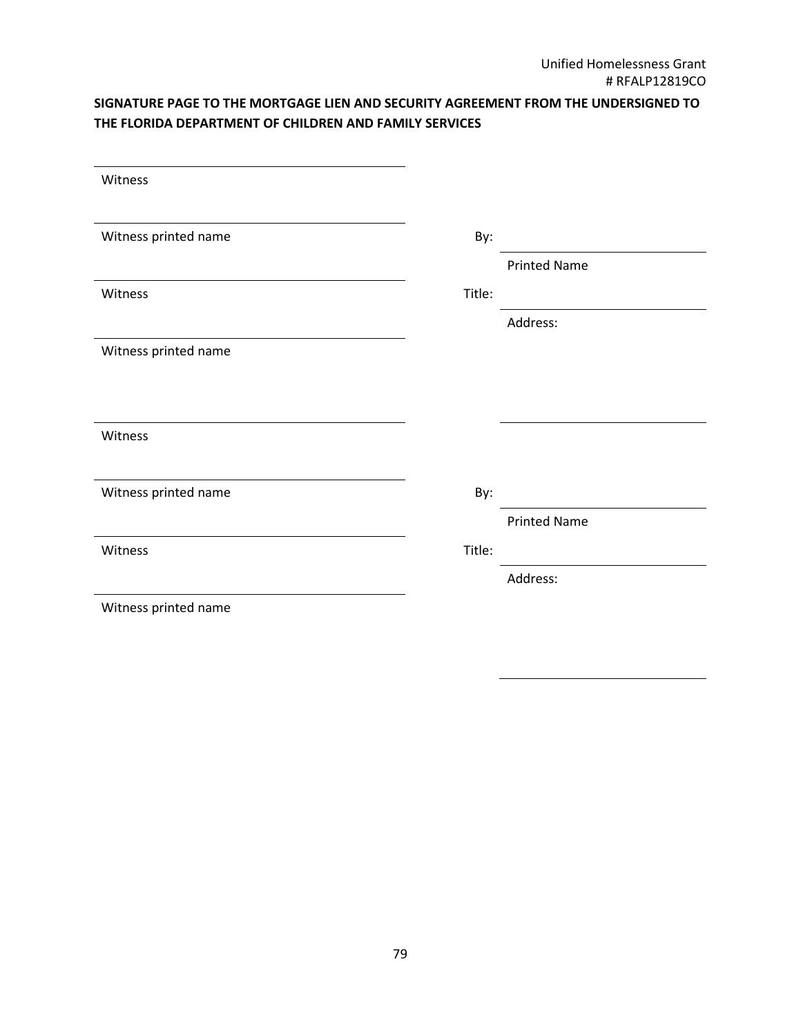**SIGNATURE PAGE TO THE MORTGAGE LIEN AND SECURITY AGREEMENT FROM THE UNDERSIGNED TO THE FLORIDA DEPARTMENT OF CHILDREN AND FAMILY SERVICES**

| | | |
|---|---|---|
| ______________________________ | | |
| Witness | | |
| ______________________________ | | |
| Witness printed name | By: | ______________________________ |
| | | Printed Name |
| ______________________________ | | |
| Witness | Title: | ______________________________ |
| | | Address: |
| ______________________________ | | |
| Witness printed name | | |
| | | ______________________________ |

| | | |
|---|---|---|
| ______________________________ | | |
| Witness | | |
| ______________________________ | | |
| Witness printed name | By: | ______________________________ |
| | | Printed Name |
| ______________________________ | | |
| Witness | Title: | ______________________________ |
| | | Address: |
| ______________________________ | | |
| Witness printed name | | |
| | | ______________________________ |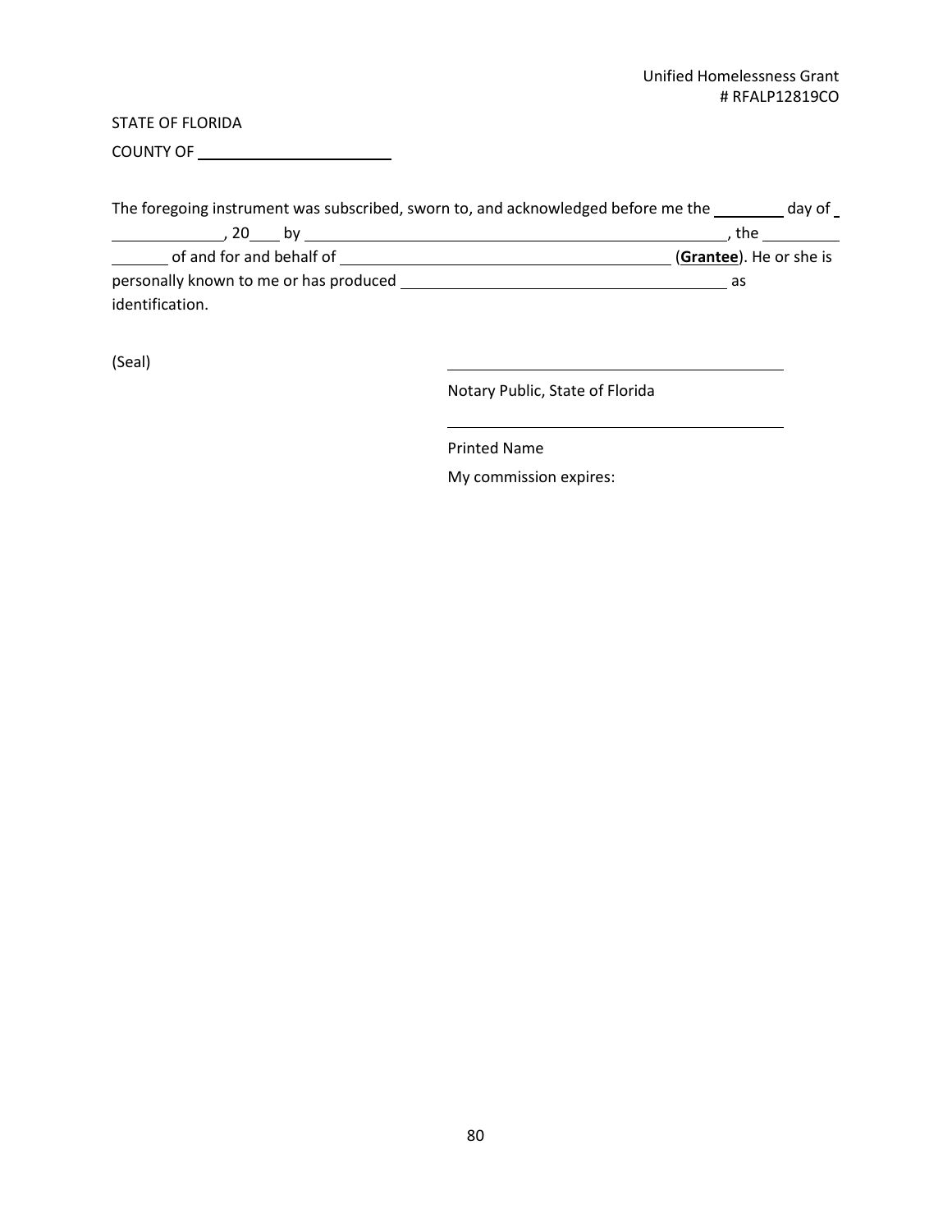Unified Homelessness Grant
# RFALP12819CO

STATE OF FLORIDA

COUNTY OF \_\_\_\_\_\_\_\_\_\_\_\_\_\_\_\_\_\_\_\_\_\_\_\_

The foregoing instrument was subscribed, sworn to, and acknowledged before me the \_\_\_\_\_\_\_\_\_ day of \_\_\_\_\_\_\_\_\_\_\_\_\_\_, 20\_\_\_\_ by \_\_\_\_\_\_\_\_\_\_\_\_\_\_\_\_\_\_\_\_\_\_\_\_\_\_\_\_\_\_\_\_\_\_\_\_\_\_\_\_\_\_\_\_\_\_\_\_\_\_, the \_\_\_\_\_\_\_\_\_\_ \_\_\_\_\_\_\_ of and for and behalf of \_\_\_\_\_\_\_\_\_\_\_\_\_\_\_\_\_\_\_\_\_\_\_\_\_\_\_\_\_\_\_\_\_\_\_\_\_\_\_\_\_ (**Grantee**). He or she is personally known to me or has produced \_\_\_\_\_\_\_\_\_\_\_\_\_\_\_\_\_\_\_\_\_\_\_\_\_\_\_\_\_\_\_\_\_\_\_\_\_\_\_\_\_\_ as identification.

(Seal)

\_\_\_\_\_\_\_\_\_\_\_\_\_\_\_\_\_\_\_\_\_\_\_\_\_\_\_\_\_\_\_\_\_\_\_\_\_\_\_\_\_\_

Notary Public, State of Florida

\_\_\_\_\_\_\_\_\_\_\_\_\_\_\_\_\_\_\_\_\_\_\_\_\_\_\_\_\_\_\_\_\_\_\_\_\_\_\_\_\_\_

Printed Name

My commission expires: